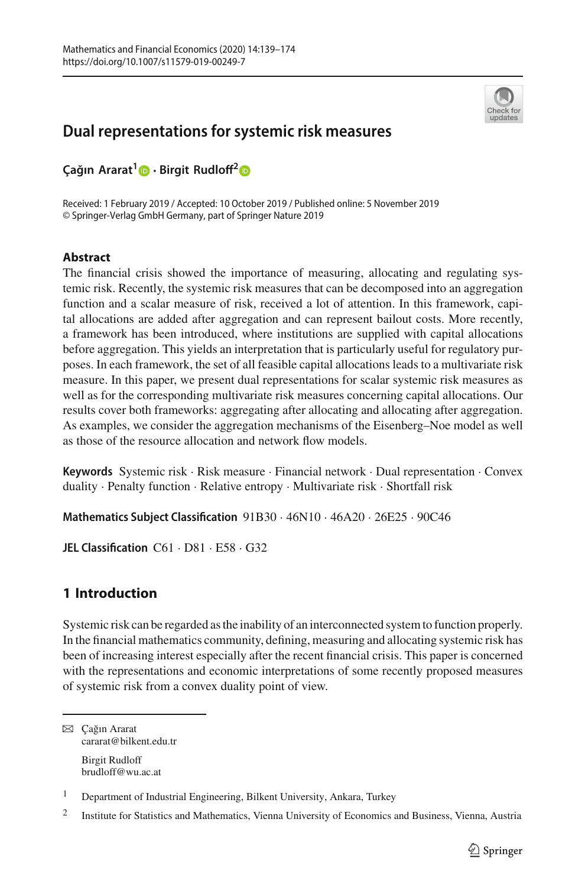# Dual representations for systemic risk measures

**Çağın Ararat[1] · Birgit Rudloff[2]**

Received: 1 February 2019 / Accepted: 10 October 2019 / Published online: 5 November 2019
© Springer-Verlag GmbH Germany, part of Springer Nature 2019

## Abstract

The financial crisis showed the importance of measuring, allocating and regulating systemic risk. Recently, the systemic risk measures that can be decomposed into an aggregation function and a scalar measure of risk, received a lot of attention. In this framework, capital allocations are added after aggregation and can represent bailout costs. More recently, a framework has been introduced, where institutions are supplied with capital allocations before aggregation. This yields an interpretation that is particularly useful for regulatory purposes. In each framework, the set of all feasible capital allocations leads to a multivariate risk measure. In this paper, we present dual representations for scalar systemic risk measures as well as for the corresponding multivariate risk measures concerning capital allocations. Our results cover both frameworks: aggregating after allocating and allocating after aggregation. As examples, we consider the aggregation mechanisms of the Eisenberg–Noe model as well as those of the resource allocation and network flow models.

**Keywords** Systemic risk · Risk measure · Financial network · Dual representation · Convex duality · Penalty function · Relative entropy · Multivariate risk · Shortfall risk

**Mathematics Subject Classification** 91B30 · 46N10 · 46A20 · 26E25 · 90C46

**JEL Classification** C61 · D81 · E58 · G32

## 1 Introduction

Systemic risk can be regarded as the inability of an interconnected system to function properly. In the financial mathematics community, defining, measuring and allocating systemic risk has been of increasing interest especially after the recent financial crisis. This paper is concerned with the representations and economic interpretations of some recently proposed measures of systemic risk from a convex duality point of view.

---

✉ Çağın Ararat
cararat@bilkent.edu.tr

Birgit Rudloff
brudloff@wu.ac.at

[1] Department of Industrial Engineering, Bilkent University, Ankara, Turkey

[2] Institute for Statistics and Mathematics, Vienna University of Economics and Business, Vienna, Austria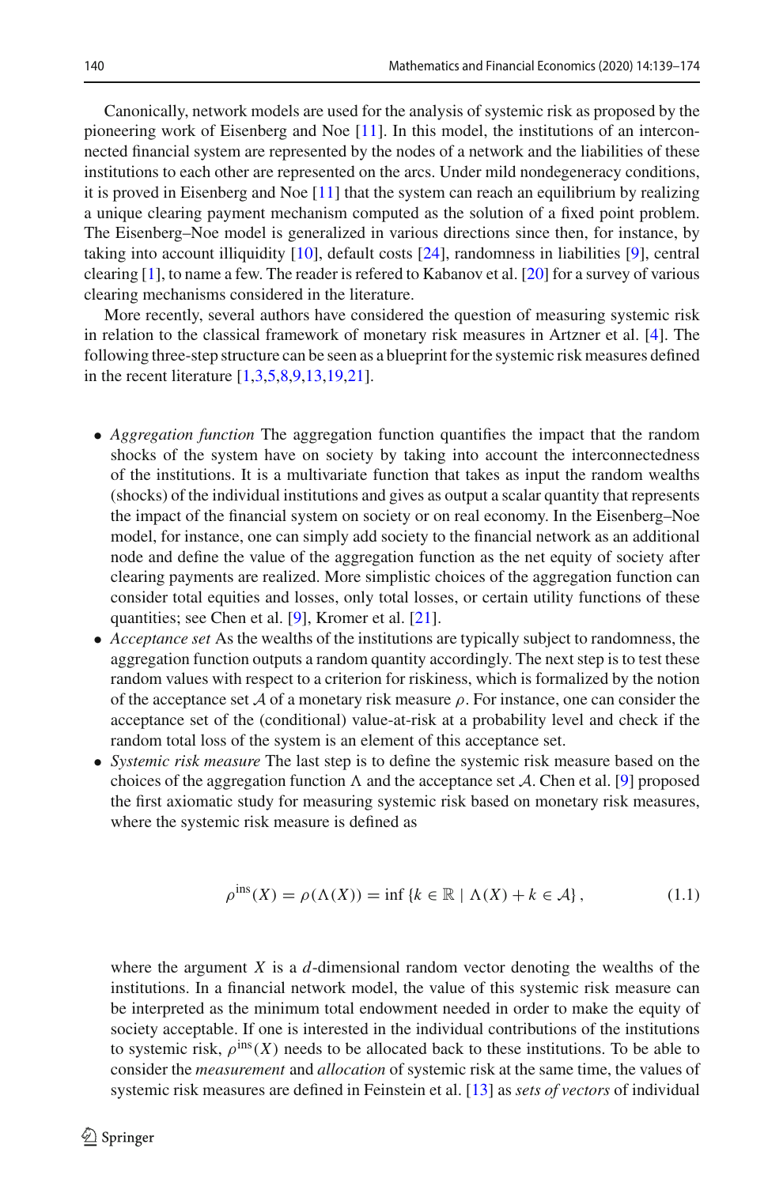Canonically, network models are used for the analysis of systemic risk as proposed by the pioneering work of Eisenberg and Noe [11]. In this model, the institutions of an interconnected financial system are represented by the nodes of a network and the liabilities of these institutions to each other are represented on the arcs. Under mild nondegeneracy conditions, it is proved in Eisenberg and Noe [11] that the system can reach an equilibrium by realizing a unique clearing payment mechanism computed as the solution of a fixed point problem. The Eisenberg–Noe model is generalized in various directions since then, for instance, by taking into account illiquidity [10], default costs [24], randomness in liabilities [9], central clearing [1], to name a few. The reader is refered to Kabanov et al. [20] for a survey of various clearing mechanisms considered in the literature.

More recently, several authors have considered the question of measuring systemic risk in relation to the classical framework of monetary risk measures in Artzner et al. [4]. The following three-step structure can be seen as a blueprint for the systemic risk measures defined in the recent literature [1,3,5,8,9,13,19,21].

- *Aggregation function* The aggregation function quantifies the impact that the random shocks of the system have on society by taking into account the interconnectedness of the institutions. It is a multivariate function that takes as input the random wealths (shocks) of the individual institutions and gives as output a scalar quantity that represents the impact of the financial system on society or on real economy. In the Eisenberg–Noe model, for instance, one can simply add society to the financial network as an additional node and define the value of the aggregation function as the net equity of society after clearing payments are realized. More simplistic choices of the aggregation function can consider total equities and losses, only total losses, or certain utility functions of these quantities; see Chen et al. [9], Kromer et al. [21].
- *Acceptance set* As the wealths of the institutions are typically subject to randomness, the aggregation function outputs a random quantity accordingly. The next step is to test these random values with respect to a criterion for riskiness, which is formalized by the notion of the acceptance set $\mathcal{A}$ of a monetary risk measure $\rho$. For instance, one can consider the acceptance set of the (conditional) value-at-risk at a probability level and check if the random total loss of the system is an element of this acceptance set.
- *Systemic risk measure* The last step is to define the systemic risk measure based on the choices of the aggregation function $\Lambda$ and the acceptance set $\mathcal{A}$. Chen et al. [9] proposed the first axiomatic study for measuring systemic risk based on monetary risk measures, where the systemic risk measure is defined as

$$\rho^{\text{ins}}(X) = \rho(\Lambda(X)) = \inf\left\{k \in \mathbb{R} \mid \Lambda(X) + k \in \mathcal{A}\right\}, \tag{1.1}$$

where the argument $X$ is a $d$-dimensional random vector denoting the wealths of the institutions. In a financial network model, the value of this systemic risk measure can be interpreted as the minimum total endowment needed in order to make the equity of society acceptable. If one is interested in the individual contributions of the institutions to systemic risk, $\rho^{\text{ins}}(X)$ needs to be allocated back to these institutions. To be able to consider the *measurement* and *allocation* of systemic risk at the same time, the values of systemic risk measures are defined in Feinstein et al. [13] as *sets of vectors* of individual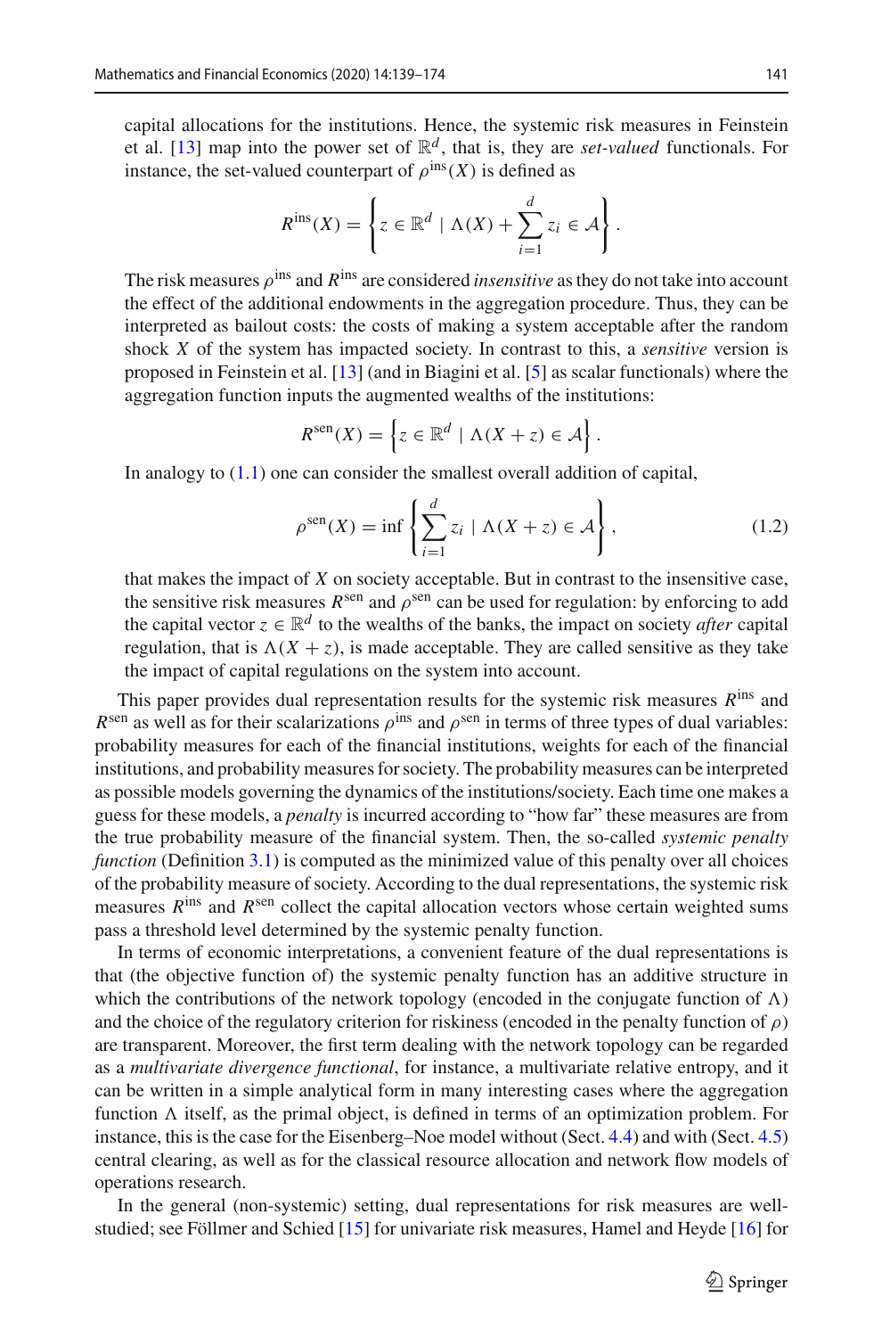capital allocations for the institutions. Hence, the systemic risk measures in Feinstein et al. [13] map into the power set of $\mathbb{R}^d$, that is, they are *set-valued* functionals. For instance, the set-valued counterpart of $\rho^{\text{ins}}(X)$ is defined as

$$R^{\text{ins}}(X) = \left\{ z \in \mathbb{R}^d \mid \Lambda(X) + \sum_{i=1}^{d} z_i \in \mathcal{A} \right\}.$$

The risk measures $\rho^{\text{ins}}$ and $R^{\text{ins}}$ are considered *insensitive* as they do not take into account the effect of the additional endowments in the aggregation procedure. Thus, they can be interpreted as bailout costs: the costs of making a system acceptable after the random shock $X$ of the system has impacted society. In contrast to this, a *sensitive* version is proposed in Feinstein et al. [13] (and in Biagini et al. [5] as scalar functionals) where the aggregation function inputs the augmented wealths of the institutions:

$$R^{\text{sen}}(X) = \left\{ z \in \mathbb{R}^d \mid \Lambda(X + z) \in \mathcal{A} \right\}.$$

In analogy to (1.1) one can consider the smallest overall addition of capital,

$$\rho^{\text{sen}}(X) = \inf \left\{ \sum_{i=1}^{d} z_i \mid \Lambda(X + z) \in \mathcal{A} \right\}, \tag{1.2}$$

that makes the impact of $X$ on society acceptable. But in contrast to the insensitive case, the sensitive risk measures $R^{\text{sen}}$ and $\rho^{\text{sen}}$ can be used for regulation: by enforcing to add the capital vector $z \in \mathbb{R}^d$ to the wealths of the banks, the impact on society *after* capital regulation, that is $\Lambda(X + z)$, is made acceptable. They are called sensitive as they take the impact of capital regulations on the system into account.

This paper provides dual representation results for the systemic risk measures $R^{\text{ins}}$ and $R^{\text{sen}}$ as well as for their scalarizations $\rho^{\text{ins}}$ and $\rho^{\text{sen}}$ in terms of three types of dual variables: probability measures for each of the financial institutions, weights for each of the financial institutions, and probability measures for society. The probability measures can be interpreted as possible models governing the dynamics of the institutions/society. Each time one makes a guess for these models, a *penalty* is incurred according to "how far" these measures are from the true probability measure of the financial system. Then, the so-called *systemic penalty function* (Definition 3.1) is computed as the minimized value of this penalty over all choices of the probability measure of society. According to the dual representations, the systemic risk measures $R^{\text{ins}}$ and $R^{\text{sen}}$ collect the capital allocation vectors whose certain weighted sums pass a threshold level determined by the systemic penalty function.

In terms of economic interpretations, a convenient feature of the dual representations is that (the objective function of) the systemic penalty function has an additive structure in which the contributions of the network topology (encoded in the conjugate function of $\Lambda$) and the choice of the regulatory criterion for riskiness (encoded in the penalty function of $\rho$) are transparent. Moreover, the first term dealing with the network topology can be regarded as a *multivariate divergence functional*, for instance, a multivariate relative entropy, and it can be written in a simple analytical form in many interesting cases where the aggregation function $\Lambda$ itself, as the primal object, is defined in terms of an optimization problem. For instance, this is the case for the Eisenberg–Noe model without (Sect. 4.4) and with (Sect. 4.5) central clearing, as well as for the classical resource allocation and network flow models of operations research.

In the general (non-systemic) setting, dual representations for risk measures are well-studied; see Föllmer and Schied [15] for univariate risk measures, Hamel and Heyde [16] for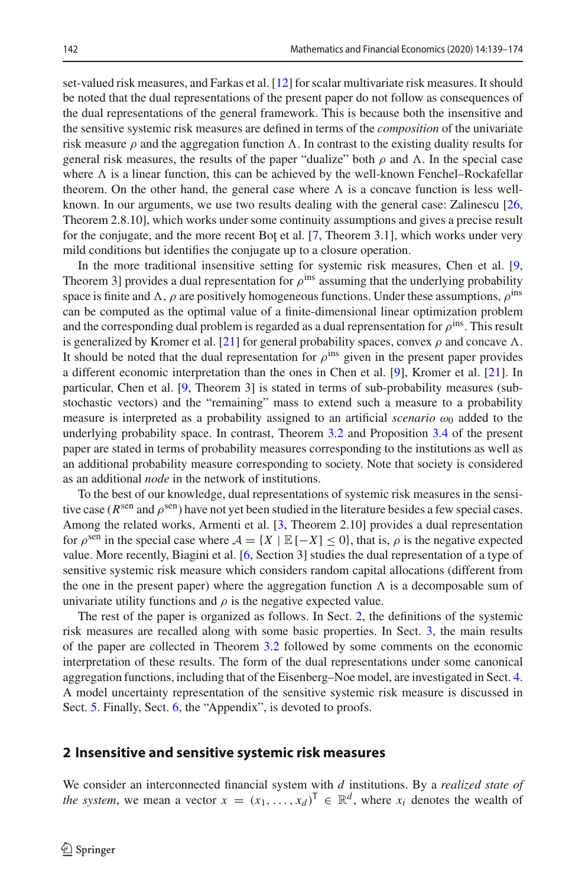set-valued risk measures, and Farkas et al. [12] for scalar multivariate risk measures. It should be noted that the dual representations of the present paper do not follow as consequences of the dual representations of the general framework. This is because both the insensitive and the sensitive systemic risk measures are defined in terms of the *composition* of the univariate risk measure $\rho$ and the aggregation function $\Lambda$. In contrast to the existing duality results for general risk measures, the results of the paper "dualize" both $\rho$ and $\Lambda$. In the special case where $\Lambda$ is a linear function, this can be achieved by the well-known Fenchel–Rockafellar theorem. On the other hand, the general case where $\Lambda$ is a concave function is less well-known. In our arguments, we use two results dealing with the general case: Zalinescu [26, Theorem 2.8.10], which works under some continuity assumptions and gives a precise result for the conjugate, and the more recent Boţ et al. [7, Theorem 3.1], which works under very mild conditions but identifies the conjugate up to a closure operation.

In the more traditional insensitive setting for systemic risk measures, Chen et al. [9, Theorem 3] provides a dual representation for $\rho^{\text{ins}}$ assuming that the underlying probability space is finite and $\Lambda$, $\rho$ are positively homogeneous functions. Under these assumptions, $\rho^{\text{ins}}$ can be computed as the optimal value of a finite-dimensional linear optimization problem and the corresponding dual problem is regarded as a dual represntation for $\rho^{\text{ins}}$. This result is generalized by Kromer et al. [21] for general probability spaces, convex $\rho$ and concave $\Lambda$. It should be noted that the dual representation for $\rho^{\text{ins}}$ given in the present paper provides a different economic interpretation than the ones in Chen et al. [9], Kromer et al. [21]. In particular, Chen et al. [9, Theorem 3] is stated in terms of sub-probability measures (sub-stochastic vectors) and the "remaining" mass to extend such a measure to a probability measure is interpreted as a probability assigned to an artificial *scenario* $\omega_0$ added to the underlying probability space. In contrast, Theorem 3.2 and Proposition 3.4 of the present paper are stated in terms of probability measures corresponding to the institutions as well as an additional probability measure corresponding to society. Note that society is considered as an additional *node* in the network of institutions.

To the best of our knowledge, dual representations of systemic risk measures in the sensitive case ($R^{\text{sen}}$ and $\rho^{\text{sen}}$) have not yet been studied in the literature besides a few special cases. Among the related works, Armenti et al. [3, Theorem 2.10] provides a dual representation for $\rho^{\text{sen}}$ in the special case where $\mathcal{A} = \{X \mid \mathbb{E}[-X] \leq 0\}$, that is, $\rho$ is the negative expected value. More recently, Biagini et al. [6, Section 3] studies the dual representation of a type of sensitive systemic risk measure which considers random capital allocations (different from the one in the present paper) where the aggregation function $\Lambda$ is a decomposable sum of univariate utility functions and $\rho$ is the negative expected value.

The rest of the paper is organized as follows. In Sect. 2, the definitions of the systemic risk measures are recalled along with some basic properties. In Sect. 3, the main results of the paper are collected in Theorem 3.2 followed by some comments on the economic interpretation of these results. The form of the dual representations under some canonical aggregation functions, including that of the Eisenberg–Noe model, are investigated in Sect. 4. A model uncertainty representation of the sensitive systemic risk measure is discussed in Sect. 5. Finally, Sect. 6, the "Appendix", is devoted to proofs.

## 2 Insensitive and sensitive systemic risk measures

We consider an interconnected financial system with $d$ institutions. By a *realized state of the system*, we mean a vector $x = (x_1, \ldots, x_d)^{\mathsf{T}} \in \mathbb{R}^d$, where $x_i$ denotes the wealth of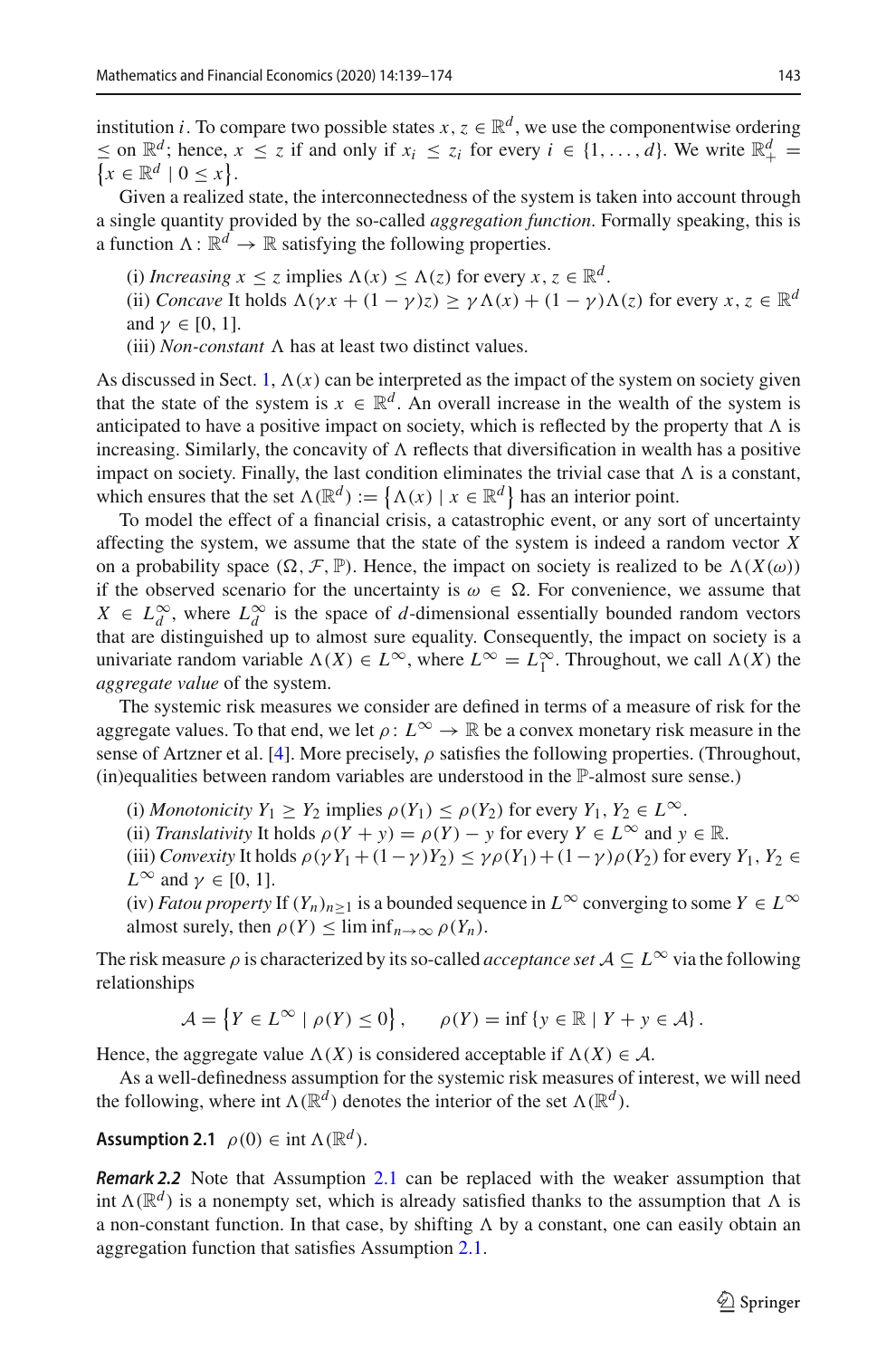institution $i$. To compare two possible states $x, z \in \mathbb{R}^d$, we use the componentwise ordering $\leq$ on $\mathbb{R}^d$; hence, $x \leq z$ if and only if $x_i \leq z_i$ for every $i \in \{1, \dots, d\}$. We write $\mathbb{R}^d_+ = \{x \in \mathbb{R}^d \mid 0 \leq x\}$.

Given a realized state, the interconnectedness of the system is taken into account through a single quantity provided by the so-called *aggregation function*. Formally speaking, this is a function $\Lambda \colon \mathbb{R}^d \to \mathbb{R}$ satisfying the following properties.

- (i) *Increasing* $x \leq z$ implies $\Lambda(x) \leq \Lambda(z)$ for every $x, z \in \mathbb{R}^d$.
- (ii) *Concave* It holds $\Lambda(\gamma x + (1-\gamma)z) \geq \gamma\Lambda(x) + (1-\gamma)\Lambda(z)$ for every $x, z \in \mathbb{R}^d$ and $\gamma \in [0, 1]$.
- (iii) *Non-constant* $\Lambda$ has at least two distinct values.

As discussed in Sect. 1, $\Lambda(x)$ can be interpreted as the impact of the system on society given that the state of the system is $x \in \mathbb{R}^d$. An overall increase in the wealth of the system is anticipated to have a positive impact on society, which is reflected by the property that $\Lambda$ is increasing. Similarly, the concavity of $\Lambda$ reflects that diversification in wealth has a positive impact on society. Finally, the last condition eliminates the trivial case that $\Lambda$ is a constant, which ensures that the set $\Lambda(\mathbb{R}^d) := \{\Lambda(x) \mid x \in \mathbb{R}^d\}$ has an interior point.

To model the effect of a financial crisis, a catastrophic event, or any sort of uncertainty affecting the system, we assume that the state of the system is indeed a random vector $X$ on a probability space $(\Omega, \mathcal{F}, \mathbb{P})$. Hence, the impact on society is realized to be $\Lambda(X(\omega))$ if the observed scenario for the uncertainty is $\omega \in \Omega$. For convenience, we assume that $X \in L^\infty_d$, where $L^\infty_d$ is the space of $d$-dimensional essentially bounded random vectors that are distinguished up to almost sure equality. Consequently, the impact on society is a univariate random variable $\Lambda(X) \in L^\infty$, where $L^\infty = L^\infty_1$. Throughout, we call $\Lambda(X)$ the *aggregate value* of the system.

The systemic risk measures we consider are defined in terms of a measure of risk for the aggregate values. To that end, we let $\rho \colon L^\infty \to \mathbb{R}$ be a convex monetary risk measure in the sense of Artzner et al. [4]. More precisely, $\rho$ satisfies the following properties. (Throughout, (in)equalities between random variables are understood in the $\mathbb{P}$-almost sure sense.)

- (i) *Monotonicity* $Y_1 \geq Y_2$ implies $\rho(Y_1) \leq \rho(Y_2)$ for every $Y_1, Y_2 \in L^\infty$.
- (ii) *Translativity* It holds $\rho(Y + y) = \rho(Y) - y$ for every $Y \in L^\infty$ and $y \in \mathbb{R}$.
- (iii) *Convexity* It holds $\rho(\gamma Y_1 + (1-\gamma)Y_2) \leq \gamma\rho(Y_1) + (1-\gamma)\rho(Y_2)$ for every $Y_1, Y_2 \in L^\infty$ and $\gamma \in [0, 1]$.
- (iv) *Fatou property* If $(Y_n)_{n \geq 1}$ is a bounded sequence in $L^\infty$ converging to some $Y \in L^\infty$ almost surely, then $\rho(Y) \leq \liminf_{n\to\infty} \rho(Y_n)$.

The risk measure $\rho$ is characterized by its so-called *acceptance set* $\mathcal{A} \subseteq L^\infty$ via the following relationships

$$\mathcal{A} = \{Y \in L^\infty \mid \rho(Y) \leq 0\}, \qquad \rho(Y) = \inf\{y \in \mathbb{R} \mid Y + y \in \mathcal{A}\}.$$

Hence, the aggregate value $\Lambda(X)$ is considered acceptable if $\Lambda(X) \in \mathcal{A}$.

As a well-definedness assumption for the systemic risk measures of interest, we will need the following, where $\operatorname{int}\Lambda(\mathbb{R}^d)$ denotes the interior of the set $\Lambda(\mathbb{R}^d)$.

**Assumption 2.1** $\rho(0) \in \operatorname{int}\Lambda(\mathbb{R}^d)$.

***Remark 2.2*** Note that Assumption 2.1 can be replaced with the weaker assumption that $\operatorname{int}\Lambda(\mathbb{R}^d)$ is a nonempty set, which is already satisfied thanks to the assumption that $\Lambda$ is a non-constant function. In that case, by shifting $\Lambda$ by a constant, one can easily obtain an aggregation function that satisfies Assumption 2.1.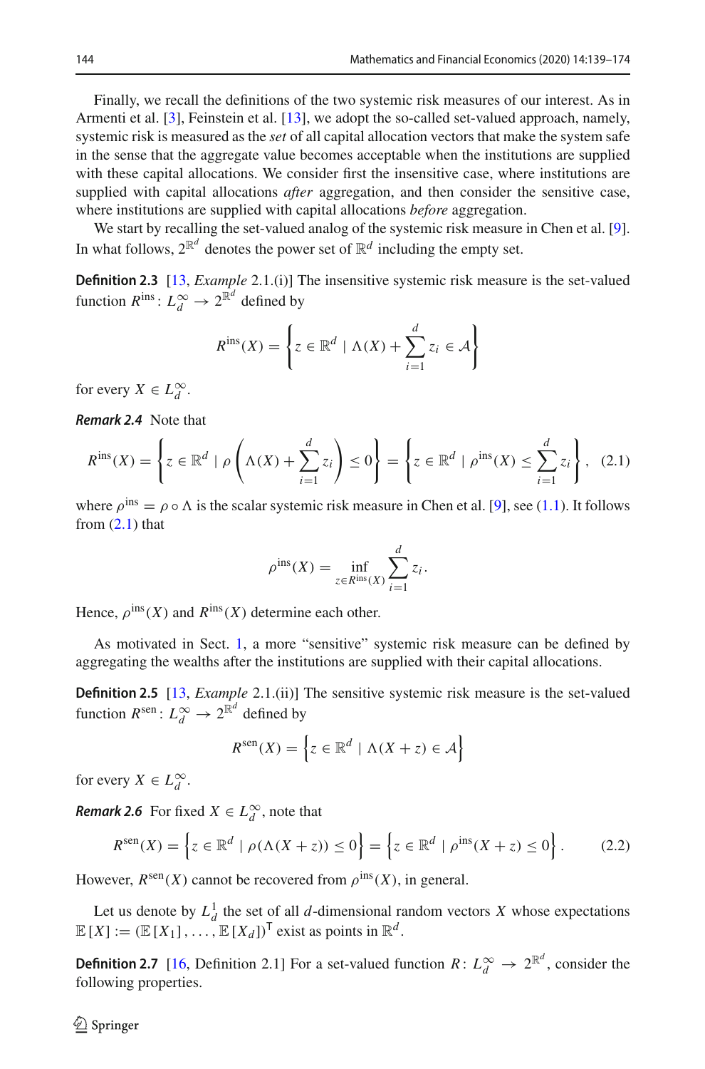Finally, we recall the definitions of the two systemic risk measures of our interest. As in Armenti et al. [3], Feinstein et al. [13], we adopt the so-called set-valued approach, namely, systemic risk is measured as the *set* of all capital allocation vectors that make the system safe in the sense that the aggregate value becomes acceptable when the institutions are supplied with these capital allocations. We consider first the insensitive case, where institutions are supplied with capital allocations *after* aggregation, and then consider the sensitive case, where institutions are supplied with capital allocations *before* aggregation.

We start by recalling the set-valued analog of the systemic risk measure in Chen et al. [9]. In what follows, $2^{\mathbb{R}^d}$ denotes the power set of $\mathbb{R}^d$ including the empty set.

**Definition 2.3** [13, *Example* 2.1.(i)] The insensitive systemic risk measure is the set-valued function $R^{\text{ins}}\colon L_d^\infty \to 2^{\mathbb{R}^d}$ defined by

$$R^{\text{ins}}(X) = \left\{ z \in \mathbb{R}^d \mid \Lambda(X) + \sum_{i=1}^d z_i \in \mathcal{A} \right\}$$

for every $X \in L_d^\infty$.

***Remark 2.4*** Note that

$$R^{\text{ins}}(X) = \left\{ z \in \mathbb{R}^d \mid \rho\left(\Lambda(X) + \sum_{i=1}^d z_i\right) \leq 0 \right\} = \left\{ z \in \mathbb{R}^d \mid \rho^{\text{ins}}(X) \leq \sum_{i=1}^d z_i \right\}, \quad (2.1)$$

where $\rho^{\text{ins}} = \rho \circ \Lambda$ is the scalar systemic risk measure in Chen et al. [9], see (1.1). It follows from (2.1) that

$$\rho^{\text{ins}}(X) = \inf_{z \in R^{\text{ins}}(X)} \sum_{i=1}^d z_i.$$

Hence, $\rho^{\text{ins}}(X)$ and $R^{\text{ins}}(X)$ determine each other.

As motivated in Sect. 1, a more "sensitive" systemic risk measure can be defined by aggregating the wealths after the institutions are supplied with their capital allocations.

**Definition 2.5** [13, *Example* 2.1.(ii)] The sensitive systemic risk measure is the set-valued function $R^{\text{sen}}\colon L_d^\infty \to 2^{\mathbb{R}^d}$ defined by

$$R^{\text{sen}}(X) = \left\{ z \in \mathbb{R}^d \mid \Lambda(X + z) \in \mathcal{A} \right\}$$

for every $X \in L_d^\infty$.

***Remark 2.6*** For fixed $X \in L_d^\infty$, note that

$$R^{\text{sen}}(X) = \left\{ z \in \mathbb{R}^d \mid \rho(\Lambda(X + z)) \leq 0 \right\} = \left\{ z \in \mathbb{R}^d \mid \rho^{\text{ins}}(X + z) \leq 0 \right\}. \quad (2.2)$$

However, $R^{\text{sen}}(X)$ cannot be recovered from $\rho^{\text{ins}}(X)$, in general.

Let us denote by $L_d^1$ the set of all $d$-dimensional random vectors $X$ whose expectations $\mathbb{E}[X] := (\mathbb{E}[X_1], \ldots, \mathbb{E}[X_d])^{\mathsf{T}}$ exist as points in $\mathbb{R}^d$.

**Definition 2.7** [16, Definition 2.1] For a set-valued function $R\colon L_d^\infty \to 2^{\mathbb{R}^d}$, consider the following properties.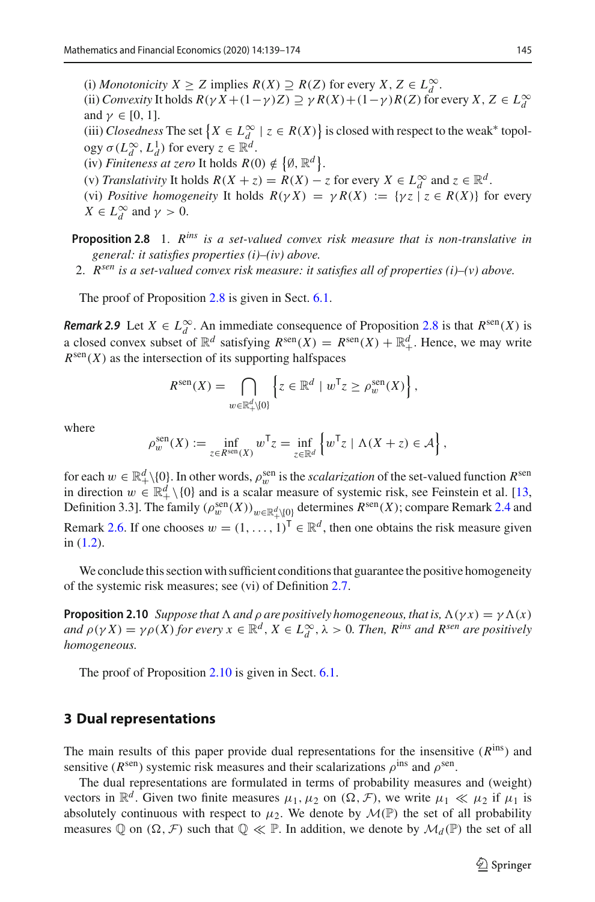(i) *Monotonicity* $X \geq Z$ implies $R(X) \supseteq R(Z)$ for every $X, Z \in L_d^\infty$.
(ii) *Convexity* It holds $R(\gamma X + (1-\gamma)Z) \supseteq \gamma R(X) + (1-\gamma)R(Z)$ for every $X, Z \in L_d^\infty$ and $\gamma \in [0, 1]$.
(iii) *Closedness* The set $\{X \in L_d^\infty \mid z \in R(X)\}$ is closed with respect to the weak* topology $\sigma(L_d^\infty, L_d^1)$ for every $z \in \mathbb{R}^d$.
(iv) *Finiteness at zero* It holds $R(0) \notin \{\emptyset, \mathbb{R}^d\}$.
(v) *Translativity* It holds $R(X + z) = R(X) - z$ for every $X \in L_d^\infty$ and $z \in \mathbb{R}^d$.
(vi) *Positive homogeneity* It holds $R(\gamma X) = \gamma R(X) := \{\gamma z \mid z \in R(X)\}$ for every $X \in L_d^\infty$ and $\gamma > 0$.

**Proposition 2.8** 1. $R^{ins}$ *is a set-valued convex risk measure that is non-translative in general: it satisfies properties (i)–(iv) above.*
2. $R^{sen}$ *is a set-valued convex risk measure: it satisfies all of properties (i)–(v) above.*

The proof of Proposition 2.8 is given in Sect. 6.1.

***Remark 2.9*** Let $X \in L_d^\infty$. An immediate consequence of Proposition 2.8 is that $R^{\text{sen}}(X)$ is a closed convex subset of $\mathbb{R}^d$ satisfying $R^{\text{sen}}(X) = R^{\text{sen}}(X) + \mathbb{R}_+^d$. Hence, we may write $R^{\text{sen}}(X)$ as the intersection of its supporting halfspaces

$$R^{\text{sen}}(X) = \bigcap_{w \in \mathbb{R}_+^d \setminus \{0\}} \left\{ z \in \mathbb{R}^d \mid w^\mathsf{T} z \geq \rho_w^{\text{sen}}(X) \right\},$$

where

$$\rho_w^{\text{sen}}(X) := \inf_{z \in R^{\text{sen}}(X)} w^\mathsf{T} z = \inf_{z \in \mathbb{R}^d} \left\{ w^\mathsf{T} z \mid \Lambda(X + z) \in \mathcal{A} \right\},$$

for each $w \in \mathbb{R}_+^d \setminus \{0\}$. In other words, $\rho_w^{\text{sen}}$ is the *scalarization* of the set-valued function $R^{\text{sen}}$ in direction $w \in \mathbb{R}_+^d \setminus \{0\}$ and is a scalar measure of systemic risk, see Feinstein et al. [13, Definition 3.3]. The family $(\rho_w^{\text{sen}}(X))_{w \in \mathbb{R}_+^d \setminus \{0\}}$ determines $R^{\text{sen}}(X)$; compare Remark 2.4 and Remark 2.6. If one chooses $w = (1, \ldots, 1)^\mathsf{T} \in \mathbb{R}^d$, then one obtains the risk measure given in (1.2).

We conclude this section with sufficient conditions that guarantee the positive homogeneity of the systemic risk measures; see (vi) of Definition 2.7.

**Proposition 2.10** *Suppose that* $\Lambda$ *and* $\rho$ *are positively homogeneous, that is,* $\Lambda(\gamma x) = \gamma \Lambda(x)$ *and* $\rho(\gamma X) = \gamma \rho(X)$ *for every* $x \in \mathbb{R}^d$, $X \in L_d^\infty$, $\lambda > 0$. *Then,* $R^{ins}$ *and* $R^{sen}$ *are positively homogeneous.*

The proof of Proposition 2.10 is given in Sect. 6.1.

## 3 Dual representations

The main results of this paper provide dual representations for the insensitive ($R^{\text{ins}}$) and sensitive ($R^{\text{sen}}$) systemic risk measures and their scalarizations $\rho^{\text{ins}}$ and $\rho^{\text{sen}}$.

The dual representations are formulated in terms of probability measures and (weight) vectors in $\mathbb{R}^d$. Given two finite measures $\mu_1, \mu_2$ on $(\Omega, \mathcal{F})$, we write $\mu_1 \ll \mu_2$ if $\mu_1$ is absolutely continuous with respect to $\mu_2$. We denote by $\mathcal{M}(\mathbb{P})$ the set of all probability measures $\mathbb{Q}$ on $(\Omega, \mathcal{F})$ such that $\mathbb{Q} \ll \mathbb{P}$. In addition, we denote by $\mathcal{M}_d(\mathbb{P})$ the set of all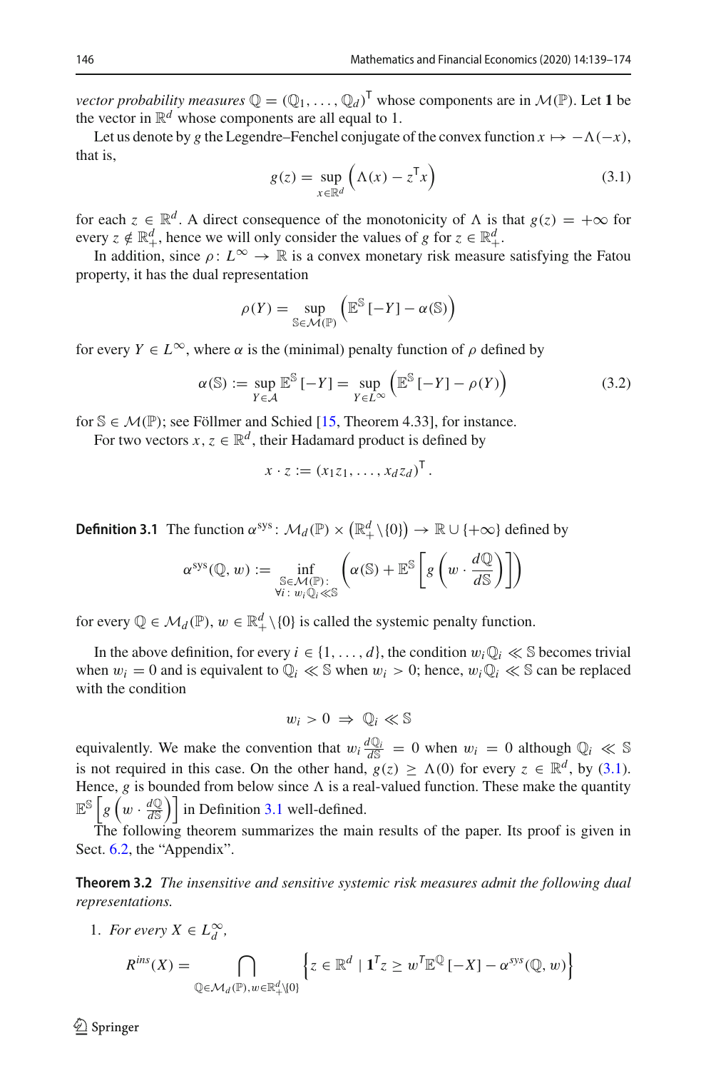*vector probability measures* $\mathbb{Q} = (\mathbb{Q}_1, \ldots, \mathbb{Q}_d)^{\mathsf{T}}$ whose components are in $\mathcal{M}(\mathbb{P})$. Let $\mathbf{1}$ be the vector in $\mathbb{R}^d$ whose components are all equal to 1.

Let us denote by $g$ the Legendre–Fenchel conjugate of the convex function $x \mapsto -\Lambda(-x)$, that is,

$$g(z) = \sup_{x \in \mathbb{R}^d} \left( \Lambda(x) - z^{\mathsf{T}} x \right) \tag{3.1}$$

for each $z \in \mathbb{R}^d$. A direct consequence of the monotonicity of $\Lambda$ is that $g(z) = +\infty$ for every $z \notin \mathbb{R}^d_+$, hence we will only consider the values of $g$ for $z \in \mathbb{R}^d_+$.

In addition, since $\rho \colon L^\infty \to \mathbb{R}$ is a convex monetary risk measure satisfying the Fatou property, it has the dual representation

$$\rho(Y) = \sup_{\mathbb{S} \in \mathcal{M}(\mathbb{P})} \left( \mathbb{E}^{\mathbb{S}}[-Y] - \alpha(\mathbb{S}) \right)$$

for every $Y \in L^\infty$, where $\alpha$ is the (minimal) penalty function of $\rho$ defined by

$$\alpha(\mathbb{S}) := \sup_{Y \in \mathcal{A}} \mathbb{E}^{\mathbb{S}}[-Y] = \sup_{Y \in L^\infty} \left( \mathbb{E}^{\mathbb{S}}[-Y] - \rho(Y) \right) \tag{3.2}$$

for $\mathbb{S} \in \mathcal{M}(\mathbb{P})$; see Föllmer and Schied [15, Theorem 4.33], for instance.

For two vectors $x, z \in \mathbb{R}^d$, their Hadamard product is defined by

$$x \cdot z := (x_1 z_1, \ldots, x_d z_d)^{\mathsf{T}}.$$

**Definition 3.1** The function $\alpha^{\text{sys}} \colon \mathcal{M}_d(\mathbb{P}) \times \left(\mathbb{R}^d_+ \backslash \{0\}\right) \to \mathbb{R} \cup \{+\infty\}$ defined by

$$\alpha^{\text{sys}}(\mathbb{Q}, w) := \inf_{\substack{\mathbb{S} \in \mathcal{M}(\mathbb{P}): \\ \forall i:\, w_i \mathbb{Q}_i \ll \mathbb{S}}} \left( \alpha(\mathbb{S}) + \mathbb{E}^{\mathbb{S}}\left[ g\left( w \cdot \frac{d\mathbb{Q}}{d\mathbb{S}} \right) \right] \right)$$

for every $\mathbb{Q} \in \mathcal{M}_d(\mathbb{P})$, $w \in \mathbb{R}^d_+ \backslash \{0\}$ is called the systemic penalty function.

In the above definition, for every $i \in \{1, \ldots, d\}$, the condition $w_i \mathbb{Q}_i \ll \mathbb{S}$ becomes trivial when $w_i = 0$ and is equivalent to $\mathbb{Q}_i \ll \mathbb{S}$ when $w_i > 0$; hence, $w_i \mathbb{Q}_i \ll \mathbb{S}$ can be replaced with the condition

$$w_i > 0 \;\Rightarrow\; \mathbb{Q}_i \ll \mathbb{S}$$

equivalently. We make the convention that $w_i \frac{d\mathbb{Q}_i}{d\mathbb{S}} = 0$ when $w_i = 0$ although $\mathbb{Q}_i \ll \mathbb{S}$ is not required in this case. On the other hand, $g(z) \geq \Lambda(0)$ for every $z \in \mathbb{R}^d$, by (3.1). Hence, $g$ is bounded from below since $\Lambda$ is a real-valued function. These make the quantity $\mathbb{E}^{\mathbb{S}}\left[ g\left( w \cdot \frac{d\mathbb{Q}}{d\mathbb{S}} \right) \right]$ in Definition 3.1 well-defined.

The following theorem summarizes the main results of the paper. Its proof is given in Sect. 6.2, the "Appendix".

**Theorem 3.2** *The insensitive and sensitive systemic risk measures admit the following dual representations.*

1. *For every* $X \in L^\infty_d$,

$$R^{ins}(X) = \bigcap_{\mathbb{Q} \in \mathcal{M}_d(\mathbb{P}),\, w \in \mathbb{R}^d_+ \backslash \{0\}} \left\{ z \in \mathbb{R}^d \mid \mathbf{1}^T z \geq w^T \mathbb{E}^{\mathbb{Q}}[-X] - \alpha^{sys}(\mathbb{Q}, w) \right\}$$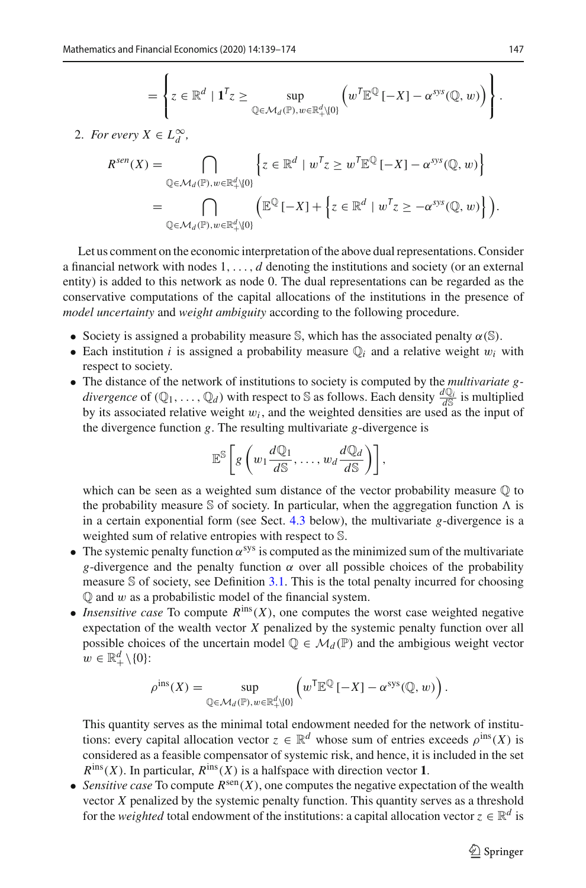$$= \left\{ z \in \mathbb{R}^d \mid \mathbf{1}^T z \geq \sup_{\mathbb{Q} \in \mathcal{M}_d(\mathbb{P}), w \in \mathbb{R}^d_+ \setminus \{0\}} \left( w^T \mathbb{E}^{\mathbb{Q}}[-X] - \alpha^{sys}(\mathbb{Q}, w) \right) \right\}.$$

2. *For every* $X \in L^\infty_d$,

$$R^{sen}(X) = \bigcap_{\mathbb{Q} \in \mathcal{M}_d(\mathbb{P}), w \in \mathbb{R}^d_+ \setminus \{0\}} \left\{ z \in \mathbb{R}^d \mid w^T z \geq w^T \mathbb{E}^{\mathbb{Q}}[-X] - \alpha^{sys}(\mathbb{Q}, w) \right\}$$

$$= \bigcap_{\mathbb{Q} \in \mathcal{M}_d(\mathbb{P}), w \in \mathbb{R}^d_+ \setminus \{0\}} \left( \mathbb{E}^{\mathbb{Q}}[-X] + \left\{ z \in \mathbb{R}^d \mid w^T z \geq -\alpha^{sys}(\mathbb{Q}, w) \right\} \right).$$

Let us comment on the economic interpretation of the above dual representations. Consider a financial network with nodes $1, \ldots, d$ denoting the institutions and society (or an external entity) is added to this network as node 0. The dual representations can be regarded as the conservative computations of the capital allocations of the institutions in the presence of *model uncertainty* and *weight ambiguity* according to the following procedure.

- Society is assigned a probability measure $\mathbb{S}$, which has the associated penalty $\alpha(\mathbb{S})$.
- Each institution $i$ is assigned a probability measure $\mathbb{Q}_i$ and a relative weight $w_i$ with respect to society.
- The distance of the network of institutions to society is computed by the *multivariate g-divergence* of $(\mathbb{Q}_1, \ldots, \mathbb{Q}_d)$ with respect to $\mathbb{S}$ as follows. Each density $\frac{d\mathbb{Q}_i}{d\mathbb{S}}$ is multiplied by its associated relative weight $w_i$, and the weighted densities are used as the input of the divergence function $g$. The resulting multivariate $g$-divergence is

$$\mathbb{E}^{\mathbb{S}}\left[ g\left( w_1 \frac{d\mathbb{Q}_1}{d\mathbb{S}}, \ldots, w_d \frac{d\mathbb{Q}_d}{d\mathbb{S}} \right) \right],$$

  which can be seen as a weighted sum distance of the vector probability measure $\mathbb{Q}$ to the probability measure $\mathbb{S}$ of society. In particular, when the aggregation function $\Lambda$ is in a certain exponential form (see Sect. 4.3 below), the multivariate $g$-divergence is a weighted sum of relative entropies with respect to $\mathbb{S}$.
- The systemic penalty function $\alpha^{\text{sys}}$ is computed as the minimized sum of the multivariate $g$-divergence and the penalty function $\alpha$ over all possible choices of the probability measure $\mathbb{S}$ of society, see Definition 3.1. This is the total penalty incurred for choosing $\mathbb{Q}$ and $w$ as a probabilistic model of the financial system.
- *Insensitive case* To compute $R^{\text{ins}}(X)$, one computes the worst case weighted negative expectation of the wealth vector $X$ penalized by the systemic penalty function over all possible choices of the uncertain model $\mathbb{Q} \in \mathcal{M}_d(\mathbb{P})$ and the ambigious weight vector $w \in \mathbb{R}^d_+ \setminus \{0\}$:

$$\rho^{\text{ins}}(X) = \sup_{\mathbb{Q} \in \mathcal{M}_d(\mathbb{P}), w \in \mathbb{R}^d_+ \setminus \{0\}} \left( w^{\mathsf{T}} \mathbb{E}^{\mathbb{Q}}[-X] - \alpha^{\text{sys}}(\mathbb{Q}, w) \right).$$

  This quantity serves as the minimal total endowment needed for the network of institutions: every capital allocation vector $z \in \mathbb{R}^d$ whose sum of entries exceeds $\rho^{\text{ins}}(X)$ is considered as a feasible compensator of systemic risk, and hence, it is included in the set $R^{\text{ins}}(X)$. In particular, $R^{\text{ins}}(X)$ is a halfspace with direction vector $\mathbf{1}$.
- *Sensitive case* To compute $R^{\text{sen}}(X)$, one computes the negative expectation of the wealth vector $X$ penalized by the systemic penalty function. This quantity serves as a threshold for the *weighted* total endowment of the institutions: a capital allocation vector $z \in \mathbb{R}^d$ is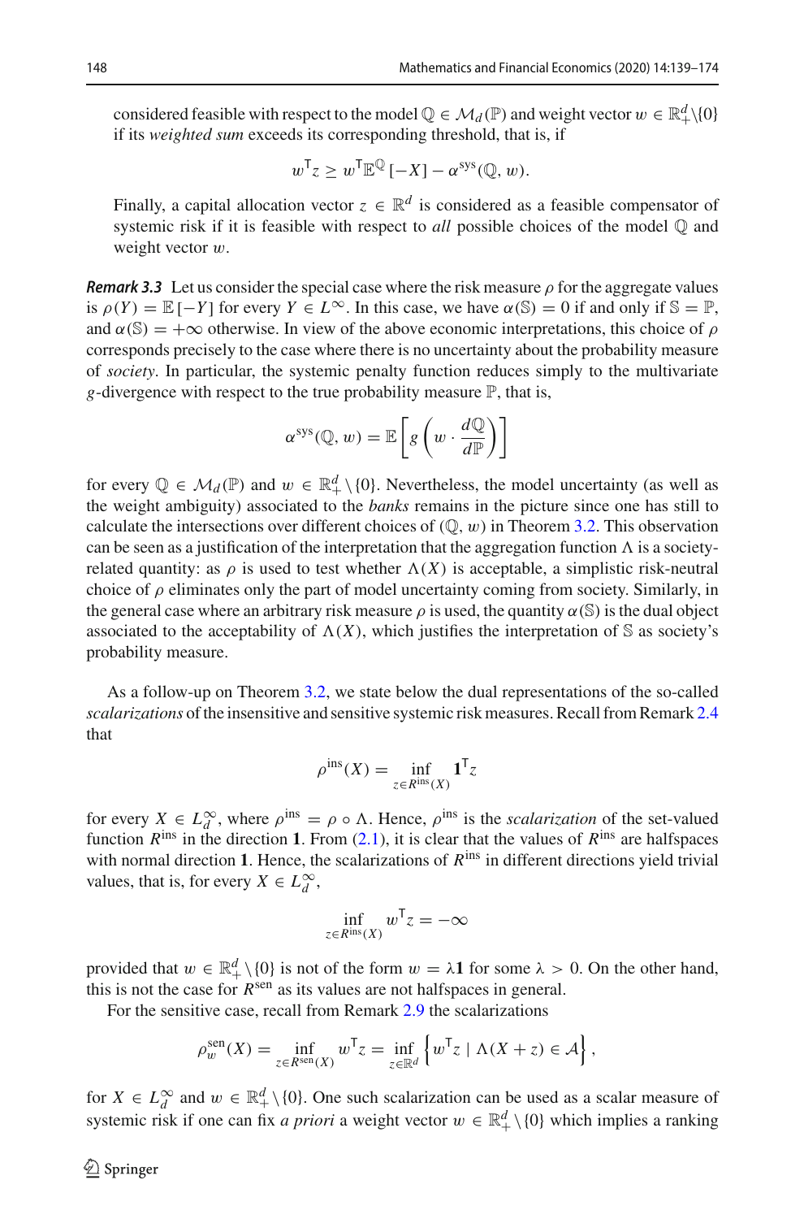considered feasible with respect to the model $\mathbb{Q} \in \mathcal{M}_d(\mathbb{P})$ and weight vector $w \in \mathbb{R}^d_+ \backslash \{0\}$ if its *weighted sum* exceeds its corresponding threshold, that is, if

$$w^\mathsf{T} z \geq w^\mathsf{T} \mathbb{E}^{\mathbb{Q}}[-X] - \alpha^{\text{sys}}(\mathbb{Q}, w).$$

Finally, a capital allocation vector $z \in \mathbb{R}^d$ is considered as a feasible compensator of systemic risk if it is feasible with respect to *all* possible choices of the model $\mathbb{Q}$ and weight vector $w$.

***Remark 3.3*** Let us consider the special case where the risk measure $\rho$ for the aggregate values is $\rho(Y) = \mathbb{E}[-Y]$ for every $Y \in L^\infty$. In this case, we have $\alpha(\mathbb{S}) = 0$ if and only if $\mathbb{S} = \mathbb{P}$, and $\alpha(\mathbb{S}) = +\infty$ otherwise. In view of the above economic interpretations, this choice of $\rho$ corresponds precisely to the case where there is no uncertainty about the probability measure of *society*. In particular, the systemic penalty function reduces simply to the multivariate $g$-divergence with respect to the true probability measure $\mathbb{P}$, that is,

$$\alpha^{\text{sys}}(\mathbb{Q}, w) = \mathbb{E}\left[g\left(w \cdot \frac{d\mathbb{Q}}{d\mathbb{P}}\right)\right]$$

for every $\mathbb{Q} \in \mathcal{M}_d(\mathbb{P})$ and $w \in \mathbb{R}^d_+ \backslash \{0\}$. Nevertheless, the model uncertainty (as well as the weight ambiguity) associated to the *banks* remains in the picture since one has still to calculate the intersections over different choices of $(\mathbb{Q}, w)$ in Theorem 3.2. This observation can be seen as a justification of the interpretation that the aggregation function $\Lambda$ is a society-related quantity: as $\rho$ is used to test whether $\Lambda(X)$ is acceptable, a simplistic risk-neutral choice of $\rho$ eliminates only the part of model uncertainty coming from society. Similarly, in the general case where an arbitrary risk measure $\rho$ is used, the quantity $\alpha(\mathbb{S})$ is the dual object associated to the acceptability of $\Lambda(X)$, which justifies the interpretation of $\mathbb{S}$ as society's probability measure.

As a follow-up on Theorem 3.2, we state below the dual representations of the so-called *scalarizations* of the insensitive and sensitive systemic risk measures. Recall from Remark 2.4 that

$$\rho^{\text{ins}}(X) = \inf_{z \in R^{\text{ins}}(X)} \mathbf{1}^\mathsf{T} z$$

for every $X \in L^\infty_d$, where $\rho^{\text{ins}} = \rho \circ \Lambda$. Hence, $\rho^{\text{ins}}$ is the *scalarization* of the set-valued function $R^{\text{ins}}$ in the direction $\mathbf{1}$. From (2.1), it is clear that the values of $R^{\text{ins}}$ are halfspaces with normal direction $\mathbf{1}$. Hence, the scalarizations of $R^{\text{ins}}$ in different directions yield trivial values, that is, for every $X \in L^\infty_d$,

$$\inf_{z \in R^{\text{ins}}(X)} w^\mathsf{T} z = -\infty$$

provided that $w \in \mathbb{R}^d_+ \backslash \{0\}$ is not of the form $w = \lambda \mathbf{1}$ for some $\lambda > 0$. On the other hand, this is not the case for $R^{\text{sen}}$ as its values are not halfspaces in general.

For the sensitive case, recall from Remark 2.9 the scalarizations

$$\rho^{\text{sen}}_w(X) = \inf_{z \in R^{\text{sen}}(X)} w^\mathsf{T} z = \inf_{z \in \mathbb{R}^d} \left\{ w^\mathsf{T} z \mid \Lambda(X + z) \in \mathcal{A} \right\},$$

for $X \in L^\infty_d$ and $w \in \mathbb{R}^d_+ \backslash \{0\}$. One such scalarization can be used as a scalar measure of systemic risk if one can fix *a priori* a weight vector $w \in \mathbb{R}^d_+ \backslash \{0\}$ which implies a ranking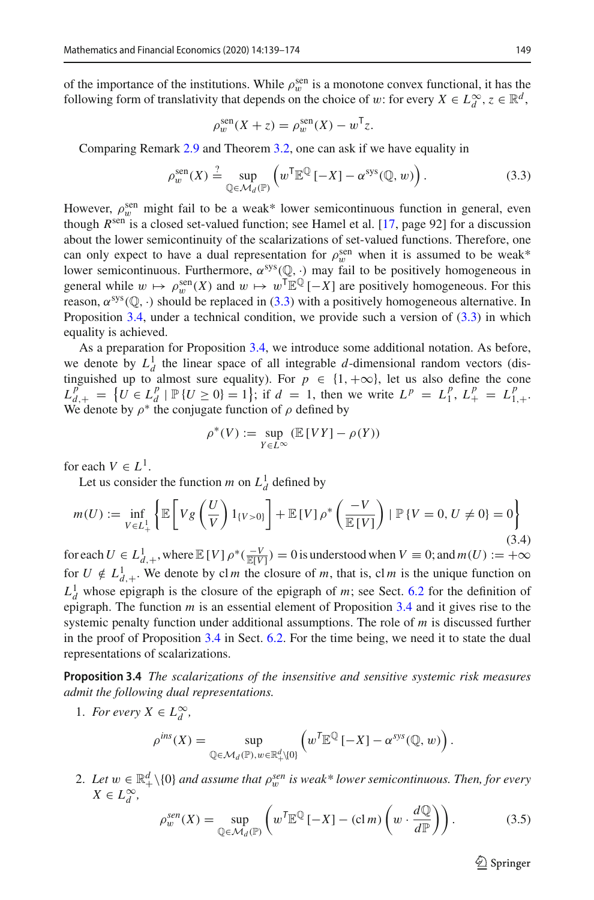of the importance of the institutions. While $\rho_w^{\text{sen}}$ is a monotone convex functional, it has the following form of translativity that depends on the choice of $w$: for every $X \in L_d^\infty$, $z \in \mathbb{R}^d$,

$$\rho_w^{\text{sen}}(X+z) = \rho_w^{\text{sen}}(X) - w^{\mathsf{T}} z.$$

Comparing Remark 2.9 and Theorem 3.2, one can ask if we have equality in

$$\rho_w^{\text{sen}}(X) \overset{?}{=} \sup_{\mathbb{Q} \in \mathcal{M}_d(\mathbb{P})} \left( w^{\mathsf{T}} \mathbb{E}^{\mathbb{Q}}[-X] - \alpha^{\text{sys}}(\mathbb{Q}, w) \right). \tag{3.3}$$

However, $\rho_w^{\text{sen}}$ might fail to be a weak* lower semicontinuous function in general, even though $R^{\text{sen}}$ is a closed set-valued function; see Hamel et al. [17, page 92] for a discussion about the lower semicontinuity of the scalarizations of set-valued functions. Therefore, one can only expect to have a dual representation for $\rho_w^{\text{sen}}$ when it is assumed to be weak* lower semicontinuous. Furthermore, $\alpha^{\text{sys}}(\mathbb{Q}, \cdot)$ may fail to be positively homogeneous in general while $w \mapsto \rho_w^{\text{sen}}(X)$ and $w \mapsto w^{\mathsf{T}} \mathbb{E}^{\mathbb{Q}}[-X]$ are positively homogeneous. For this reason, $\alpha^{\text{sys}}(\mathbb{Q}, \cdot)$ should be replaced in (3.3) with a positively homogeneous alternative. In Proposition 3.4, under a technical condition, we provide such a version of (3.3) in which equality is achieved.

As a preparation for Proposition 3.4, we introduce some additional notation. As before, we denote by $L_d^1$ the linear space of all integrable $d$-dimensional random vectors (distinguished up to almost sure equality). For $p \in \{1, +\infty\}$, let us also define the cone $L_{d,+}^p = \left\{ U \in L_d^p \mid \mathbb{P}\{U \geq 0\} = 1 \right\}$; if $d = 1$, then we write $L^p = L_1^p$, $L_+^p = L_{1,+}^p$. We denote by $\rho^*$ the conjugate function of $\rho$ defined by

$$\rho^*(V) := \sup_{Y \in L^\infty} \left( \mathbb{E}[VY] - \rho(Y) \right)$$

for each $V \in L^1$.

Let us consider the function $m$ on $L_d^1$ defined by

$$m(U) := \inf_{V \in L_+^1} \left\{ \mathbb{E}\left[ V g\left( \frac{U}{V} \right) 1_{\{V>0\}} \right] + \mathbb{E}[V] \rho^* \left( \frac{-V}{\mathbb{E}[V]} \right) \mid \mathbb{P}\{V = 0, U \neq 0\} = 0 \right\} \tag{3.4}$$

for each $U \in L_{d,+}^1$, where $\mathbb{E}[V] \rho^*(\frac{-V}{\mathbb{E}[V]}) = 0$ is understood when $V \equiv 0$; and $m(U) := +\infty$ for $U \notin L_{d,+}^1$. We denote by $\operatorname{cl} m$ the closure of $m$, that is, $\operatorname{cl} m$ is the unique function on $L_d^1$ whose epigraph is the closure of the epigraph of $m$; see Sect. 6.2 for the definition of epigraph. The function $m$ is an essential element of Proposition 3.4 and it gives rise to the systemic penalty function under additional assumptions. The role of $m$ is discussed further in the proof of Proposition 3.4 in Sect. 6.2. For the time being, we need it to state the dual representations of scalarizations.

**Proposition 3.4** *The scalarizations of the insensitive and sensitive systemic risk measures admit the following dual representations.*

1. *For every $X \in L_d^\infty$,*

$$\rho^{ins}(X) = \sup_{\mathbb{Q} \in \mathcal{M}_d(\mathbb{P}), w \in \mathbb{R}_+^d \setminus \{0\}} \left( w^{\mathsf{T}} \mathbb{E}^{\mathbb{Q}}[-X] - \alpha^{sys}(\mathbb{Q}, w) \right).$$

2. *Let $w \in \mathbb{R}_+^d \setminus \{0\}$ and assume that $\rho_w^{sen}$ is weak\* lower semicontinuous. Then, for every $X \in L_d^\infty$,*

$$\rho_w^{sen}(X) = \sup_{\mathbb{Q} \in \mathcal{M}_d(\mathbb{P})} \left( w^{\mathsf{T}} \mathbb{E}^{\mathbb{Q}}[-X] - (\operatorname{cl} m)\left( w \cdot \frac{d\mathbb{Q}}{d\mathbb{P}} \right) \right). \tag{3.5}$$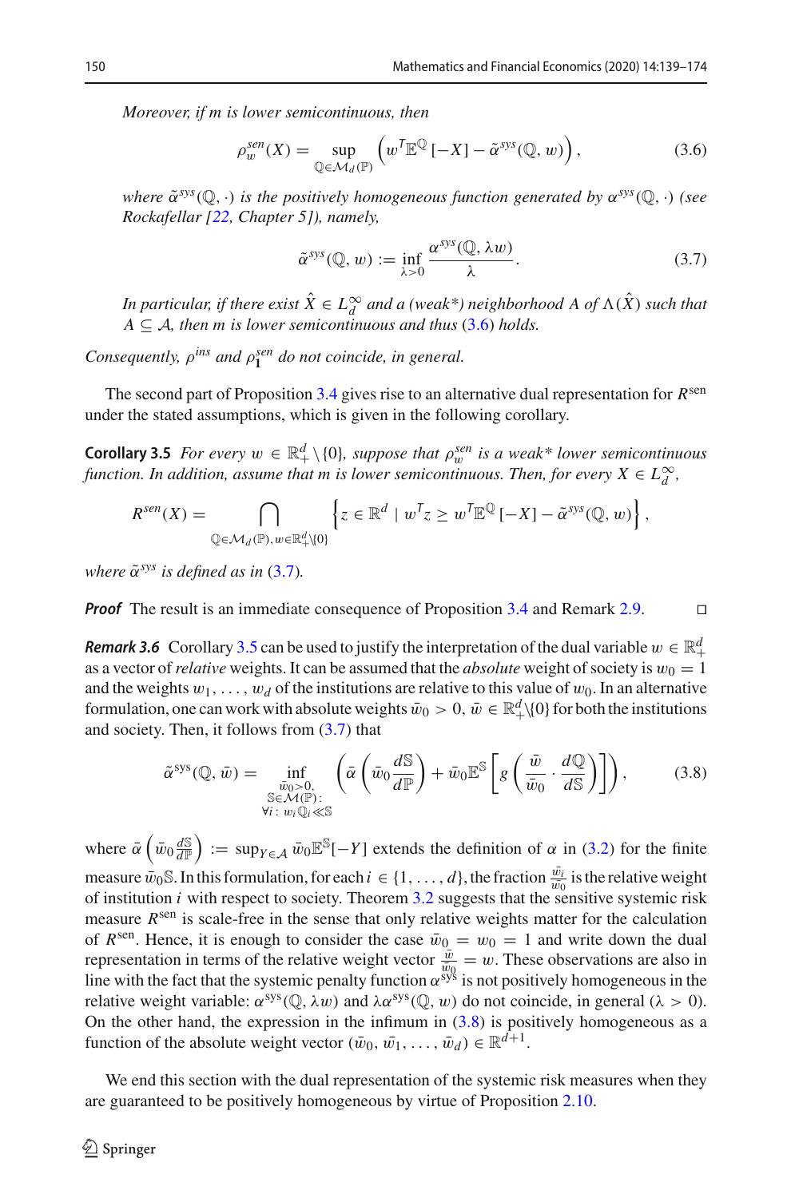*Moreover, if $m$ is lower semicontinuous, then*

$$\rho_w^{sen}(X) = \sup_{\mathbb{Q}\in\mathcal{M}_d(\mathbb{P})} \left( w^T\mathbb{E}^{\mathbb{Q}}[-X] - \tilde{\alpha}^{sys}(\mathbb{Q}, w) \right), \tag{3.6}$$

*where $\tilde{\alpha}^{sys}(\mathbb{Q}, \cdot)$ is the positively homogeneous function generated by $\alpha^{sys}(\mathbb{Q}, \cdot)$ (see Rockafellar [22, Chapter 5]), namely,*

$$\tilde{\alpha}^{sys}(\mathbb{Q}, w) := \inf_{\lambda>0} \frac{\alpha^{sys}(\mathbb{Q}, \lambda w)}{\lambda}. \tag{3.7}$$

*In particular, if there exist $\hat{X} \in L_d^\infty$ and a (weak\*) neighborhood $A$ of $\Lambda(\hat{X})$ such that $A \subseteq \mathcal{A}$, then $m$ is lower semicontinuous and thus (3.6) holds.*

*Consequently, $\rho^{ins}$ and $\rho_{\mathbf{1}}^{sen}$ do not coincide, in general.*

The second part of Proposition 3.4 gives rise to an alternative dual representation for $R^{\text{sen}}$ under the stated assumptions, which is given in the following corollary.

**Corollary 3.5** *For every $w \in \mathbb{R}_+^d\setminus\{0\}$, suppose that $\rho_w^{sen}$ is a weak\* lower semicontinuous function. In addition, assume that $m$ is lower semicontinuous. Then, for every $X \in L_d^\infty$,*

$$R^{sen}(X) = \bigcap_{\mathbb{Q}\in\mathcal{M}_d(\mathbb{P}),\, w\in\mathbb{R}_+^d\setminus\{0\}} \left\{ z \in \mathbb{R}^d \mid w^Tz \geq w^T\mathbb{E}^{\mathbb{Q}}[-X] - \tilde{\alpha}^{sys}(\mathbb{Q}, w) \right\},$$

*where $\tilde{\alpha}^{sys}$ is defined as in (3.7).*

***Proof*** The result is an immediate consequence of Proposition 3.4 and Remark 2.9. $\square$

***Remark 3.6*** Corollary 3.5 can be used to justify the interpretation of the dual variable $w \in \mathbb{R}_+^d$ as a vector of *relative* weights. It can be assumed that the *absolute* weight of society is $w_0 = 1$ and the weights $w_1, \ldots, w_d$ of the institutions are relative to this value of $w_0$. In an alternative formulation, one can work with absolute weights $\bar{w}_0 > 0$, $\bar{w} \in \mathbb{R}_+^d\setminus\{0\}$ for both the institutions and society. Then, it follows from (3.7) that

$$\tilde{\alpha}^{\text{sys}}(\mathbb{Q}, \bar{w}) = \inf_{\substack{\bar{w}_0>0,\\ \mathbb{S}\in\mathcal{M}(\mathbb{P}):\\ \forall i:\ w_i\mathbb{Q}_i\ll\mathbb{S}}} \left( \bar{\alpha}\left(\bar{w}_0\frac{d\mathbb{S}}{d\mathbb{P}}\right) + \bar{w}_0\mathbb{E}^{\mathbb{S}}\left[ g\left(\frac{\bar{w}}{\bar{w}_0}\cdot\frac{d\mathbb{Q}}{d\mathbb{S}}\right)\right]\right), \tag{3.8}$$

where $\bar{\alpha}\left(\bar{w}_0\frac{d\mathbb{S}}{d\mathbb{P}}\right) := \sup_{Y\in\mathcal{A}} \bar{w}_0\mathbb{E}^{\mathbb{S}}[-Y]$ extends the definition of $\alpha$ in (3.2) for the finite measure $\bar{w}_0\mathbb{S}$. In this formulation, for each $i \in \{1,\ldots,d\}$, the fraction $\frac{\bar{w}_i}{\bar{w}_0}$ is the relative weight of institution $i$ with respect to society. Theorem 3.2 suggests that the sensitive systemic risk measure $R^{\text{sen}}$ is scale-free in the sense that only relative weights matter for the calculation of $R^{\text{sen}}$. Hence, it is enough to consider the case $\bar{w}_0 = w_0 = 1$ and write down the dual representation in terms of the relative weight vector $\frac{\bar{w}}{\bar{w}_0} = w$. These observations are also in line with the fact that the systemic penalty function $\alpha^{\text{sys}}$ is not positively homogeneous in the relative weight variable: $\alpha^{\text{sys}}(\mathbb{Q}, \lambda w)$ and $\lambda\alpha^{\text{sys}}(\mathbb{Q}, w)$ do not coincide, in general ($\lambda > 0$). On the other hand, the expression in the infimum in (3.8) is positively homogeneous as a function of the absolute weight vector $(\bar{w}_0, \bar{w}_1, \ldots, \bar{w}_d) \in \mathbb{R}^{d+1}$.

We end this section with the dual representation of the systemic risk measures when they are guaranteed to be positively homogeneous by virtue of Proposition 2.10.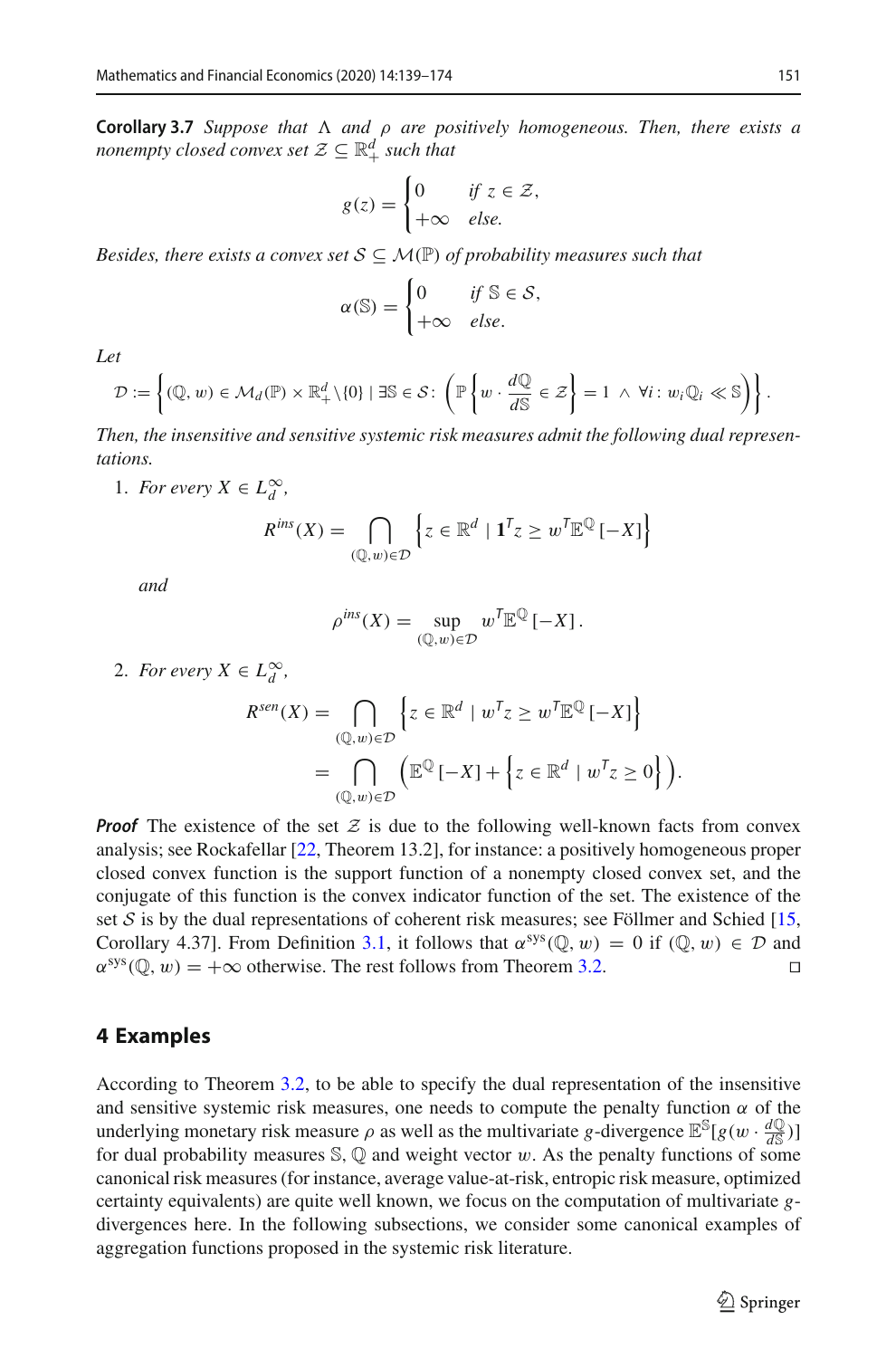**Corollary 3.7** *Suppose that* $\Lambda$ *and* $\rho$ *are positively homogeneous. Then, there exists a nonempty closed convex set* $\mathcal{Z} \subseteq \mathbb{R}^d_+$ *such that*

$$
g(z) = \begin{cases} 0 & \text{if } z \in \mathcal{Z}, \\ +\infty & \text{else.} \end{cases}
$$

*Besides, there exists a convex set* $\mathcal{S} \subseteq \mathcal{M}(\mathbb{P})$ *of probability measures such that*

$$
\alpha(\mathbb{S}) = \begin{cases} 0 & \text{if } \mathbb{S} \in \mathcal{S}, \\ +\infty & \text{else.} \end{cases}
$$

*Let*

$$
\mathcal{D} := \left\{ (\mathbb{Q}, w) \in \mathcal{M}_d(\mathbb{P}) \times \mathbb{R}^d_+ \backslash \{0\} \mid \exists \mathbb{S} \in \mathcal{S} \colon \left( \mathbb{P}\left\{ w \cdot \frac{d\mathbb{Q}}{d\mathbb{S}} \in \mathcal{Z} \right\} = 1 \ \wedge \ \forall i \colon w_i \mathbb{Q}_i \ll \mathbb{S} \right) \right\}.
$$

*Then, the insensitive and sensitive systemic risk measures admit the following dual representations.*

1. *For every* $X \in L^\infty_d$,

$$
R^{ins}(X) = \bigcap_{(\mathbb{Q},w)\in\mathcal{D}} \left\{ z \in \mathbb{R}^d \mid \mathbf{1}^{\mathsf{T}} z \geq w^{\mathsf{T}} \mathbb{E}^{\mathbb{Q}}[-X] \right\}
$$

*and*

$$
\rho^{ins}(X) = \sup_{(\mathbb{Q},w)\in\mathcal{D}} w^{\mathsf{T}} \mathbb{E}^{\mathbb{Q}}[-X].
$$

2. *For every* $X \in L^\infty_d$,

$$
\begin{aligned}
R^{sen}(X) &= \bigcap_{(\mathbb{Q},w)\in\mathcal{D}} \left\{ z \in \mathbb{R}^d \mid w^{\mathsf{T}} z \geq w^{\mathsf{T}} \mathbb{E}^{\mathbb{Q}}[-X] \right\} \\
&= \bigcap_{(\mathbb{Q},w)\in\mathcal{D}} \left( \mathbb{E}^{\mathbb{Q}}[-X] + \left\{ z \in \mathbb{R}^d \mid w^{\mathsf{T}} z \geq 0 \right\} \right).
\end{aligned}
$$

***Proof*** The existence of the set $\mathcal{Z}$ is due to the following well-known facts from convex analysis; see Rockafellar [22, Theorem 13.2], for instance: a positively homogeneous proper closed convex function is the support function of a nonempty closed convex set, and the conjugate of this function is the convex indicator function of the set. The existence of the set $\mathcal{S}$ is by the dual representations of coherent risk measures; see Föllmer and Schied [15, Corollary 4.37]. From Definition 3.1, it follows that $\alpha^{\text{sys}}(\mathbb{Q}, w) = 0$ if $(\mathbb{Q}, w) \in \mathcal{D}$ and $\alpha^{\text{sys}}(\mathbb{Q}, w) = +\infty$ otherwise. The rest follows from Theorem 3.2. □

## 4 Examples

According to Theorem 3.2, to be able to specify the dual representation of the insensitive and sensitive systemic risk measures, one needs to compute the penalty function $\alpha$ of the underlying monetary risk measure $\rho$ as well as the multivariate $g$-divergence $\mathbb{E}^{\mathbb{S}}[g(w \cdot \frac{d\mathbb{Q}}{d\mathbb{S}})]$ for dual probability measures $\mathbb{S}$, $\mathbb{Q}$ and weight vector $w$. As the penalty functions of some canonical risk measures (for instance, average value-at-risk, entropic risk measure, optimized certainty equivalents) are quite well known, we focus on the computation of multivariate $g$-divergences here. In the following subsections, we consider some canonical examples of aggregation functions proposed in the systemic risk literature.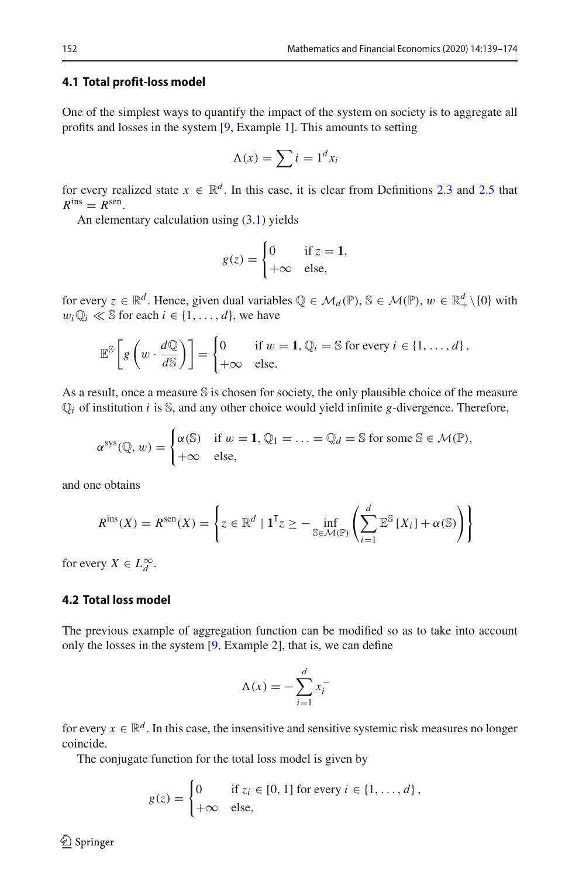### 4.1 Total profit-loss model

One of the simplest ways to quantify the impact of the system on society is to aggregate all profits and losses in the system [9, Example 1]. This amounts to setting

$$\Lambda(x) = \sum i = 1^d x_i$$

for every realized state $x \in \mathbb{R}^d$. In this case, it is clear from Definitions 2.3 and 2.5 that $R^{\text{ins}} = R^{\text{sen}}$.

An elementary calculation using (3.1) yields

$$g(z) = \begin{cases} 0 & \text{if } z = \mathbf{1}, \\ +\infty & \text{else}, \end{cases}$$

for every $z \in \mathbb{R}^d$. Hence, given dual variables $\mathbb{Q} \in \mathcal{M}_d(\mathbb{P})$, $\mathbb{S} \in \mathcal{M}(\mathbb{P})$, $w \in \mathbb{R}^d_+ \backslash \{0\}$ with $w_i \mathbb{Q}_i \ll \mathbb{S}$ for each $i \in \{1, \ldots, d\}$, we have

$$\mathbb{E}^{\mathbb{S}}\left[g\left(w \cdot \frac{d\mathbb{Q}}{d\mathbb{S}}\right)\right] = \begin{cases} 0 & \text{if } w = \mathbf{1},\, \mathbb{Q}_i = \mathbb{S} \text{ for every } i \in \{1, \ldots, d\}, \\ +\infty & \text{else}. \end{cases}$$

As a result, once a measure $\mathbb{S}$ is chosen for society, the only plausible choice of the measure $\mathbb{Q}_i$ of institution $i$ is $\mathbb{S}$, and any other choice would yield infinite $g$-divergence. Therefore,

$$\alpha^{\text{sys}}(\mathbb{Q}, w) = \begin{cases} \alpha(\mathbb{S}) & \text{if } w = \mathbf{1},\, \mathbb{Q}_1 = \ldots = \mathbb{Q}_d = \mathbb{S} \text{ for some } \mathbb{S} \in \mathcal{M}(\mathbb{P}), \\ +\infty & \text{else}, \end{cases}$$

and one obtains

$$R^{\text{ins}}(X) = R^{\text{sen}}(X) = \left\{ z \in \mathbb{R}^d \mid \mathbf{1}^{\mathsf{T}} z \geq -\inf_{\mathbb{S} \in \mathcal{M}(\mathbb{P})} \left( \sum_{i=1}^d \mathbb{E}^{\mathbb{S}}[X_i] + \alpha(\mathbb{S}) \right) \right\}$$

for every $X \in L^\infty_d$.

### 4.2 Total loss model

The previous example of aggregation function can be modified so as to take into account only the losses in the system [9, Example 2], that is, we can define

$$\Lambda(x) = -\sum_{i=1}^d x_i^-$$

for every $x \in \mathbb{R}^d$. In this case, the insensitive and sensitive systemic risk measures no longer coincide.

The conjugate function for the total loss model is given by

$$g(z) = \begin{cases} 0 & \text{if } z_i \in [0, 1] \text{ for every } i \in \{1, \ldots, d\}, \\ +\infty & \text{else}, \end{cases}$$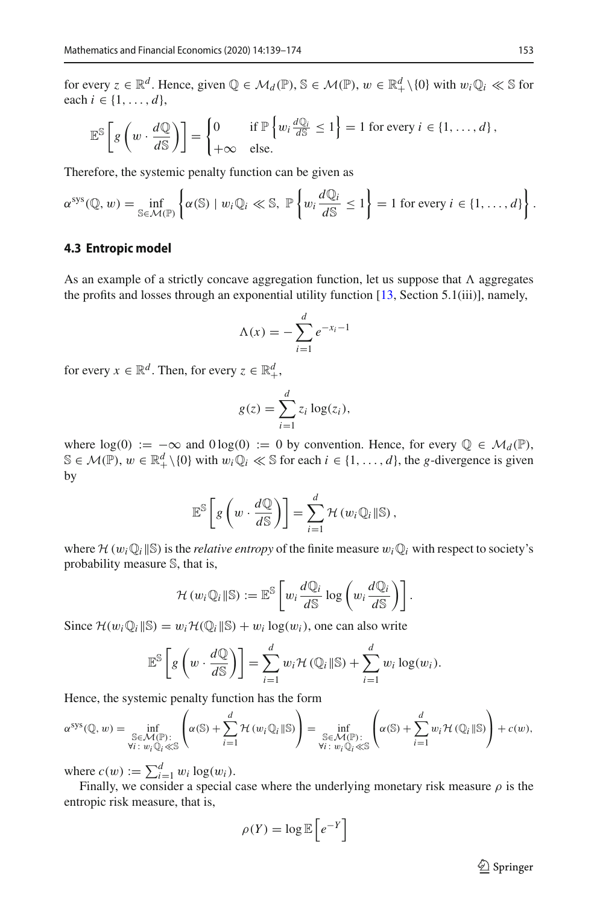for every $z \in \mathbb{R}^d$. Hence, given $\mathbb{Q} \in \mathcal{M}_d(\mathbb{P})$, $\mathbb{S} \in \mathcal{M}(\mathbb{P})$, $w \in \mathbb{R}^d_+ \backslash \{0\}$ with $w_i \mathbb{Q}_i \ll \mathbb{S}$ for each $i \in \{1, \ldots, d\}$,

$$\mathbb{E}^{\mathbb{S}}\left[g\left(w \cdot \frac{d\mathbb{Q}}{d\mathbb{S}}\right)\right] = \begin{cases} 0 & \text{if } \mathbb{P}\left\{w_i \frac{d\mathbb{Q}_i}{d\mathbb{S}} \leq 1\right\} = 1 \text{ for every } i \in \{1, \ldots, d\}, \\ +\infty & \text{else.} \end{cases}$$

Therefore, the systemic penalty function can be given as

$$\alpha^{\text{sys}}(\mathbb{Q}, w) = \inf_{\mathbb{S} \in \mathcal{M}(\mathbb{P})} \left\{\alpha(\mathbb{S}) \mid w_i \mathbb{Q}_i \ll \mathbb{S},\ \mathbb{P}\left\{w_i \frac{d\mathbb{Q}_i}{d\mathbb{S}} \leq 1\right\} = 1 \text{ for every } i \in \{1, \ldots, d\}\right\}.$$

### 4.3 Entropic model

As an example of a strictly concave aggregation function, let us suppose that $\Lambda$ aggregates the profits and losses through an exponential utility function [13, Section 5.1(iii)], namely,

$$\Lambda(x) = -\sum_{i=1}^{d} e^{-x_i - 1}$$

for every $x \in \mathbb{R}^d$. Then, for every $z \in \mathbb{R}^d_+$,

$$g(z) = \sum_{i=1}^{d} z_i \log(z_i),$$

where $\log(0) := -\infty$ and $0 \log(0) := 0$ by convention. Hence, for every $\mathbb{Q} \in \mathcal{M}_d(\mathbb{P})$, $\mathbb{S} \in \mathcal{M}(\mathbb{P})$, $w \in \mathbb{R}^d_+ \backslash \{0\}$ with $w_i \mathbb{Q}_i \ll \mathbb{S}$ for each $i \in \{1, \ldots, d\}$, the $g$-divergence is given by

$$\mathbb{E}^{\mathbb{S}}\left[g\left(w \cdot \frac{d\mathbb{Q}}{d\mathbb{S}}\right)\right] = \sum_{i=1}^{d} \mathcal{H}\left(w_i \mathbb{Q}_i \| \mathbb{S}\right),$$

where $\mathcal{H}\left(w_i \mathbb{Q}_i \| \mathbb{S}\right)$ is the *relative entropy* of the finite measure $w_i \mathbb{Q}_i$ with respect to society's probability measure $\mathbb{S}$, that is,

$$\mathcal{H}\left(w_i \mathbb{Q}_i \| \mathbb{S}\right) := \mathbb{E}^{\mathbb{S}}\left[w_i \frac{d\mathbb{Q}_i}{d\mathbb{S}} \log\left(w_i \frac{d\mathbb{Q}_i}{d\mathbb{S}}\right)\right].$$

Since $\mathcal{H}(w_i \mathbb{Q}_i \| \mathbb{S}) = w_i \mathcal{H}(\mathbb{Q}_i \| \mathbb{S}) + w_i \log(w_i)$, one can also write

$$\mathbb{E}^{\mathbb{S}}\left[g\left(w \cdot \frac{d\mathbb{Q}}{d\mathbb{S}}\right)\right] = \sum_{i=1}^{d} w_i \mathcal{H}\left(\mathbb{Q}_i \| \mathbb{S}\right) + \sum_{i=1}^{d} w_i \log(w_i).$$

Hence, the systemic penalty function has the form

$$\alpha^{\text{sys}}(\mathbb{Q}, w) = \inf_{\substack{\mathbb{S} \in \mathcal{M}(\mathbb{P}): \\ \forall i:\, w_i \mathbb{Q}_i \ll \mathbb{S}}} \left(\alpha(\mathbb{S}) + \sum_{i=1}^{d} \mathcal{H}\left(w_i \mathbb{Q}_i \| \mathbb{S}\right)\right) = \inf_{\substack{\mathbb{S} \in \mathcal{M}(\mathbb{P}): \\ \forall i:\, w_i \mathbb{Q}_i \ll \mathbb{S}}} \left(\alpha(\mathbb{S}) + \sum_{i=1}^{d} w_i \mathcal{H}\left(\mathbb{Q}_i \| \mathbb{S}\right)\right) + c(w),$$

where $c(w) := \sum_{i=1}^{d} w_i \log(w_i)$.

Finally, we consider a special case where the underlying monetary risk measure $\rho$ is the entropic risk measure, that is,

$$\rho(Y) = \log \mathbb{E}\left[e^{-Y}\right]$$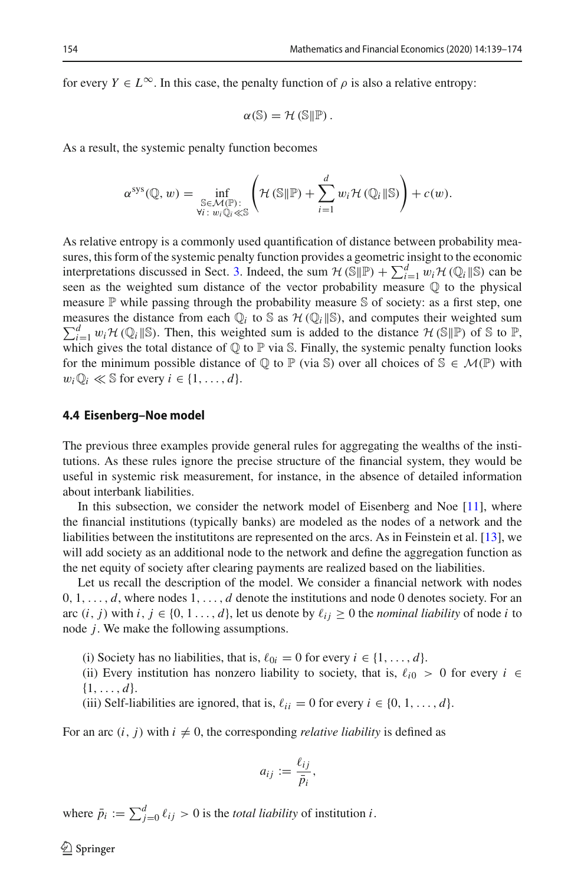for every $Y \in L^\infty$. In this case, the penalty function of $\rho$ is also a relative entropy:

$$\alpha(\mathbb{S}) = \mathcal{H}(\mathbb{S}\|\mathbb{P}).$$

As a result, the systemic penalty function becomes

$$\alpha^{\mathrm{sys}}(\mathbb{Q}, w) = \inf_{\substack{\mathbb{S}\in\mathcal{M}(\mathbb{P}):\\ \forall i:\, w_i\mathbb{Q}_i \ll \mathbb{S}}} \left( \mathcal{H}(\mathbb{S}\|\mathbb{P}) + \sum_{i=1}^{d} w_i \mathcal{H}(\mathbb{Q}_i\|\mathbb{S}) \right) + c(w).$$

As relative entropy is a commonly used quantification of distance between probability measures, this form of the systemic penalty function provides a geometric insight to the economic interpretations discussed in Sect. 3. Indeed, the sum $\mathcal{H}(\mathbb{S}\|\mathbb{P}) + \sum_{i=1}^{d} w_i \mathcal{H}(\mathbb{Q}_i\|\mathbb{S})$ can be seen as the weighted sum distance of the vector probability measure $\mathbb{Q}$ to the physical measure $\mathbb{P}$ while passing through the probability measure $\mathbb{S}$ of society: as a first step, one measures the distance from each $\mathbb{Q}_i$ to $\mathbb{S}$ as $\mathcal{H}(\mathbb{Q}_i\|\mathbb{S})$, and computes their weighted sum $\sum_{i=1}^{d} w_i \mathcal{H}(\mathbb{Q}_i\|\mathbb{S})$. Then, this weighted sum is added to the distance $\mathcal{H}(\mathbb{S}\|\mathbb{P})$ of $\mathbb{S}$ to $\mathbb{P}$, which gives the total distance of $\mathbb{Q}$ to $\mathbb{P}$ via $\mathbb{S}$. Finally, the systemic penalty function looks for the minimum possible distance of $\mathbb{Q}$ to $\mathbb{P}$ (via $\mathbb{S}$) over all choices of $\mathbb{S} \in \mathcal{M}(\mathbb{P})$ with $w_i\mathbb{Q}_i \ll \mathbb{S}$ for every $i \in \{1, \ldots, d\}$.

### 4.4 Eisenberg–Noe model

The previous three examples provide general rules for aggregating the wealths of the institutions. As these rules ignore the precise structure of the financial system, they would be useful in systemic risk measurement, for instance, in the absence of detailed information about interbank liabilities.

In this subsection, we consider the network model of Eisenberg and Noe [11], where the financial institutions (typically banks) are modeled as the nodes of a network and the liabilities between the institutitons are represented on the arcs. As in Feinstein et al. [13], we will add society as an additional node to the network and define the aggregation function as the net equity of society after clearing payments are realized based on the liabilities.

Let us recall the description of the model. We consider a financial network with nodes $0, 1, \ldots, d$, where nodes $1, \ldots, d$ denote the institutions and node 0 denotes society. For an arc $(i, j)$ with $i, j \in \{0, 1 \ldots, d\}$, let us denote by $\ell_{ij} \geq 0$ the *nominal liability* of node $i$ to node $j$. We make the following assumptions.

(i) Society has no liabilities, that is, $\ell_{0i} = 0$ for every $i \in \{1, \ldots, d\}$.
(ii) Every institution has nonzero liability to society, that is, $\ell_{i0} > 0$ for every $i \in \{1, \ldots, d\}$.
(iii) Self-liabilities are ignored, that is, $\ell_{ii} = 0$ for every $i \in \{0, 1, \ldots, d\}$.

For an arc $(i, j)$ with $i \neq 0$, the corresponding *relative liability* is defined as

$$a_{ij} := \frac{\ell_{ij}}{\bar{p}_i},$$

where $\bar{p}_i := \sum_{j=0}^{d} \ell_{ij} > 0$ is the *total liability* of institution $i$.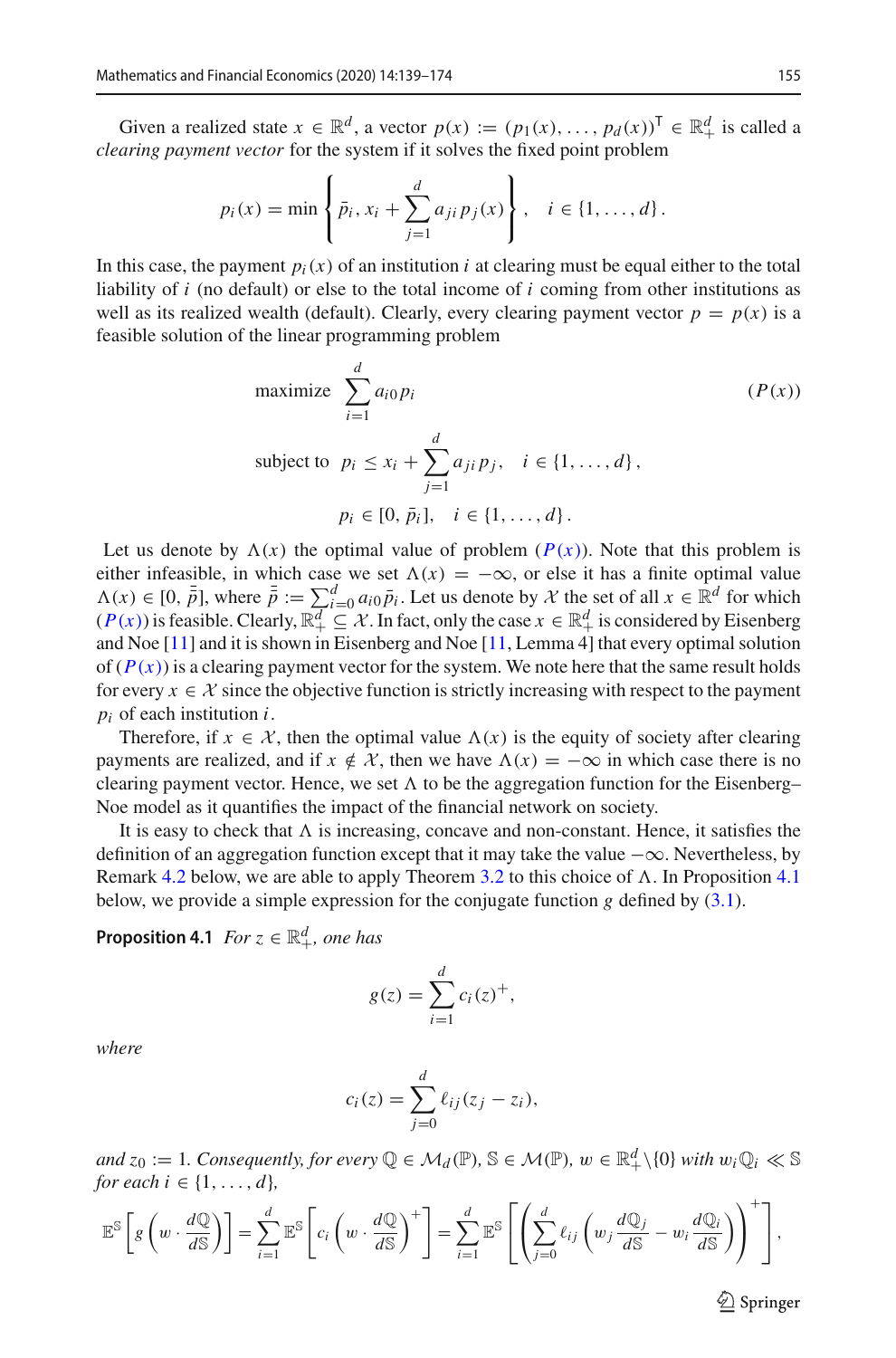Given a realized state $x \in \mathbb{R}^d$, a vector $p(x) := (p_1(x), \ldots, p_d(x))^\mathsf{T} \in \mathbb{R}^d_+$ is called a *clearing payment vector* for the system if it solves the fixed point problem

$$p_i(x) = \min \left\{ \bar{p}_i, x_i + \sum_{j=1}^d a_{ji} p_j(x) \right\}, \quad i \in \{1, \ldots, d\}.$$

In this case, the payment $p_i(x)$ of an institution $i$ at clearing must be equal either to the total liability of $i$ (no default) or else to the total income of $i$ coming from other institutions as well as its realized wealth (default). Clearly, every clearing payment vector $p = p(x)$ is a feasible solution of the linear programming problem

$$\begin{aligned} \text{maximize} \quad & \sum_{i=1}^d a_{i0} p_i & (P(x)) \\ \text{subject to} \quad & p_i \leq x_i + \sum_{j=1}^d a_{ji} p_j, \quad i \in \{1, \ldots, d\}, \\ & p_i \in [0, \bar{p}_i], \quad i \in \{1, \ldots, d\}. \end{aligned}$$

Let us denote by $\Lambda(x)$ the optimal value of problem ($P(x)$). Note that this problem is either infeasible, in which case we set $\Lambda(x) = -\infty$, or else it has a finite optimal value $\Lambda(x) \in [0, \bar{\bar{p}}]$, where $\bar{\bar{p}} := \sum_{i=0}^d a_{i0} \bar{p}_i$. Let us denote by $\mathcal{X}$ the set of all $x \in \mathbb{R}^d$ for which ($P(x)$) is feasible. Clearly, $\mathbb{R}^d_+ \subseteq \mathcal{X}$. In fact, only the case $x \in \mathbb{R}^d_+$ is considered by Eisenberg and Noe [11] and it is shown in Eisenberg and Noe [11, Lemma 4] that every optimal solution of ($P(x)$) is a clearing payment vector for the system. We note here that the same result holds for every $x \in \mathcal{X}$ since the objective function is strictly increasing with respect to the payment $p_i$ of each institution $i$.

Therefore, if $x \in \mathcal{X}$, then the optimal value $\Lambda(x)$ is the equity of society after clearing payments are realized, and if $x \notin \mathcal{X}$, then we have $\Lambda(x) = -\infty$ in which case there is no clearing payment vector. Hence, we set $\Lambda$ to be the aggregation function for the Eisenberg–Noe model as it quantifies the impact of the financial network on society.

It is easy to check that $\Lambda$ is increasing, concave and non-constant. Hence, it satisfies the definition of an aggregation function except that it may take the value $-\infty$. Nevertheless, by Remark 4.2 below, we are able to apply Theorem 3.2 to this choice of $\Lambda$. In Proposition 4.1 below, we provide a simple expression for the conjugate function $g$ defined by (3.1).

**Proposition 4.1** *For $z \in \mathbb{R}^d_+$, one has*

$$g(z) = \sum_{i=1}^d c_i(z)^+,$$

*where*

$$c_i(z) = \sum_{j=0}^d \ell_{ij}(z_j - z_i),$$

*and $z_0 := 1$. Consequently, for every $\mathbb{Q} \in \mathcal{M}_d(\mathbb{P})$, $\mathbb{S} \in \mathcal{M}(\mathbb{P})$, $w \in \mathbb{R}^d_+ \backslash \{0\}$ with $w_i \mathbb{Q}_i \ll \mathbb{S}$ for each $i \in \{1, \ldots, d\}$,*

$$\mathbb{E}^{\mathbb{S}}\left[g\left(w \cdot \frac{d\mathbb{Q}}{d\mathbb{S}}\right)\right] = \sum_{i=1}^d \mathbb{E}^{\mathbb{S}}\left[c_i\left(w \cdot \frac{d\mathbb{Q}}{d\mathbb{S}}\right)^+\right] = \sum_{i=1}^d \mathbb{E}^{\mathbb{S}}\left[\left(\sum_{j=0}^d \ell_{ij}\left(w_j \frac{d\mathbb{Q}_j}{d\mathbb{S}} - w_i \frac{d\mathbb{Q}_i}{d\mathbb{S}}\right)\right)^+\right],$$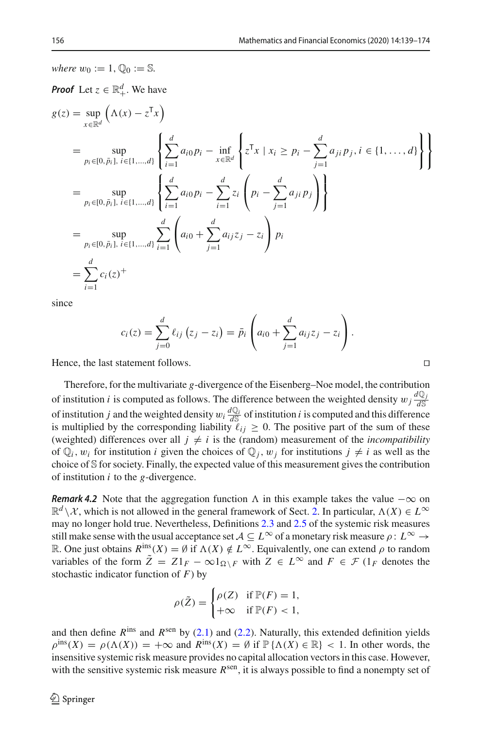*where* $w_0 := 1$, $\mathbb{Q}_0 := \mathbb{S}$.

***Proof*** Let $z \in \mathbb{R}^d_+$. We have

$$
\begin{aligned}
g(z) &= \sup_{x \in \mathbb{R}^d} \left( \Lambda(x) - z^{\mathsf{T}} x \right) \\
&= \sup_{p_i \in [0, \bar{p}_i],\, i \in \{1,\dots,d\}} \left\{ \sum_{i=1}^d a_{i0} p_i - \inf_{x \in \mathbb{R}^d} \left\{ z^{\mathsf{T}} x \mid x_i \geq p_i - \sum_{j=1}^d a_{ji} p_j, i \in \{1, \dots, d\} \right\} \right\} \\
&= \sup_{p_i \in [0, \bar{p}_i],\, i \in \{1,\dots,d\}} \left\{ \sum_{i=1}^d a_{i0} p_i - \sum_{i=1}^d z_i \left( p_i - \sum_{j=1}^d a_{ji} p_j \right) \right\} \\
&= \sup_{p_i \in [0, \bar{p}_i],\, i \in \{1,\dots,d\}} \sum_{i=1}^d \left( a_{i0} + \sum_{j=1}^d a_{ij} z_j - z_i \right) p_i \\
&= \sum_{i=1}^d c_i(z)^+
\end{aligned}
$$

since

$$
c_i(z) = \sum_{j=0}^d \ell_{ij} \left( z_j - z_i \right) = \bar{p}_i \left( a_{i0} + \sum_{j=1}^d a_{ij} z_j - z_i \right).
$$

Hence, the last statement follows. □

Therefore, for the multivariate $g$-divergence of the Eisenberg–Noe model, the contribution of institution $i$ is computed as follows. The difference between the weighted density $w_j \frac{d\mathbb{Q}_j}{d\mathbb{S}}$ of institution $j$ and the weighted density $w_i \frac{d\mathbb{Q}_i}{d\mathbb{S}}$ of institution $i$ is computed and this difference is multiplied by the corresponding liability $\ell_{ij} \geq 0$. The positive part of the sum of these (weighted) differences over all $j \neq i$ is the (random) measurement of the *incompatibility* of $\mathbb{Q}_i, w_i$ for institution $i$ given the choices of $\mathbb{Q}_j, w_j$ for institutions $j \neq i$ as well as the choice of $\mathbb{S}$ for society. Finally, the expected value of this measurement gives the contribution of institution $i$ to the $g$-divergence.

***Remark 4.2*** Note that the aggregation function $\Lambda$ in this example takes the value $-\infty$ on $\mathbb{R}^d \backslash \mathcal{X}$, which is not allowed in the general framework of Sect. 2. In particular, $\Lambda(X) \in L^\infty$ may no longer hold true. Nevertheless, Definitions 2.3 and 2.5 of the systemic risk measures still make sense with the usual acceptance set $\mathcal{A} \subseteq L^\infty$ of a monetary risk measure $\rho \colon L^\infty \to \mathbb{R}$. One just obtains $R^{\text{ins}}(X) = \emptyset$ if $\Lambda(X) \notin L^\infty$. Equivalently, one can extend $\rho$ to random variables of the form $\tilde{Z} = Z 1_F - \infty 1_{\Omega \backslash F}$ with $Z \in L^\infty$ and $F \in \mathcal{F}$ ($1_F$ denotes the stochastic indicator function of $F$) by

$$
\rho(\tilde{Z}) = \begin{cases} \rho(Z) & \text{if } \mathbb{P}(F) = 1, \\ +\infty & \text{if } \mathbb{P}(F) < 1, \end{cases}
$$

and then define $R^{\text{ins}}$ and $R^{\text{sen}}$ by (2.1) and (2.2). Naturally, this extended definition yields $\rho^{\text{ins}}(X) = \rho(\Lambda(X)) = +\infty$ and $R^{\text{ins}}(X) = \emptyset$ if $\mathbb{P}\{\Lambda(X) \in \mathbb{R}\} < 1$. In other words, the insensitive systemic risk measure provides no capital allocation vectors in this case. However, with the sensitive systemic risk measure $R^{\text{sen}}$, it is always possible to find a nonempty set of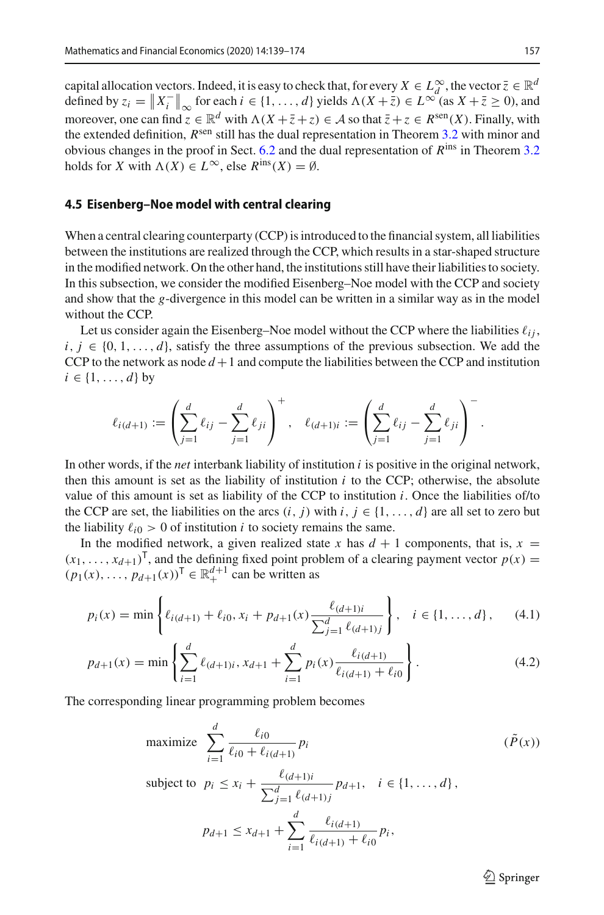capital allocation vectors. Indeed, it is easy to check that, for every $X \in L_d^\infty$, the vector $\bar{z} \in \mathbb{R}^d$ defined by $z_i = \left\| X_i^- \right\|_\infty$ for each $i \in \{1, \ldots, d\}$ yields $\Lambda(X + \bar{z}) \in L^\infty$ (as $X + \bar{z} \geq 0$), and moreover, one can find $z \in \mathbb{R}^d$ with $\Lambda(X + \bar{z} + z) \in \mathcal{A}$ so that $\bar{z} + z \in R^{\text{sen}}(X)$. Finally, with the extended definition, $R^{\text{sen}}$ still has the dual representation in Theorem 3.2 with minor and obvious changes in the proof in Sect. 6.2 and the dual representation of $R^{\text{ins}}$ in Theorem 3.2 holds for $X$ with $\Lambda(X) \in L^\infty$, else $R^{\text{ins}}(X) = \emptyset$.

### 4.5 Eisenberg–Noe model with central clearing

When a central clearing counterparty (CCP) is introduced to the financial system, all liabilities between the institutions are realized through the CCP, which results in a star-shaped structure in the modified network. On the other hand, the institutions still have their liabilities to society. In this subsection, we consider the modified Eisenberg–Noe model with the CCP and society and show that the $g$-divergence in this model can be written in a similar way as in the model without the CCP.

Let us consider again the Eisenberg–Noe model without the CCP where the liabilities $\ell_{ij}$, $i, j \in \{0, 1, \ldots, d\}$, satisfy the three assumptions of the previous subsection. We add the CCP to the network as node $d+1$ and compute the liabilities between the CCP and institution $i \in \{1, \ldots, d\}$ by

$$\ell_{i(d+1)} := \left( \sum_{j=1}^{d} \ell_{ij} - \sum_{j=1}^{d} \ell_{ji} \right)^+, \quad \ell_{(d+1)i} := \left( \sum_{j=1}^{d} \ell_{ij} - \sum_{j=1}^{d} \ell_{ji} \right)^-.$$

In other words, if the *net* interbank liability of institution $i$ is positive in the original network, then this amount is set as the liability of institution $i$ to the CCP; otherwise, the absolute value of this amount is set as liability of the CCP to institution $i$. Once the liabilities of/to the CCP are set, the liabilities on the arcs $(i, j)$ with $i, j \in \{1, \ldots, d\}$ are all set to zero but the liability $\ell_{i0} > 0$ of institution $i$ to society remains the same.

In the modified network, a given realized state $x$ has $d+1$ components, that is, $x = (x_1, \ldots, x_{d+1})^\mathsf{T}$, and the defining fixed point problem of a clearing payment vector $p(x) = (p_1(x), \ldots, p_{d+1}(x))^\mathsf{T} \in \mathbb{R}_+^{d+1}$ can be written as

$$p_i(x) = \min \left\{ \ell_{i(d+1)} + \ell_{i0}, x_i + p_{d+1}(x) \frac{\ell_{(d+1)i}}{\sum_{j=1}^{d} \ell_{(d+1)j}} \right\}, \quad i \in \{1, \ldots, d\}, \tag{4.1}$$

$$p_{d+1}(x) = \min \left\{ \sum_{i=1}^{d} \ell_{(d+1)i}, x_{d+1} + \sum_{i=1}^{d} p_i(x) \frac{\ell_{i(d+1)}}{\ell_{i(d+1)} + \ell_{i0}} \right\}. \tag{4.2}$$

The corresponding linear programming problem becomes

$$\begin{aligned}
&\text{maximize} \quad \sum_{i=1}^{d} \frac{\ell_{i0}}{\ell_{i0} + \ell_{i(d+1)}} p_i && (\tilde{P}(x)) \\
&\text{subject to} \quad p_i \leq x_i + \frac{\ell_{(d+1)i}}{\sum_{j=1}^{d} \ell_{(d+1)j}} p_{d+1}, \quad i \in \{1, \ldots, d\}, \\
&\qquad\qquad\quad p_{d+1} \leq x_{d+1} + \sum_{i=1}^{d} \frac{\ell_{i(d+1)}}{\ell_{i(d+1)} + \ell_{i0}} p_i,
\end{aligned}$$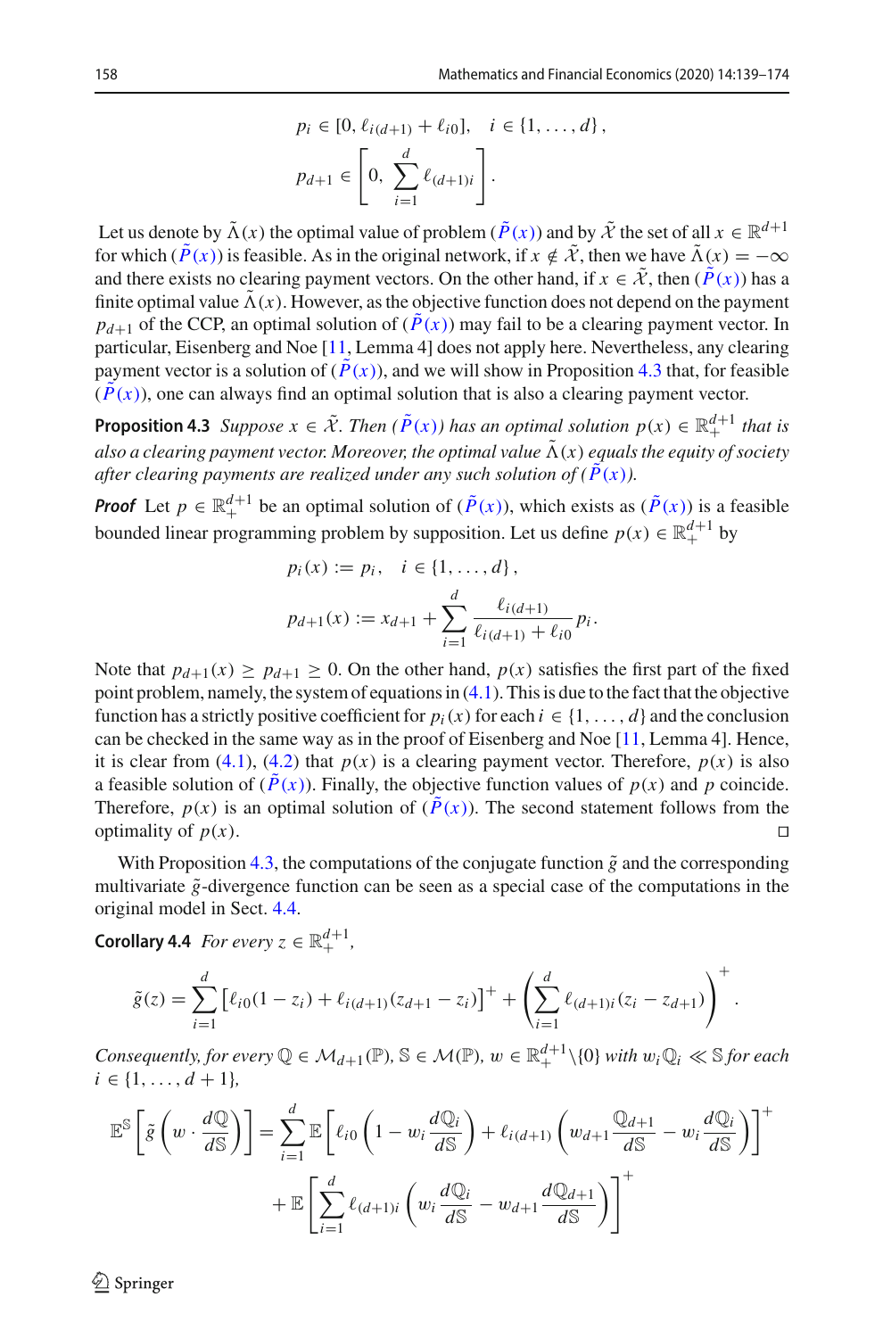$$p_i \in [0, \ell_{i(d+1)} + \ell_{i0}], \quad i \in \{1, \ldots, d\},$$

$$p_{d+1} \in \left[0, \sum_{i=1}^{d} \ell_{(d+1)i}\right].$$

Let us denote by $\tilde{\Lambda}(x)$ the optimal value of problem ($\tilde{P}(x)$) and by $\tilde{\mathcal{X}}$ the set of all $x \in \mathbb{R}^{d+1}$ for which ($\tilde{P}(x)$) is feasible. As in the original network, if $x \notin \tilde{\mathcal{X}}$, then we have $\tilde{\Lambda}(x) = -\infty$ and there exists no clearing payment vectors. On the other hand, if $x \in \tilde{\mathcal{X}}$, then ($\tilde{P}(x)$) has a finite optimal value $\tilde{\Lambda}(x)$. However, as the objective function does not depend on the payment $p_{d+1}$ of the CCP, an optimal solution of ($\tilde{P}(x)$) may fail to be a clearing payment vector. In particular, Eisenberg and Noe [11, Lemma 4] does not apply here. Nevertheless, any clearing payment vector is a solution of ($\tilde{P}(x)$), and we will show in Proposition 4.3 that, for feasible ($\tilde{P}(x)$), one can always find an optimal solution that is also a clearing payment vector.

**Proposition 4.3** *Suppose $x \in \tilde{\mathcal{X}}$. Then ($\tilde{P}(x)$) has an optimal solution $p(x) \in \mathbb{R}_+^{d+1}$ that is also a clearing payment vector. Moreover, the optimal value $\tilde{\Lambda}(x)$ equals the equity of society after clearing payments are realized under any such solution of ($\tilde{P}(x)$).*

***Proof*** Let $p \in \mathbb{R}_+^{d+1}$ be an optimal solution of ($\tilde{P}(x)$), which exists as ($\tilde{P}(x)$) is a feasible bounded linear programming problem by supposition. Let us define $p(x) \in \mathbb{R}_+^{d+1}$ by

$$p_i(x) := p_i, \quad i \in \{1, \ldots, d\},$$

$$p_{d+1}(x) := x_{d+1} + \sum_{i=1}^{d} \frac{\ell_{i(d+1)}}{\ell_{i(d+1)} + \ell_{i0}} p_i.$$

Note that $p_{d+1}(x) \geq p_{d+1} \geq 0$. On the other hand, $p(x)$ satisfies the first part of the fixed point problem, namely, the system of equations in (4.1). This is due to the fact that the objective function has a strictly positive coefficient for $p_i(x)$ for each $i \in \{1, \ldots, d\}$ and the conclusion can be checked in the same way as in the proof of Eisenberg and Noe [11, Lemma 4]. Hence, it is clear from (4.1), (4.2) that $p(x)$ is a clearing payment vector. Therefore, $p(x)$ is also a feasible solution of ($\tilde{P}(x)$). Finally, the objective function values of $p(x)$ and $p$ coincide. Therefore, $p(x)$ is an optimal solution of ($\tilde{P}(x)$). The second statement follows from the optimality of $p(x)$. □

With Proposition 4.3, the computations of the conjugate function $\tilde{g}$ and the corresponding multivariate $\tilde{g}$-divergence function can be seen as a special case of the computations in the original model in Sect. 4.4.

**Corollary 4.4** *For every $z \in \mathbb{R}_+^{d+1}$,*

$$\tilde{g}(z) = \sum_{i=1}^{d} \left[\ell_{i0}(1 - z_i) + \ell_{i(d+1)}(z_{d+1} - z_i)\right]^+ + \left(\sum_{i=1}^{d} \ell_{(d+1)i}(z_i - z_{d+1})\right)^+.$$

*Consequently, for every $\mathbb{Q} \in \mathcal{M}_{d+1}(\mathbb{P})$, $\mathbb{S} \in \mathcal{M}(\mathbb{P})$, $w \in \mathbb{R}_+^{d+1} \backslash \{0\}$ with $w_i \mathbb{Q}_i \ll \mathbb{S}$ for each $i \in \{1, \ldots, d+1\}$,*

$$\mathbb{E}^{\mathbb{S}}\left[\tilde{g}\left(w \cdot \frac{d\mathbb{Q}}{d\mathbb{S}}\right)\right] = \sum_{i=1}^{d} \mathbb{E}\left[\ell_{i0}\left(1 - w_i \frac{d\mathbb{Q}_i}{d\mathbb{S}}\right) + \ell_{i(d+1)}\left(w_{d+1}\frac{\mathbb{Q}_{d+1}}{d\mathbb{S}} - w_i \frac{d\mathbb{Q}_i}{d\mathbb{S}}\right)\right]^+$$

$$+ \mathbb{E}\left[\sum_{i=1}^{d} \ell_{(d+1)i}\left(w_i \frac{d\mathbb{Q}_i}{d\mathbb{S}} - w_{d+1}\frac{d\mathbb{Q}_{d+1}}{d\mathbb{S}}\right)\right]^+$$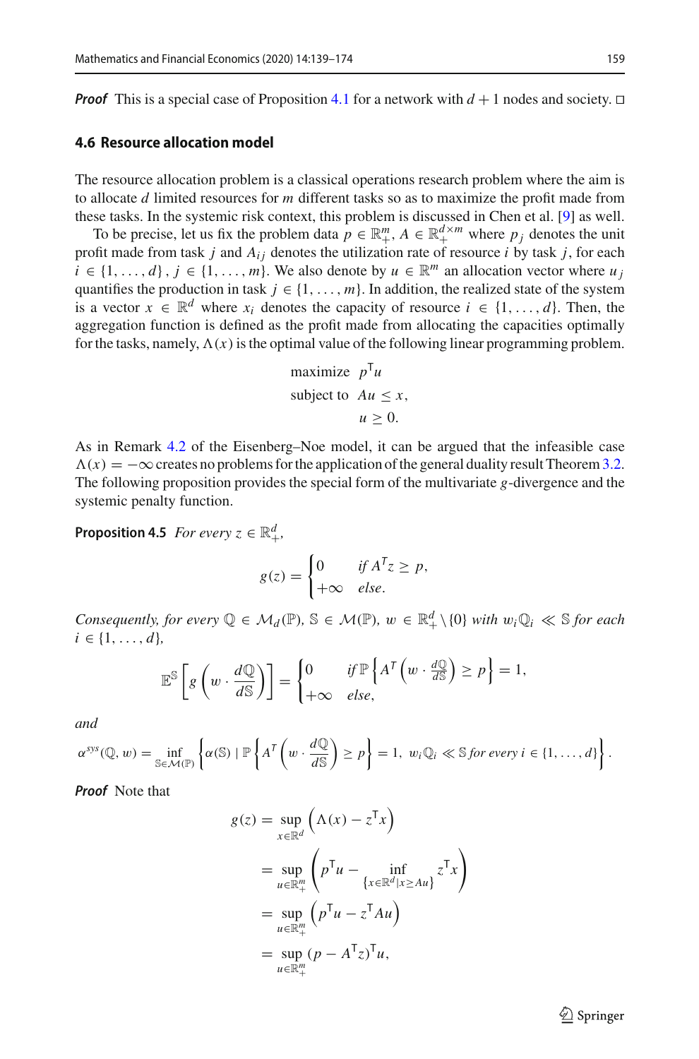***Proof*** This is a special case of Proposition 4.1 for a network with $d+1$ nodes and society. □

### 4.6 Resource allocation model

The resource allocation problem is a classical operations research problem where the aim is to allocate $d$ limited resources for $m$ different tasks so as to maximize the profit made from these tasks. In the systemic risk context, this problem is discussed in Chen et al. [9] as well.

To be precise, let us fix the problem data $p \in \mathbb{R}^m_+$, $A \in \mathbb{R}^{d\times m}_+$ where $p_j$ denotes the unit profit made from task $j$ and $A_{ij}$ denotes the utilization rate of resource $i$ by task $j$, for each $i \in \{1,\dots,d\}$, $j \in \{1,\dots,m\}$. We also denote by $u \in \mathbb{R}^m$ an allocation vector where $u_j$ quantifies the production in task $j \in \{1,\dots,m\}$. In addition, the realized state of the system is a vector $x \in \mathbb{R}^d$ where $x_i$ denotes the capacity of resource $i \in \{1,\dots,d\}$. Then, the aggregation function is defined as the profit made from allocating the capacities optimally for the tasks, namely, $\Lambda(x)$ is the optimal value of the following linear programming problem.

$$
\begin{aligned}
\text{maximize} \quad & p^{\mathsf{T}} u \\
\text{subject to} \quad & Au \le x, \\
& u \ge 0.
\end{aligned}
$$

As in Remark 4.2 of the Eisenberg–Noe model, it can be argued that the infeasible case $\Lambda(x) = -\infty$ creates no problems for the application of the general duality result Theorem 3.2. The following proposition provides the special form of the multivariate $g$-divergence and the systemic penalty function.

**Proposition 4.5** *For every* $z \in \mathbb{R}^d_+$,

$$
g(z) = \begin{cases} 0 & \text{if } A^{\mathsf{T}} z \ge p, \\ +\infty & \text{else.} \end{cases}
$$

*Consequently, for every* $\mathbb{Q} \in \mathcal{M}_d(\mathbb{P})$, $\mathbb{S} \in \mathcal{M}(\mathbb{P})$, $w \in \mathbb{R}^d_+ \setminus \{0\}$ *with* $w_i \mathbb{Q}_i \ll \mathbb{S}$ *for each* $i \in \{1,\dots,d\}$,

$$
\mathbb{E}^{\mathbb{S}}\left[g\left(w \cdot \frac{d\mathbb{Q}}{d\mathbb{S}}\right)\right] = \begin{cases} 0 & \text{if } \mathbb{P}\left\{A^{\mathsf{T}}\left(w \cdot \frac{d\mathbb{Q}}{d\mathbb{S}}\right) \ge p\right\} = 1, \\ +\infty & \text{else,} \end{cases}
$$

*and*

$$
\alpha^{sys}(\mathbb{Q}, w) = \inf_{\mathbb{S}\in\mathcal{M}(\mathbb{P})} \left\{\alpha(\mathbb{S}) \mid \mathbb{P}\left\{A^{\mathsf{T}}\left(w \cdot \frac{d\mathbb{Q}}{d\mathbb{S}}\right) \ge p\right\} = 1,\ w_i \mathbb{Q}_i \ll \mathbb{S} \text{ for every } i \in \{1,\dots,d\}\right\}.
$$

***Proof*** Note that

$$
\begin{aligned}
g(z) &= \sup_{x\in\mathbb{R}^d} \left(\Lambda(x) - z^{\mathsf{T}} x\right) \\
&= \sup_{u\in\mathbb{R}^m_+} \left(p^{\mathsf{T}} u - \inf_{\{x\in\mathbb{R}^d \mid x \ge Au\}} z^{\mathsf{T}} x\right) \\
&= \sup_{u\in\mathbb{R}^m_+} \left(p^{\mathsf{T}} u - z^{\mathsf{T}} A u\right) \\
&= \sup_{u\in\mathbb{R}^m_+} (p - A^{\mathsf{T}} z)^{\mathsf{T}} u,
\end{aligned}
$$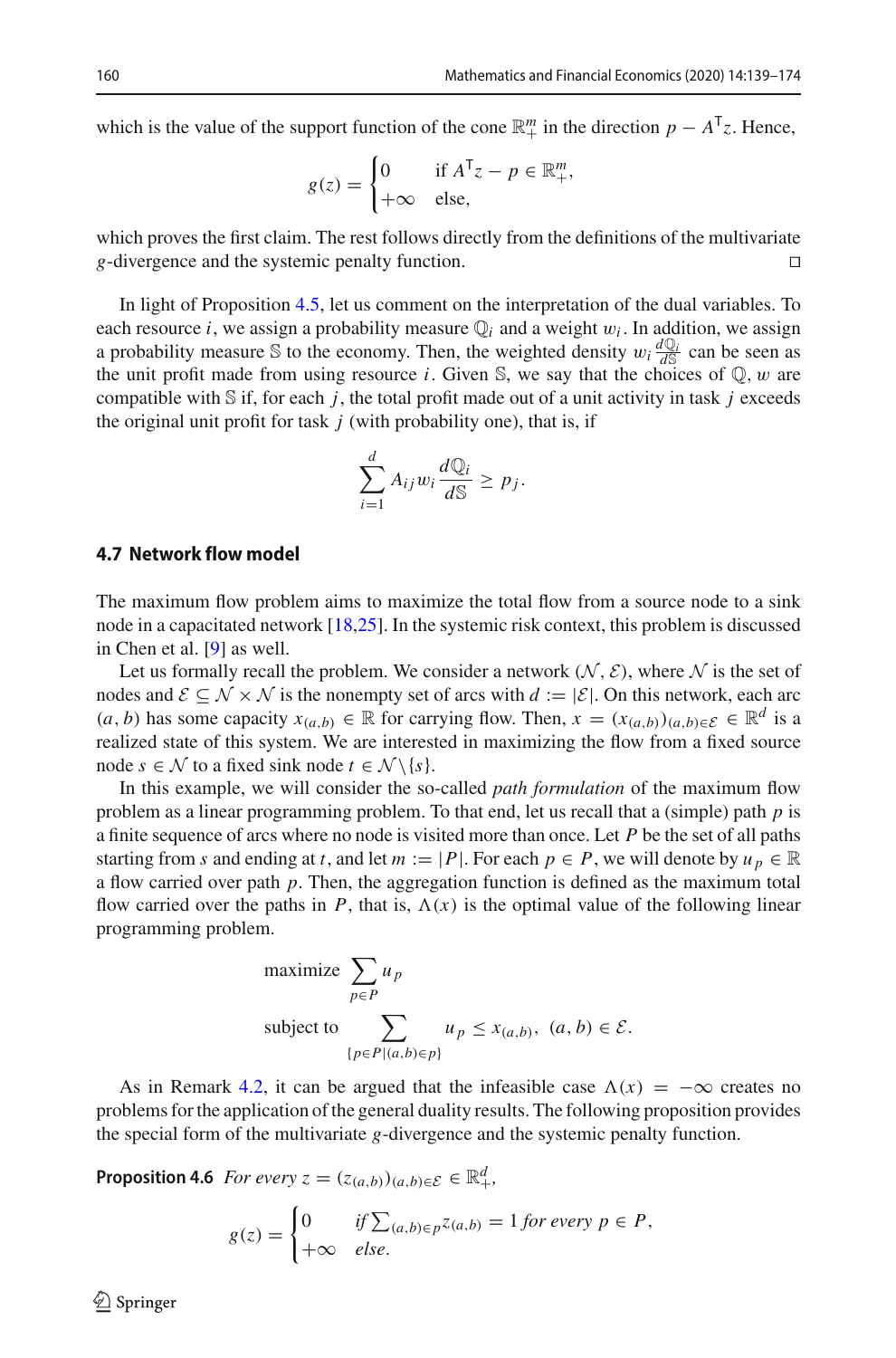which is the value of the support function of the cone $\mathbb{R}^m_+$ in the direction $p - A^\mathsf{T} z$. Hence,

$$
g(z) = \begin{cases} 0 & \text{if } A^\mathsf{T} z - p \in \mathbb{R}^m_+, \\ +\infty & \text{else,} \end{cases}
$$

which proves the first claim. The rest follows directly from the definitions of the multivariate $g$-divergence and the systemic penalty function. □

In light of Proposition 4.5, let us comment on the interpretation of the dual variables. To each resource $i$, we assign a probability measure $\mathbb{Q}_i$ and a weight $w_i$. In addition, we assign a probability measure $\mathbb{S}$ to the economy. Then, the weighted density $w_i \frac{d\mathbb{Q}_i}{d\mathbb{S}}$ can be seen as the unit profit made from using resource $i$. Given $\mathbb{S}$, we say that the choices of $\mathbb{Q}, w$ are compatible with $\mathbb{S}$ if, for each $j$, the total profit made out of a unit activity in task $j$ exceeds the original unit profit for task $j$ (with probability one), that is, if

$$
\sum_{i=1}^{d} A_{ij} w_i \frac{d\mathbb{Q}_i}{d\mathbb{S}} \geq p_j.
$$

### 4.7 Network flow model

The maximum flow problem aims to maximize the total flow from a source node to a sink node in a capacitated network [18,25]. In the systemic risk context, this problem is discussed in Chen et al. [9] as well.

Let us formally recall the problem. We consider a network $(\mathcal{N}, \mathcal{E})$, where $\mathcal{N}$ is the set of nodes and $\mathcal{E} \subseteq \mathcal{N} \times \mathcal{N}$ is the nonempty set of arcs with $d := |\mathcal{E}|$. On this network, each arc $(a, b)$ has some capacity $x_{(a,b)} \in \mathbb{R}$ for carrying flow. Then, $x = (x_{(a,b)})_{(a,b)\in\mathcal{E}} \in \mathbb{R}^d$ is a realized state of this system. We are interested in maximizing the flow from a fixed source node $s \in \mathcal{N}$ to a fixed sink node $t \in \mathcal{N} \backslash \{s\}$.

In this example, we will consider the so-called *path formulation* of the maximum flow problem as a linear programming problem. To that end, let us recall that a (simple) path $p$ is a finite sequence of arcs where no node is visited more than once. Let $P$ be the set of all paths starting from $s$ and ending at $t$, and let $m := |P|$. For each $p \in P$, we will denote by $u_p \in \mathbb{R}$ a flow carried over path $p$. Then, the aggregation function is defined as the maximum total flow carried over the paths in $P$, that is, $\Lambda(x)$ is the optimal value of the following linear programming problem.

$$
\begin{aligned}
&\text{maximize} \quad \sum_{p \in P} u_p \\
&\text{subject to} \quad \sum_{\{p \in P \mid (a,b) \in p\}} u_p \leq x_{(a,b)}, \quad (a, b) \in \mathcal{E}.
\end{aligned}
$$

As in Remark 4.2, it can be argued that the infeasible case $\Lambda(x) = -\infty$ creates no problems for the application of the general duality results. The following proposition provides the special form of the multivariate $g$-divergence and the systemic penalty function.

**Proposition 4.6** *For every $z = (z_{(a,b)})_{(a,b)\in\mathcal{E}} \in \mathbb{R}^d_+$,*

$$
g(z) = \begin{cases} 0 & \text{if } \sum_{(a,b)\in p} z_{(a,b)} = 1 \text{ for every } p \in P, \\ +\infty & \text{else.} \end{cases}
$$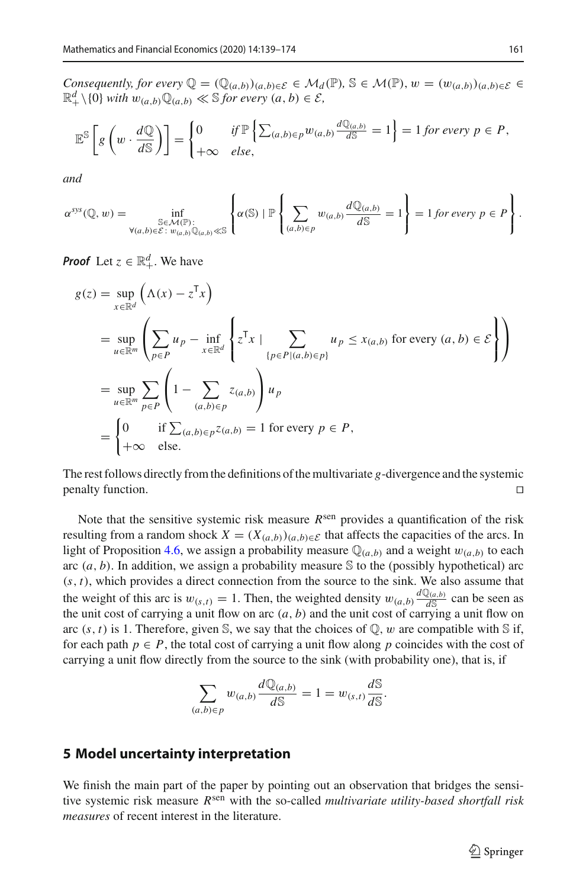*Consequently, for every* $\mathbb{Q} = (\mathbb{Q}_{(a,b)})_{(a,b)\in\mathcal{E}} \in \mathcal{M}_d(\mathbb{P})$, $\mathbb{S} \in \mathcal{M}(\mathbb{P})$, $w = (w_{(a,b)})_{(a,b)\in\mathcal{E}} \in \mathbb{R}^d_+ \setminus \{0\}$ *with* $w_{(a,b)}\mathbb{Q}_{(a,b)} \ll \mathbb{S}$ *for every* $(a,b) \in \mathcal{E}$,

$$\mathbb{E}^{\mathbb{S}}\left[g\left(w \cdot \frac{d\mathbb{Q}}{d\mathbb{S}}\right)\right] = \begin{cases} 0 & \text{if } \mathbb{P}\left\{\sum_{(a,b)\in p} w_{(a,b)} \frac{d\mathbb{Q}_{(a,b)}}{d\mathbb{S}} = 1\right\} = 1 \text{ for every } p \in P, \\ +\infty & \text{else,} \end{cases}$$

*and*

$$\alpha^{sys}(\mathbb{Q}, w) = \inf_{\substack{\mathbb{S}\in\mathcal{M}(\mathbb{P}): \\ \forall (a,b)\in\mathcal{E}:\, w_{(a,b)}\mathbb{Q}_{(a,b)} \ll \mathbb{S}}} \left\{ \alpha(\mathbb{S}) \mid \mathbb{P}\left\{ \sum_{(a,b)\in p} w_{(a,b)} \frac{d\mathbb{Q}_{(a,b)}}{d\mathbb{S}} = 1 \right\} = 1 \text{ for every } p \in P \right\}.$$

***Proof*** Let $z \in \mathbb{R}^d_+$. We have

$$\begin{aligned} g(z) &= \sup_{x\in\mathbb{R}^d} \left(\Lambda(x) - z^{\mathsf{T}}x\right) \\ &= \sup_{u\in\mathbb{R}^m} \left( \sum_{p\in P} u_p - \inf_{x\in\mathbb{R}^d} \left\{ z^{\mathsf{T}}x \mid \sum_{\{p\in P \mid (a,b)\in p\}} u_p \leq x_{(a,b)} \text{ for every } (a,b)\in\mathcal{E} \right\} \right) \\ &= \sup_{u\in\mathbb{R}^m} \sum_{p\in P} \left( 1 - \sum_{(a,b)\in p} z_{(a,b)} \right) u_p \\ &= \begin{cases} 0 & \text{if } \sum_{(a,b)\in p} z_{(a,b)} = 1 \text{ for every } p \in P, \\ +\infty & \text{else.} \end{cases} \end{aligned}$$

The rest follows directly from the definitions of the multivariate $g$-divergence and the systemic penalty function. □

Note that the sensitive systemic risk measure $R^{\text{sen}}$ provides a quantification of the risk resulting from a random shock $X = (X_{(a,b)})_{(a,b)\in\mathcal{E}}$ that affects the capacities of the arcs. In light of Proposition 4.6, we assign a probability measure $\mathbb{Q}_{(a,b)}$ and a weight $w_{(a,b)}$ to each arc $(a,b)$. In addition, we assign a probability measure $\mathbb{S}$ to the (possibly hypothetical) arc $(s,t)$, which provides a direct connection from the source to the sink. We also assume that the weight of this arc is $w_{(s,t)} = 1$. Then, the weighted density $w_{(a,b)}\frac{d\mathbb{Q}_{(a,b)}}{d\mathbb{S}}$ can be seen as the unit cost of carrying a unit flow on arc $(a,b)$ and the unit cost of carrying a unit flow on arc $(s,t)$ is 1. Therefore, given $\mathbb{S}$, we say that the choices of $\mathbb{Q}$, $w$ are compatible with $\mathbb{S}$ if, for each path $p \in P$, the total cost of carrying a unit flow along $p$ coincides with the cost of carrying a unit flow directly from the source to the sink (with probability one), that is, if

$$\sum_{(a,b)\in p} w_{(a,b)} \frac{d\mathbb{Q}_{(a,b)}}{d\mathbb{S}} = 1 = w_{(s,t)} \frac{d\mathbb{S}}{d\mathbb{S}}.$$

## 5 Model uncertainty interpretation

We finish the main part of the paper by pointing out an observation that bridges the sensitive systemic risk measure $R^{\text{sen}}$ with the so-called *multivariate utility-based shortfall risk measures* of recent interest in the literature.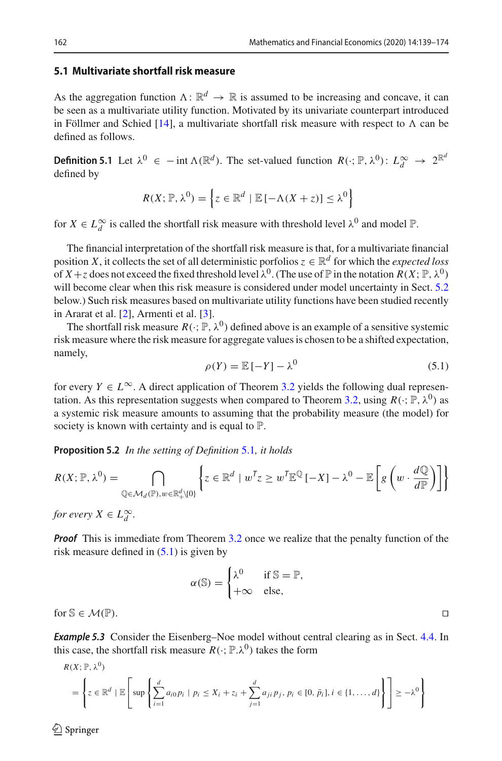### 5.1 Multivariate shortfall risk measure

As the aggregation function $\Lambda\colon \mathbb{R}^d \to \mathbb{R}$ is assumed to be increasing and concave, it can be seen as a multivariate utility function. Motivated by its univariate counterpart introduced in Föllmer and Schied [14], a multivariate shortfall risk measure with respect to $\Lambda$ can be defined as follows.

**Definition 5.1** Let $\lambda^0 \in -\operatorname{int}\Lambda(\mathbb{R}^d)$. The set-valued function $R(\cdot;\mathbb{P},\lambda^0)\colon L^\infty_d \to 2^{\mathbb{R}^d}$ defined by

$$R(X;\mathbb{P},\lambda^0) = \left\{ z \in \mathbb{R}^d \mid \mathbb{E}[-\Lambda(X+z)] \le \lambda^0 \right\}$$

for $X \in L^\infty_d$ is called the shortfall risk measure with threshold level $\lambda^0$ and model $\mathbb{P}$.

The financial interpretation of the shortfall risk measure is that, for a multivariate financial position $X$, it collects the set of all deterministic porfolios $z \in \mathbb{R}^d$ for which the *expected loss* of $X+z$ does not exceed the fixed threshold level $\lambda^0$. (The use of $\mathbb{P}$ in the notation $R(X;\mathbb{P},\lambda^0)$ will become clear when this risk measure is considered under model uncertainty in Sect. 5.2 below.) Such risk measures based on multivariate utility functions have been studied recently in Ararat et al. [2], Armenti et al. [3].

The shortfall risk measure $R(\cdot;\mathbb{P},\lambda^0)$ defined above is an example of a sensitive systemic risk measure where the risk measure for aggregate values is chosen to be a shifted expectation, namely,

$$\rho(Y) = \mathbb{E}[-Y] - \lambda^0 \tag{5.1}$$

for every $Y \in L^\infty$. A direct application of Theorem 3.2 yields the following dual representation. As this representation suggests when compared to Theorem 3.2, using $R(\cdot;\mathbb{P},\lambda^0)$ as a systemic risk measure amounts to assuming that the probability measure (the model) for society is known with certainty and is equal to $\mathbb{P}$.

**Proposition 5.2** *In the setting of Definition 5.1, it holds*

$$R(X;\mathbb{P},\lambda^0) = \bigcap_{\mathbb{Q}\in\mathcal{M}_d(\mathbb{P}),\, w\in\mathbb{R}^d_+\setminus\{0\}} \left\{ z \in \mathbb{R}^d \mid w^T z \ge w^T \mathbb{E}^{\mathbb{Q}}[-X] - \lambda^0 - \mathbb{E}\left[ g\left( w \cdot \frac{d\mathbb{Q}}{d\mathbb{P}} \right) \right] \right\}$$

*for every $X \in L^\infty_d$.*

***Proof*** This is immediate from Theorem 3.2 once we realize that the penalty function of the risk measure defined in (5.1) is given by

$$\alpha(\mathbb{S}) = \begin{cases} \lambda^0 & \text{if } \mathbb{S} = \mathbb{P}, \\ +\infty & \text{else,} \end{cases}$$

for $\mathbb{S} \in \mathcal{M}(\mathbb{P})$. □

***Example 5.3*** Consider the Eisenberg–Noe model without central clearing as in Sect. 4.4. In this case, the shortfall risk measure $R(\cdot;\mathbb{P}.\lambda^0)$ takes the form

$$R(X;\mathbb{P},\lambda^0)$$
$$= \left\{ z \in \mathbb{R}^d \mid \mathbb{E}\left[ \sup\left\{ \sum_{i=1}^d a_{i0} p_i \mid p_i \le X_i + z_i + \sum_{j=1}^d a_{ji} p_j,\ p_i \in [0,\bar{p}_i],\ i \in \{1,\ldots,d\} \right\} \right] \ge -\lambda^0 \right\}$$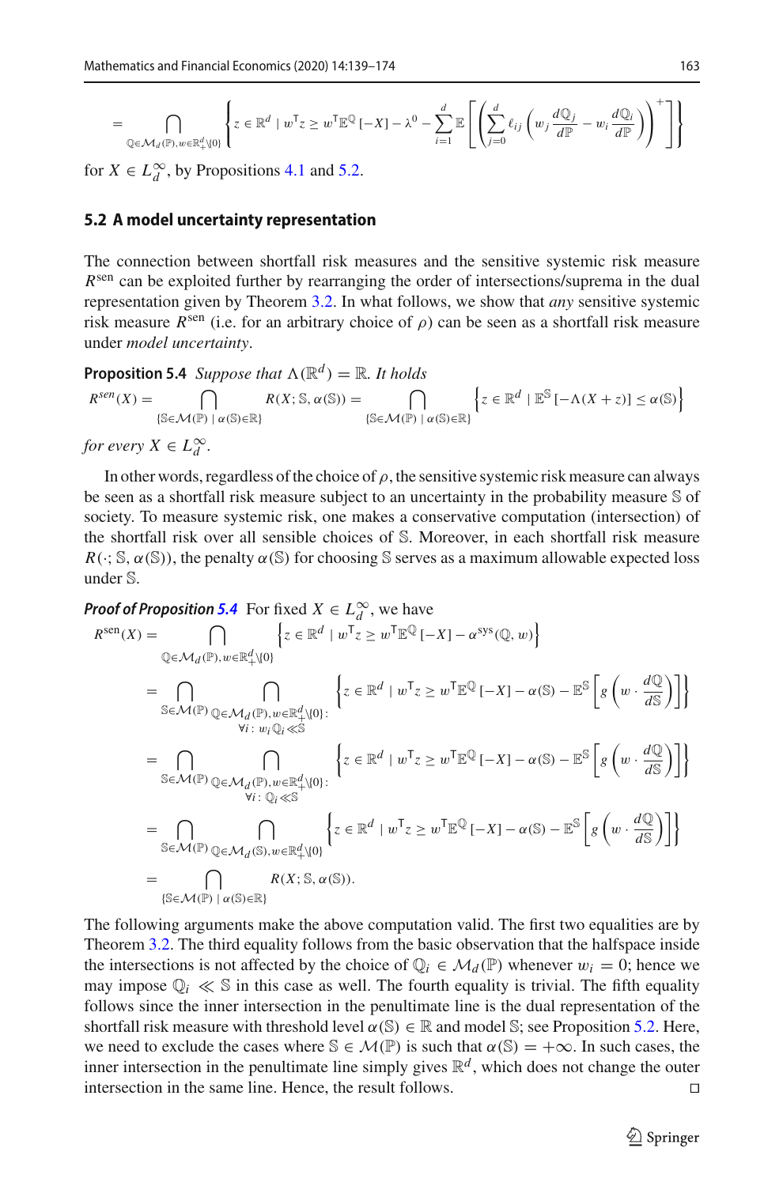$$= \bigcap_{\mathbb{Q}\in\mathcal{M}_d(\mathbb{P}), w\in\mathbb{R}^d_+\backslash\{0\}} \left\{ z\in\mathbb{R}^d \mid w^\mathsf{T} z \geq w^\mathsf{T}\mathbb{E}^{\mathbb{Q}}[-X] - \lambda^0 - \sum_{i=1}^d \mathbb{E}\left[\left(\sum_{j=0}^d \ell_{ij}\left(w_j \frac{d\mathbb{Q}_j}{d\mathbb{P}} - w_i \frac{d\mathbb{Q}_i}{d\mathbb{P}}\right)\right)^+\right]\right\}$$

for $X \in L^\infty_d$, by Propositions 4.1 and 5.2.

### 5.2 A model uncertainty representation

The connection between shortfall risk measures and the sensitive systemic risk measure $R^{\text{sen}}$ can be exploited further by rearranging the order of intersections/suprema in the dual representation given by Theorem 3.2. In what follows, we show that *any* sensitive systemic risk measure $R^{\text{sen}}$ (i.e. for an arbitrary choice of $\rho$) can be seen as a shortfall risk measure under *model uncertainty*.

**Proposition 5.4** *Suppose that* $\Lambda(\mathbb{R}^d) = \mathbb{R}$. *It holds*

$$R^{sen}(X) = \bigcap_{\{\mathbb{S}\in\mathcal{M}(\mathbb{P}) \mid \alpha(\mathbb{S})\in\mathbb{R}\}} R(X;\mathbb{S},\alpha(\mathbb{S})) = \bigcap_{\{\mathbb{S}\in\mathcal{M}(\mathbb{P}) \mid \alpha(\mathbb{S})\in\mathbb{R}\}} \left\{ z\in\mathbb{R}^d \mid \mathbb{E}^{\mathbb{S}}[-\Lambda(X+z)] \leq \alpha(\mathbb{S}) \right\}$$

*for every* $X \in L^\infty_d$.

In other words, regardless of the choice of $\rho$, the sensitive systemic risk measure can always be seen as a shortfall risk measure subject to an uncertainty in the probability measure $\mathbb{S}$ of society. To measure systemic risk, one makes a conservative computation (intersection) of the shortfall risk over all sensible choices of $\mathbb{S}$. Moreover, in each shortfall risk measure $R(\cdot;\mathbb{S},\alpha(\mathbb{S}))$, the penalty $\alpha(\mathbb{S})$ for choosing $\mathbb{S}$ serves as a maximum allowable expected loss under $\mathbb{S}$.

***Proof of Proposition 5.4*** For fixed $X \in L^\infty_d$, we have

$$\begin{aligned}
R^{\text{sen}}(X) &= \bigcap_{\mathbb{Q}\in\mathcal{M}_d(\mathbb{P}), w\in\mathbb{R}^d_+\backslash\{0\}} \left\{ z\in\mathbb{R}^d \mid w^\mathsf{T} z \geq w^\mathsf{T}\mathbb{E}^{\mathbb{Q}}[-X] - \alpha^{\text{sys}}(\mathbb{Q},w)\right\} \\
&= \bigcap_{\mathbb{S}\in\mathcal{M}(\mathbb{P})} \bigcap_{\substack{\mathbb{Q}\in\mathcal{M}_d(\mathbb{P}), w\in\mathbb{R}^d_+\backslash\{0\}: \\ \forall i:\, w_i\mathbb{Q}_i \ll \mathbb{S}}} \left\{ z\in\mathbb{R}^d \mid w^\mathsf{T} z \geq w^\mathsf{T}\mathbb{E}^{\mathbb{Q}}[-X] - \alpha(\mathbb{S}) - \mathbb{E}^{\mathbb{S}}\left[g\left(w\cdot\frac{d\mathbb{Q}}{d\mathbb{S}}\right)\right]\right\} \\
&= \bigcap_{\mathbb{S}\in\mathcal{M}(\mathbb{P})} \bigcap_{\substack{\mathbb{Q}\in\mathcal{M}_d(\mathbb{P}), w\in\mathbb{R}^d_+\backslash\{0\}: \\ \forall i:\, \mathbb{Q}_i \ll \mathbb{S}}} \left\{ z\in\mathbb{R}^d \mid w^\mathsf{T} z \geq w^\mathsf{T}\mathbb{E}^{\mathbb{Q}}[-X] - \alpha(\mathbb{S}) - \mathbb{E}^{\mathbb{S}}\left[g\left(w\cdot\frac{d\mathbb{Q}}{d\mathbb{S}}\right)\right]\right\} \\
&= \bigcap_{\mathbb{S}\in\mathcal{M}(\mathbb{P})} \bigcap_{\mathbb{Q}\in\mathcal{M}_d(\mathbb{S}), w\in\mathbb{R}^d_+\backslash\{0\}} \left\{ z\in\mathbb{R}^d \mid w^\mathsf{T} z \geq w^\mathsf{T}\mathbb{E}^{\mathbb{Q}}[-X] - \alpha(\mathbb{S}) - \mathbb{E}^{\mathbb{S}}\left[g\left(w\cdot\frac{d\mathbb{Q}}{d\mathbb{S}}\right)\right]\right\} \\
&= \bigcap_{\{\mathbb{S}\in\mathcal{M}(\mathbb{P}) \mid \alpha(\mathbb{S})\in\mathbb{R}\}} R(X;\mathbb{S},\alpha(\mathbb{S})).
\end{aligned}$$

The following arguments make the above computation valid. The first two equalities are by Theorem 3.2. The third equality follows from the basic observation that the halfspace inside the intersections is not affected by the choice of $\mathbb{Q}_i \in \mathcal{M}_d(\mathbb{P})$ whenever $w_i = 0$; hence we may impose $\mathbb{Q}_i \ll \mathbb{S}$ in this case as well. The fourth equality is trivial. The fifth equality follows since the inner intersection in the penultimate line is the dual representation of the shortfall risk measure with threshold level $\alpha(\mathbb{S}) \in \mathbb{R}$ and model $\mathbb{S}$; see Proposition 5.2. Here, we need to exclude the cases where $\mathbb{S} \in \mathcal{M}(\mathbb{P})$ is such that $\alpha(\mathbb{S}) = +\infty$. In such cases, the inner intersection in the penultimate line simply gives $\mathbb{R}^d$, which does not change the outer intersection in the same line. Hence, the result follows. □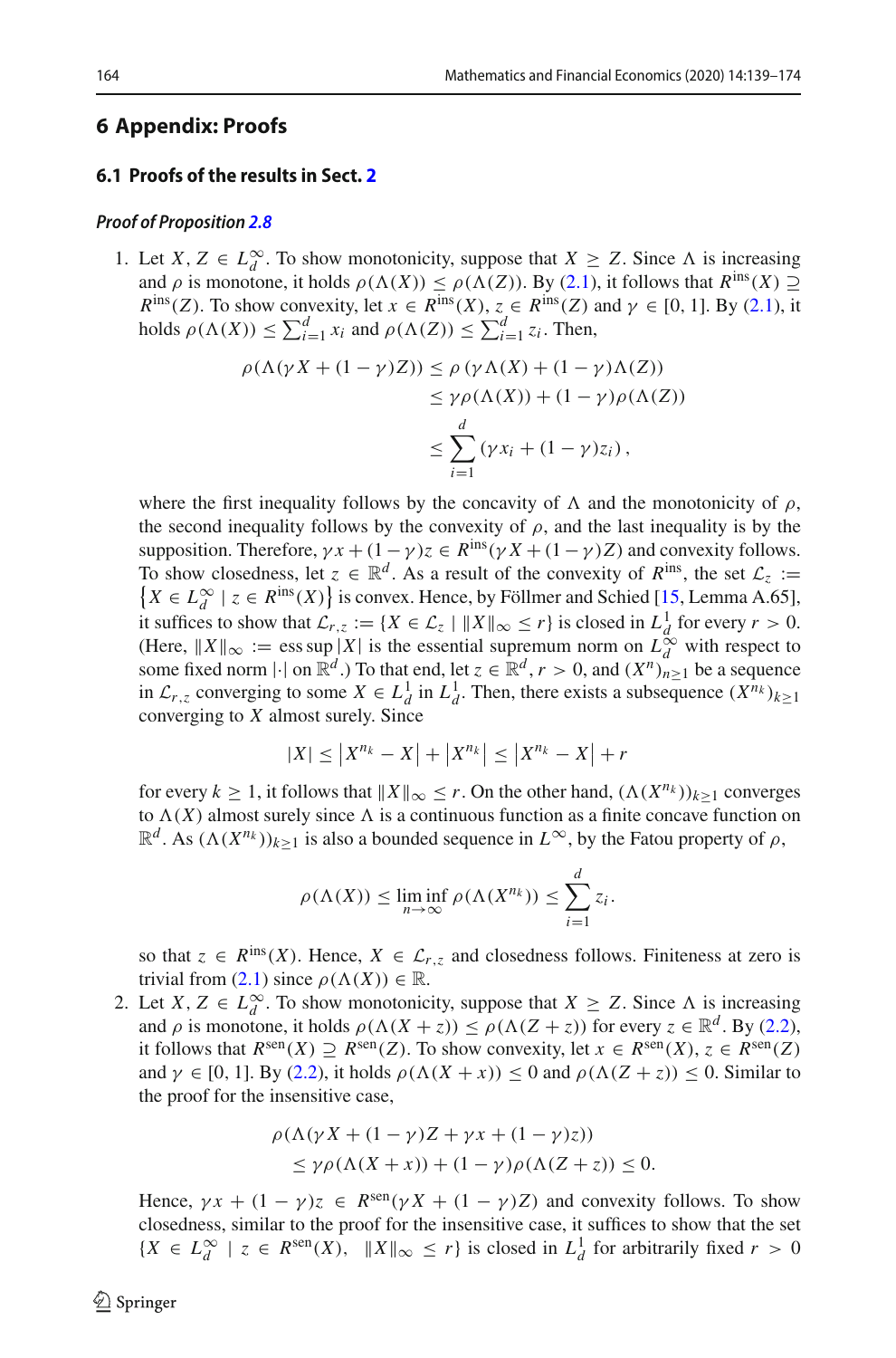## 6 Appendix: Proofs

### 6.1 Proofs of the results in Sect. 2

***Proof of Proposition 2.8***

1. Let $X, Z \in L^\infty_d$. To show monotonicity, suppose that $X \geq Z$. Since $\Lambda$ is increasing and $\rho$ is monotone, it holds $\rho(\Lambda(X)) \leq \rho(\Lambda(Z))$. By (2.1), it follows that $R^{\text{ins}}(X) \supseteq R^{\text{ins}}(Z)$. To show convexity, let $x \in R^{\text{ins}}(X)$, $z \in R^{\text{ins}}(Z)$ and $\gamma \in [0, 1]$. By (2.1), it holds $\rho(\Lambda(X)) \leq \sum_{i=1}^d x_i$ and $\rho(\Lambda(Z)) \leq \sum_{i=1}^d z_i$. Then,

$$
\begin{aligned}
\rho(\Lambda(\gamma X + (1-\gamma)Z)) &\leq \rho\left(\gamma \Lambda(X) + (1-\gamma)\Lambda(Z)\right) \\
&\leq \gamma \rho(\Lambda(X)) + (1-\gamma)\rho(\Lambda(Z)) \\
&\leq \sum_{i=1}^d (\gamma x_i + (1-\gamma) z_i),
\end{aligned}
$$

where the first inequality follows by the concavity of $\Lambda$ and the monotonicity of $\rho$, the second inequality follows by the convexity of $\rho$, and the last inequality is by the supposition. Therefore, $\gamma x + (1-\gamma)z \in R^{\text{ins}}(\gamma X + (1-\gamma)Z)$ and convexity follows. To show closedness, let $z \in \mathbb{R}^d$. As a result of the convexity of $R^{\text{ins}}$, the set $\mathcal{L}_z := \left\{X \in L^\infty_d \mid z \in R^{\text{ins}}(X)\right\}$ is convex. Hence, by Föllmer and Schied [15, Lemma A.65], it suffices to show that $\mathcal{L}_{r,z} := \{X \in \mathcal{L}_z \mid \|X\|_\infty \leq r\}$ is closed in $L^1_d$ for every $r > 0$. (Here, $\|X\|_\infty := \operatorname{ess\,sup} |X|$ is the essential supremum norm on $L^\infty_d$ with respect to some fixed norm $|\cdot|$ on $\mathbb{R}^d$.) To that end, let $z \in \mathbb{R}^d$, $r > 0$, and $(X^n)_{n\geq 1}$ be a sequence in $\mathcal{L}_{r,z}$ converging to some $X \in L^1_d$ in $L^1_d$. Then, there exists a subsequence $(X^{n_k})_{k\geq 1}$ converging to $X$ almost surely. Since

$$
|X| \leq \left|X^{n_k} - X\right| + \left|X^{n_k}\right| \leq \left|X^{n_k} - X\right| + r
$$

for every $k \geq 1$, it follows that $\|X\|_\infty \leq r$. On the other hand, $(\Lambda(X^{n_k}))_{k\geq 1}$ converges to $\Lambda(X)$ almost surely since $\Lambda$ is a continuous function as a finite concave function on $\mathbb{R}^d$. As $(\Lambda(X^{n_k}))_{k\geq 1}$ is also a bounded sequence in $L^\infty$, by the Fatou property of $\rho$,

$$
\rho(\Lambda(X)) \leq \liminf_{n\to\infty} \rho(\Lambda(X^{n_k})) \leq \sum_{i=1}^d z_i.
$$

so that $z \in R^{\text{ins}}(X)$. Hence, $X \in \mathcal{L}_{r,z}$ and closedness follows. Finiteness at zero is trivial from (2.1) since $\rho(\Lambda(X)) \in \mathbb{R}$.

2. Let $X, Z \in L^\infty_d$. To show monotonicity, suppose that $X \geq Z$. Since $\Lambda$ is increasing and $\rho$ is monotone, it holds $\rho(\Lambda(X + z)) \leq \rho(\Lambda(Z + z))$ for every $z \in \mathbb{R}^d$. By (2.2), it follows that $R^{\text{sen}}(X) \supseteq R^{\text{sen}}(Z)$. To show convexity, let $x \in R^{\text{sen}}(X)$, $z \in R^{\text{sen}}(Z)$ and $\gamma \in [0, 1]$. By (2.2), it holds $\rho(\Lambda(X + x)) \leq 0$ and $\rho(\Lambda(Z + z)) \leq 0$. Similar to the proof for the insensitive case,

$$
\begin{aligned}
&\rho(\Lambda(\gamma X + (1-\gamma)Z + \gamma x + (1-\gamma)z)) \\
&\quad \leq \gamma \rho(\Lambda(X + x)) + (1-\gamma)\rho(\Lambda(Z + z)) \leq 0.
\end{aligned}
$$

Hence, $\gamma x + (1-\gamma)z \in R^{\text{sen}}(\gamma X + (1-\gamma)Z)$ and convexity follows. To show closedness, similar to the proof for the insensitive case, it suffices to show that the set $\{X \in L^\infty_d \mid z \in R^{\text{sen}}(X), \ \ \|X\|_\infty \leq r\}$ is closed in $L^1_d$ for arbitrarily fixed $r > 0$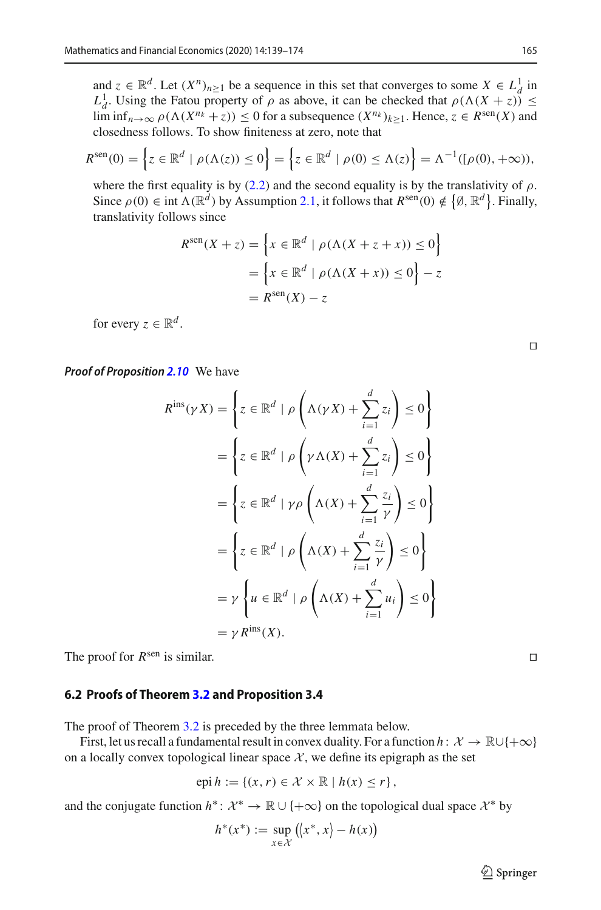and $z \in \mathbb{R}^d$. Let $(X^n)_{n\geq 1}$ be a sequence in this set that converges to some $X \in L^1_d$ in $L^1_d$. Using the Fatou property of $\rho$ as above, it can be checked that $\rho(\Lambda(X+z)) \leq \liminf_{n\to\infty} \rho(\Lambda(X^{n_k}+z)) \leq 0$ for a subsequence $(X^{n_k})_{k\geq 1}$. Hence, $z \in R^{\text{sen}}(X)$ and closedness follows. To show finiteness at zero, note that

$$R^{\text{sen}}(0) = \left\{z \in \mathbb{R}^d \mid \rho(\Lambda(z)) \leq 0\right\} = \left\{z \in \mathbb{R}^d \mid \rho(0) \leq \Lambda(z)\right\} = \Lambda^{-1}([\rho(0), +\infty)),$$

where the first equality is by (2.2) and the second equality is by the translativity of $\rho$. Since $\rho(0) \in \operatorname{int} \Lambda(\mathbb{R}^d)$ by Assumption 2.1, it follows that $R^{\text{sen}}(0) \notin \left\{\emptyset, \mathbb{R}^d\right\}$. Finally, translativity follows since

$$
\begin{aligned}
R^{\text{sen}}(X+z) &= \left\{x \in \mathbb{R}^d \mid \rho(\Lambda(X+z+x)) \leq 0\right\} \\
&= \left\{x \in \mathbb{R}^d \mid \rho(\Lambda(X+x)) \leq 0\right\} - z \\
&= R^{\text{sen}}(X) - z
\end{aligned}
$$

for every $z \in \mathbb{R}^d$.

□

***Proof of Proposition 2.10*** We have

$$
\begin{aligned}
R^{\text{ins}}(\gamma X) &= \left\{z \in \mathbb{R}^d \mid \rho\left(\Lambda(\gamma X) + \sum_{i=1}^d z_i\right) \leq 0\right\} \\
&= \left\{z \in \mathbb{R}^d \mid \rho\left(\gamma\Lambda(X) + \sum_{i=1}^d z_i\right) \leq 0\right\} \\
&= \left\{z \in \mathbb{R}^d \mid \gamma\rho\left(\Lambda(X) + \sum_{i=1}^d \frac{z_i}{\gamma}\right) \leq 0\right\} \\
&= \left\{z \in \mathbb{R}^d \mid \rho\left(\Lambda(X) + \sum_{i=1}^d \frac{z_i}{\gamma}\right) \leq 0\right\} \\
&= \gamma\left\{u \in \mathbb{R}^d \mid \rho\left(\Lambda(X) + \sum_{i=1}^d u_i\right) \leq 0\right\} \\
&= \gamma R^{\text{ins}}(X).
\end{aligned}
$$

The proof for $R^{\text{sen}}$ is similar. □

### 6.2 Proofs of Theorem 3.2 and Proposition 3.4

The proof of Theorem 3.2 is preceded by the three lemmata below.

First, let us recall a fundamental result in convex duality. For a function $h\colon \mathcal{X} \to \mathbb{R}\cup\{+\infty\}$ on a locally convex topological linear space $\mathcal{X}$, we define its epigraph as the set

$$\operatorname{epi} h := \{(x, r) \in \mathcal{X} \times \mathbb{R} \mid h(x) \leq r\},$$

and the conjugate function $h^*\colon \mathcal{X}^* \to \mathbb{R} \cup \{+\infty\}$ on the topological dual space $\mathcal{X}^*$ by

$$h^*(x^*) := \sup_{x\in\mathcal{X}} \left(\langle x^*, x\rangle - h(x)\right)$$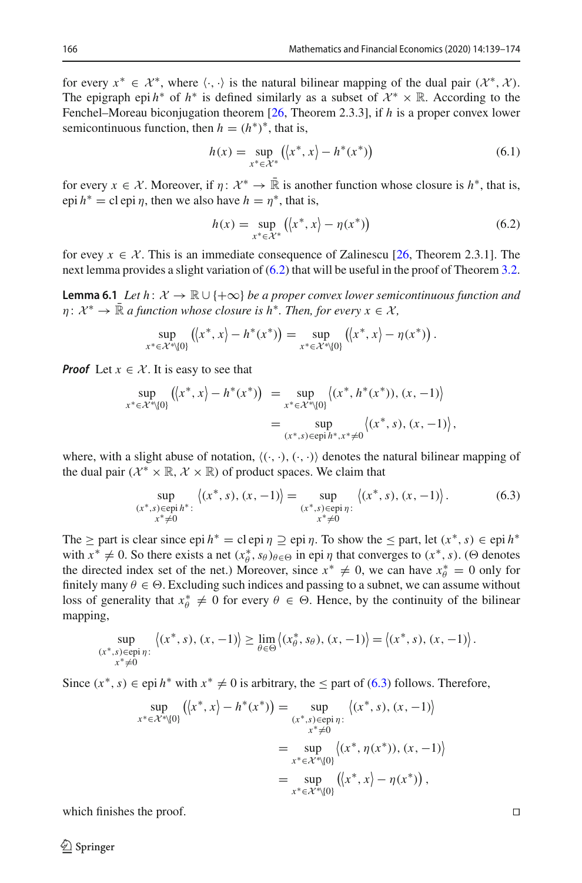for every $x^* \in \mathcal{X}^*$, where $\langle \cdot, \cdot \rangle$ is the natural bilinear mapping of the dual pair $(\mathcal{X}^*, \mathcal{X})$. The epigraph $\operatorname{epi} h^*$ of $h^*$ is defined similarly as a subset of $\mathcal{X}^* \times \mathbb{R}$. According to the Fenchel–Moreau biconjugation theorem [26, Theorem 2.3.3], if $h$ is a proper convex lower semicontinuous function, then $h = (h^*)^*$, that is,

$$h(x) = \sup_{x^* \in \mathcal{X}^*} \left( \langle x^*, x \rangle - h^*(x^*) \right) \tag{6.1}$$

for every $x \in \mathcal{X}$. Moreover, if $\eta \colon \mathcal{X}^* \to \bar{\mathbb{R}}$ is another function whose closure is $h^*$, that is, $\operatorname{epi} h^* = \operatorname{cl} \operatorname{epi} \eta$, then we also have $h = \eta^*$, that is,

$$h(x) = \sup_{x^* \in \mathcal{X}^*} \left( \langle x^*, x \rangle - \eta(x^*) \right) \tag{6.2}$$

for evey $x \in \mathcal{X}$. This is an immediate consequence of Zalinescu [26, Theorem 2.3.1]. The next lemma provides a slight variation of (6.2) that will be useful in the proof of Theorem 3.2.

**Lemma 6.1** *Let $h \colon \mathcal{X} \to \mathbb{R} \cup \{+\infty\}$ be a proper convex lower semicontinuous function and $\eta \colon \mathcal{X}^* \to \bar{\mathbb{R}}$ a function whose closure is $h^*$. Then, for every $x \in \mathcal{X}$,*

$$\sup_{x^* \in \mathcal{X}^* \setminus \{0\}} \left( \langle x^*, x \rangle - h^*(x^*) \right) = \sup_{x^* \in \mathcal{X}^* \setminus \{0\}} \left( \langle x^*, x \rangle - \eta(x^*) \right).$$

***Proof*** Let $x \in \mathcal{X}$. It is easy to see that

$$\begin{aligned} \sup_{x^* \in \mathcal{X}^* \setminus \{0\}} \left( \langle x^*, x \rangle - h^*(x^*) \right) &= \sup_{x^* \in \mathcal{X}^* \setminus \{0\}} \left\langle (x^*, h^*(x^*)), (x, -1) \right\rangle \\ &= \sup_{(x^*, s) \in \operatorname{epi} h^*, x^* \neq 0} \left\langle (x^*, s), (x, -1) \right\rangle, \end{aligned}$$

where, with a slight abuse of notation, $\langle (\cdot, \cdot), (\cdot, \cdot) \rangle$ denotes the natural bilinear mapping of the dual pair $(\mathcal{X}^* \times \mathbb{R}, \mathcal{X} \times \mathbb{R})$ of product spaces. We claim that

$$\sup_{\substack{(x^*, s) \in \operatorname{epi} h^* : \\ x^* \neq 0}} \left\langle (x^*, s), (x, -1) \right\rangle = \sup_{\substack{(x^*, s) \in \operatorname{epi} \eta : \\ x^* \neq 0}} \left\langle (x^*, s), (x, -1) \right\rangle. \tag{6.3}$$

The $\geq$ part is clear since $\operatorname{epi} h^* = \operatorname{cl} \operatorname{epi} \eta \supseteq \operatorname{epi} \eta$. To show the $\leq$ part, let $(x^*, s) \in \operatorname{epi} h^*$ with $x^* \neq 0$. So there exists a net $(x^*_\theta, s_\theta)_{\theta \in \Theta}$ in $\operatorname{epi} \eta$ that converges to $(x^*, s)$. ($\Theta$ denotes the directed index set of the net.) Moreover, since $x^* \neq 0$, we can have $x^*_\theta = 0$ only for finitely many $\theta \in \Theta$. Excluding such indices and passing to a subnet, we can assume without loss of generality that $x^*_\theta \neq 0$ for every $\theta \in \Theta$. Hence, by the continuity of the bilinear mapping,

$$\sup_{\substack{(x^*, s) \in \operatorname{epi} \eta : \\ x^* \neq 0}} \left\langle (x^*, s), (x, -1) \right\rangle \geq \lim_{\theta \in \Theta} \left\langle (x^*_\theta, s_\theta), (x, -1) \right\rangle = \left\langle (x^*, s), (x, -1) \right\rangle.$$

Since $(x^*, s) \in \operatorname{epi} h^*$ with $x^* \neq 0$ is arbitrary, the $\leq$ part of (6.3) follows. Therefore,

$$\begin{aligned} \sup_{x^* \in \mathcal{X}^* \setminus \{0\}} \left( \langle x^*, x \rangle - h^*(x^*) \right) &= \sup_{\substack{(x^*, s) \in \operatorname{epi} \eta : \\ x^* \neq 0}} \left\langle (x^*, s), (x, -1) \right\rangle \\ &= \sup_{x^* \in \mathcal{X}^* \setminus \{0\}} \left\langle (x^*, \eta(x^*)), (x, -1) \right\rangle \\ &= \sup_{x^* \in \mathcal{X}^* \setminus \{0\}} \left( \langle x^*, x \rangle - \eta(x^*) \right), \end{aligned}$$

which finishes the proof. $\square$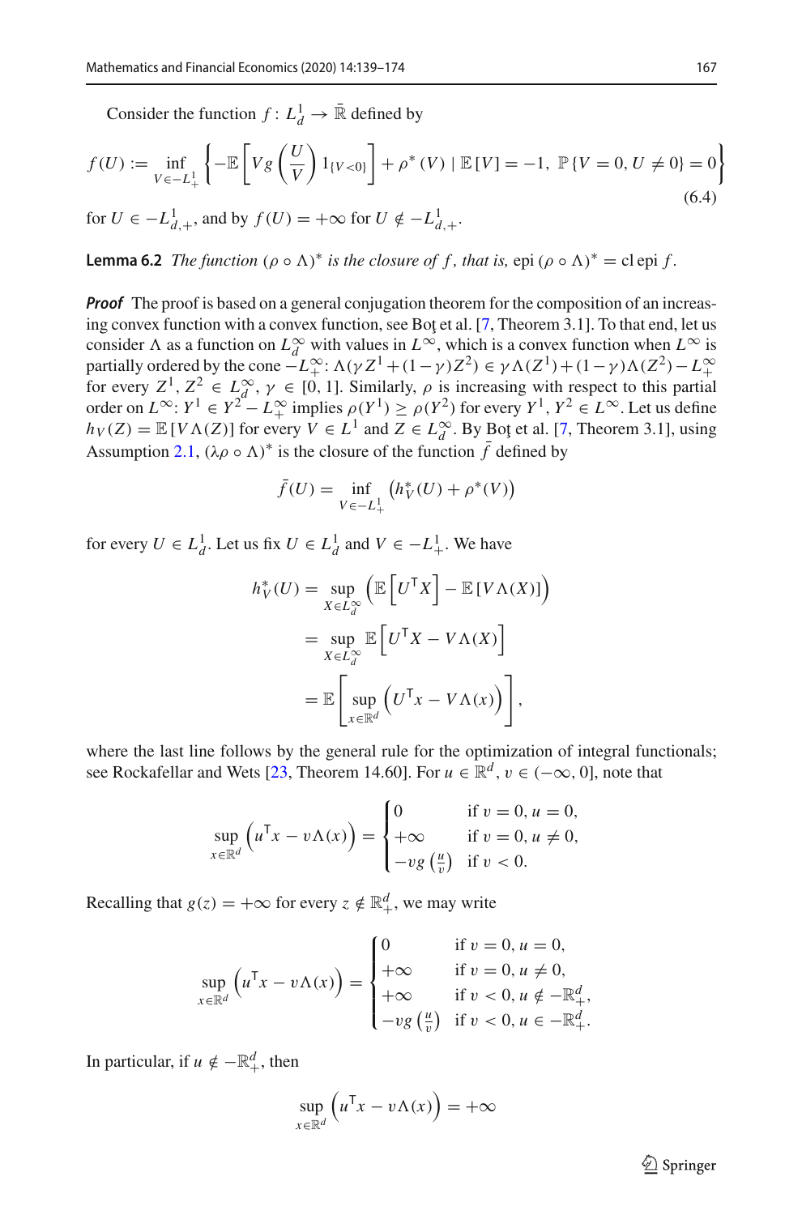Consider the function $f\colon L^1_d \to \bar{\mathbb{R}}$ defined by

$$f(U) := \inf_{V \in -L^1_+} \left\{ -\mathbb{E}\left[ V g\left(\frac{U}{V}\right) 1_{\{V<0\}}\right] + \rho^*(V) \mid \mathbb{E}[V] = -1,\ \mathbb{P}\{V = 0, U \neq 0\} = 0 \right\} \tag{6.4}$$

for $U \in -L^1_{d,+}$, and by $f(U) = +\infty$ for $U \notin -L^1_{d,+}$.

**Lemma 6.2** *The function $(\rho \circ \Lambda)^*$ is the closure of $f$, that is,* $\operatorname{epi}(\rho \circ \Lambda)^* = \operatorname{cl}\operatorname{epi} f$.

***Proof*** The proof is based on a general conjugation theorem for the composition of an increasing convex function with a convex function, see Boţ et al. [7, Theorem 3.1]. To that end, let us consider $\Lambda$ as a function on $L^\infty_d$ with values in $L^\infty$, which is a convex function when $L^\infty$ is partially ordered by the cone $-L^\infty_+$: $\Lambda(\gamma Z^1 + (1-\gamma)Z^2) \in \gamma\Lambda(Z^1) + (1-\gamma)\Lambda(Z^2) - L^\infty_+$ for every $Z^1, Z^2 \in L^\infty_d$, $\gamma \in [0,1]$. Similarly, $\rho$ is increasing with respect to this partial order on $L^\infty$: $Y^1 \in Y^2 - L^\infty_+$ implies $\rho(Y^1) \geq \rho(Y^2)$ for every $Y^1, Y^2 \in L^\infty$. Let us define $h_V(Z) = \mathbb{E}[V\Lambda(Z)]$ for every $V \in L^1$ and $Z \in L^\infty_d$. By Boţ et al. [7, Theorem 3.1], using Assumption 2.1, $(\lambda\rho \circ \Lambda)^*$ is the closure of the function $\bar{f}$ defined by

$$\bar{f}(U) = \inf_{V \in -L^1_+} \left( h^*_V(U) + \rho^*(V) \right)$$

for every $U \in L^1_d$. Let us fix $U \in L^1_d$ and $V \in -L^1_+$. We have

$$\begin{aligned}
h^*_V(U) &= \sup_{X \in L^\infty_d} \left( \mathbb{E}\left[U^\mathsf{T} X\right] - \mathbb{E}\left[V\Lambda(X)\right] \right) \\
&= \sup_{X \in L^\infty_d} \mathbb{E}\left[U^\mathsf{T} X - V\Lambda(X)\right] \\
&= \mathbb{E}\left[ \sup_{x \in \mathbb{R}^d} \left( U^\mathsf{T} x - V\Lambda(x) \right) \right],
\end{aligned}$$

where the last line follows by the general rule for the optimization of integral functionals; see Rockafellar and Wets [23, Theorem 14.60]. For $u \in \mathbb{R}^d$, $v \in (-\infty, 0]$, note that

$$\sup_{x \in \mathbb{R}^d} \left( u^\mathsf{T} x - v\Lambda(x) \right) = \begin{cases} 0 & \text{if } v = 0, u = 0, \\ +\infty & \text{if } v = 0, u \neq 0, \\ -vg\left(\frac{u}{v}\right) & \text{if } v < 0. \end{cases}$$

Recalling that $g(z) = +\infty$ for every $z \notin \mathbb{R}^d_+$, we may write

$$\sup_{x \in \mathbb{R}^d} \left( u^\mathsf{T} x - v\Lambda(x) \right) = \begin{cases} 0 & \text{if } v = 0, u = 0, \\ +\infty & \text{if } v = 0, u \neq 0, \\ +\infty & \text{if } v < 0, u \notin -\mathbb{R}^d_+, \\ -vg\left(\frac{u}{v}\right) & \text{if } v < 0, u \in -\mathbb{R}^d_+. \end{cases}$$

In particular, if $u \notin -\mathbb{R}^d_+$, then

$$\sup_{x \in \mathbb{R}^d} \left( u^\mathsf{T} x - v\Lambda(x) \right) = +\infty$$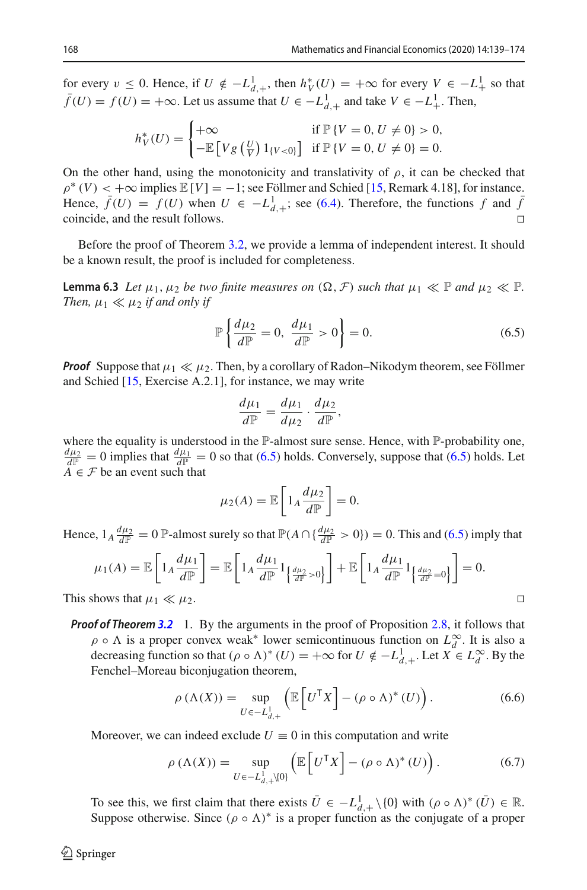for every $v \leq 0$. Hence, if $U \notin -L^1_{d,+}$, then $h^*_V(U) = +\infty$ for every $V \in -L^1_+$ so that $\bar{f}(U) = f(U) = +\infty$. Let us assume that $U \in -L^1_{d,+}$ and take $V \in -L^1_+$. Then,

$$h^*_V(U) = \begin{cases} +\infty & \text{if } \mathbb{P}\{V = 0, U \neq 0\} > 0, \\ -\mathbb{E}\left[V g\left(\frac{U}{V}\right) 1_{\{V<0\}}\right] & \text{if } \mathbb{P}\{V = 0, U \neq 0\} = 0. \end{cases}$$

On the other hand, using the monotonicity and translativity of $\rho$, it can be checked that $\rho^*(V) < +\infty$ implies $\mathbb{E}[V] = -1$; see Föllmer and Schied [15, Remark 4.18], for instance. Hence, $\bar{f}(U) = f(U)$ when $U \in -L^1_{d,+}$; see (6.4). Therefore, the functions $f$ and $\bar{f}$ coincide, and the result follows. □

Before the proof of Theorem 3.2, we provide a lemma of independent interest. It should be a known result, the proof is included for completeness.

**Lemma 6.3** *Let $\mu_1, \mu_2$ be two finite measures on $(\Omega, \mathcal{F})$ such that $\mu_1 \ll \mathbb{P}$ and $\mu_2 \ll \mathbb{P}$. Then, $\mu_1 \ll \mu_2$ if and only if*

$$\mathbb{P}\left\{\frac{d\mu_2}{d\mathbb{P}} = 0,\ \frac{d\mu_1}{d\mathbb{P}} > 0\right\} = 0. \tag{6.5}$$

***Proof*** Suppose that $\mu_1 \ll \mu_2$. Then, by a corollary of Radon–Nikodym theorem, see Föllmer and Schied [15, Exercise A.2.1], for instance, we may write

$$\frac{d\mu_1}{d\mathbb{P}} = \frac{d\mu_1}{d\mu_2} \cdot \frac{d\mu_2}{d\mathbb{P}},$$

where the equality is understood in the $\mathbb{P}$-almost sure sense. Hence, with $\mathbb{P}$-probability one, $\frac{d\mu_2}{d\mathbb{P}} = 0$ implies that $\frac{d\mu_1}{d\mathbb{P}} = 0$ so that (6.5) holds. Conversely, suppose that (6.5) holds. Let $A \in \mathcal{F}$ be an event such that

$$\mu_2(A) = \mathbb{E}\left[1_A \frac{d\mu_2}{d\mathbb{P}}\right] = 0.$$

Hence, $1_A \frac{d\mu_2}{d\mathbb{P}} = 0$ $\mathbb{P}$-almost surely so that $\mathbb{P}(A \cap \{\frac{d\mu_2}{d\mathbb{P}} > 0\}) = 0$. This and (6.5) imply that

$$\mu_1(A) = \mathbb{E}\left[1_A \frac{d\mu_1}{d\mathbb{P}}\right] = \mathbb{E}\left[1_A \frac{d\mu_1}{d\mathbb{P}} 1_{\left\{\frac{d\mu_2}{d\mathbb{P}} > 0\right\}}\right] + \mathbb{E}\left[1_A \frac{d\mu_1}{d\mathbb{P}} 1_{\left\{\frac{d\mu_2}{d\mathbb{P}} = 0\right\}}\right] = 0.$$

This shows that $\mu_1 \ll \mu_2$. □

***Proof of Theorem 3.2*** 1. By the arguments in the proof of Proposition 2.8, it follows that $\rho \circ \Lambda$ is a proper convex weak* lower semicontinuous function on $L^\infty_d$. It is also a decreasing function so that $(\rho \circ \Lambda)^*(U) = +\infty$ for $U \notin -L^1_{d,+}$. Let $X \in L^\infty_d$. By the Fenchel–Moreau biconjugation theorem,

$$\rho(\Lambda(X)) = \sup_{U \in -L^1_{d,+}} \left(\mathbb{E}\left[U^{\mathsf{T}} X\right] - (\rho \circ \Lambda)^*(U)\right). \tag{6.6}$$

Moreover, we can indeed exclude $U \equiv 0$ in this computation and write

$$\rho(\Lambda(X)) = \sup_{U \in -L^1_{d,+} \setminus \{0\}} \left(\mathbb{E}\left[U^{\mathsf{T}} X\right] - (\rho \circ \Lambda)^*(U)\right). \tag{6.7}$$

To see this, we first claim that there exists $\bar{U} \in -L^1_{d,+} \setminus \{0\}$ with $(\rho \circ \Lambda)^*(\bar{U}) \in \mathbb{R}$. Suppose otherwise. Since $(\rho \circ \Lambda)^*$ is a proper function as the conjugate of a proper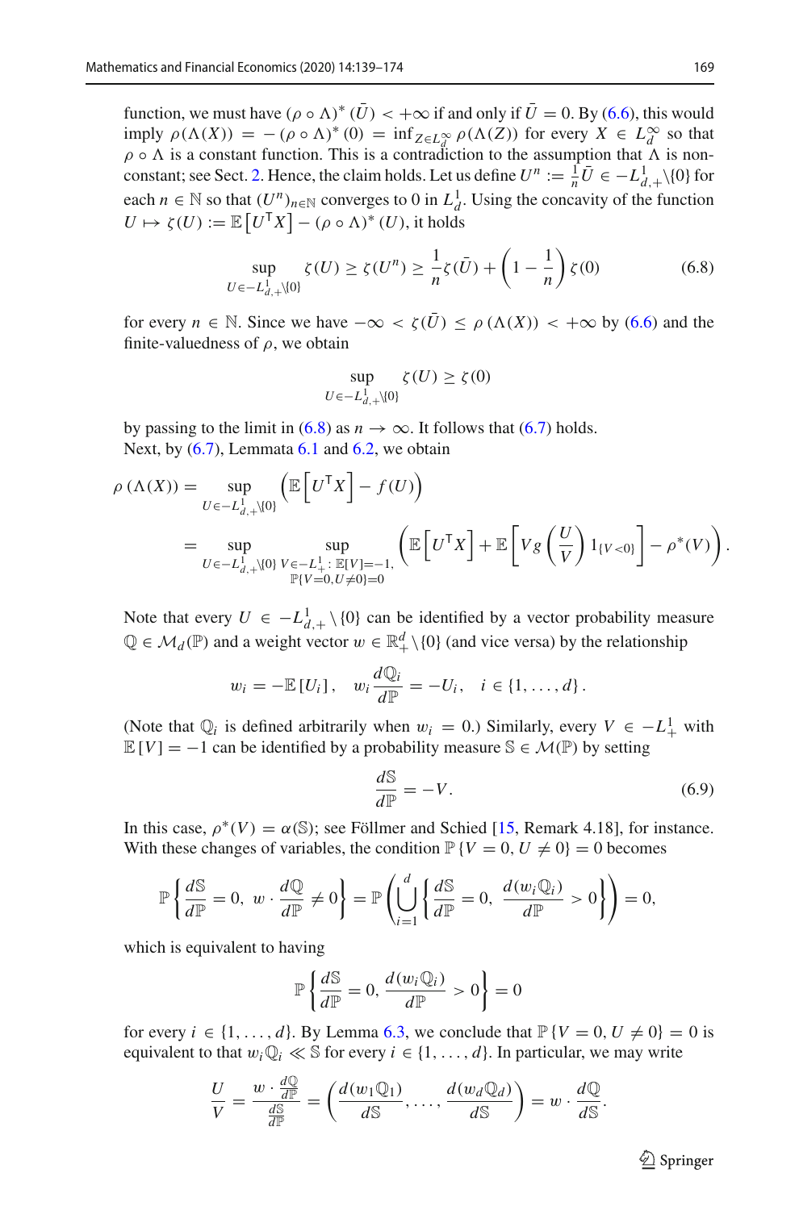function, we must have $(\rho \circ \Lambda)^* (\bar{U}) < +\infty$ if and only if $\bar{U} = 0$. By (6.6), this would imply $\rho(\Lambda(X)) = -(\rho \circ \Lambda)^* (0) = \inf_{Z \in L_d^\infty} \rho(\Lambda(Z))$ for every $X \in L_d^\infty$ so that $\rho \circ \Lambda$ is a constant function. This is a contradiction to the assumption that $\Lambda$ is non-constant; see Sect. 2. Hence, the claim holds. Let us define $U^n := \frac{1}{n}\bar{U} \in -L^1_{d,+}\backslash\{0\}$ for each $n \in \mathbb{N}$ so that $(U^n)_{n\in\mathbb{N}}$ converges to 0 in $L^1_d$. Using the concavity of the function $U \mapsto \zeta(U) := \mathbb{E}\left[U^\mathsf{T} X\right] - (\rho \circ \Lambda)^* (U)$, it holds

$$\sup_{U \in -L^1_{d,+}\backslash\{0\}} \zeta(U) \geq \zeta(U^n) \geq \frac{1}{n}\zeta(\bar{U}) + \left(1 - \frac{1}{n}\right)\zeta(0) \tag{6.8}$$

for every $n \in \mathbb{N}$. Since we have $-\infty < \zeta(\bar{U}) \leq \rho(\Lambda(X)) < +\infty$ by (6.6) and the finite-valuedness of $\rho$, we obtain

$$\sup_{U \in -L^1_{d,+}\backslash\{0\}} \zeta(U) \geq \zeta(0)$$

by passing to the limit in (6.8) as $n \to \infty$. It follows that (6.7) holds.
Next, by (6.7), Lemmata 6.1 and 6.2, we obtain

$$\begin{aligned}
\rho\left(\Lambda(X)\right) &= \sup_{U \in -L^1_{d,+}\backslash\{0\}} \left(\mathbb{E}\left[U^\mathsf{T} X\right] - f(U)\right) \\
&= \sup_{U \in -L^1_{d,+}\backslash\{0\}} \ \sup_{\substack{V \in -L^1_+ :\, \mathbb{E}[V]=-1, \\ \mathbb{P}\{V=0,\, U\neq 0\}=0}} \left(\mathbb{E}\left[U^\mathsf{T} X\right] + \mathbb{E}\left[V g\left(\frac{U}{V}\right) 1_{\{V<0\}}\right] - \rho^*(V)\right).
\end{aligned}$$

Note that every $U \in -L^1_{d,+}\setminus\{0\}$ can be identified by a vector probability measure $\mathbb{Q} \in \mathcal{M}_d(\mathbb{P})$ and a weight vector $w \in \mathbb{R}^d_+\backslash\{0\}$ (and vice versa) by the relationship

$$w_i = -\mathbb{E}\left[U_i\right], \quad w_i \frac{d\mathbb{Q}_i}{d\mathbb{P}} = -U_i, \quad i \in \{1, \ldots, d\}.$$

(Note that $\mathbb{Q}_i$ is defined arbitrarily when $w_i = 0$.) Similarly, every $V \in -L^1_+$ with $\mathbb{E}\left[V\right] = -1$ can be identified by a probability measure $\mathbb{S} \in \mathcal{M}(\mathbb{P})$ by setting

$$\frac{d\mathbb{S}}{d\mathbb{P}} = -V. \tag{6.9}$$

In this case, $\rho^*(V) = \alpha(\mathbb{S})$; see Föllmer and Schied [15, Remark 4.18], for instance. With these changes of variables, the condition $\mathbb{P}\left\{V = 0, U \neq 0\right\} = 0$ becomes

$$\mathbb{P}\left\{\frac{d\mathbb{S}}{d\mathbb{P}} = 0,\ w \cdot \frac{d\mathbb{Q}}{d\mathbb{P}} \neq 0\right\} = \mathbb{P}\left(\bigcup_{i=1}^d \left\{\frac{d\mathbb{S}}{d\mathbb{P}} = 0,\ \frac{d(w_i\mathbb{Q}_i)}{d\mathbb{P}} > 0\right\}\right) = 0,$$

which is equivalent to having

$$\mathbb{P}\left\{\frac{d\mathbb{S}}{d\mathbb{P}} = 0, \frac{d(w_i\mathbb{Q}_i)}{d\mathbb{P}} > 0\right\} = 0$$

for every $i \in \{1, \ldots, d\}$. By Lemma 6.3, we conclude that $\mathbb{P}\left\{V = 0, U \neq 0\right\} = 0$ is equivalent to that $w_i\mathbb{Q}_i \ll \mathbb{S}$ for every $i \in \{1, \ldots, d\}$. In particular, we may write

$$\frac{U}{V} = \frac{w \cdot \frac{d\mathbb{Q}}{d\mathbb{P}}}{\frac{d\mathbb{S}}{d\mathbb{P}}} = \left(\frac{d(w_1\mathbb{Q}_1)}{d\mathbb{S}}, \ldots, \frac{d(w_d\mathbb{Q}_d)}{d\mathbb{S}}\right) = w \cdot \frac{d\mathbb{Q}}{d\mathbb{S}}.$$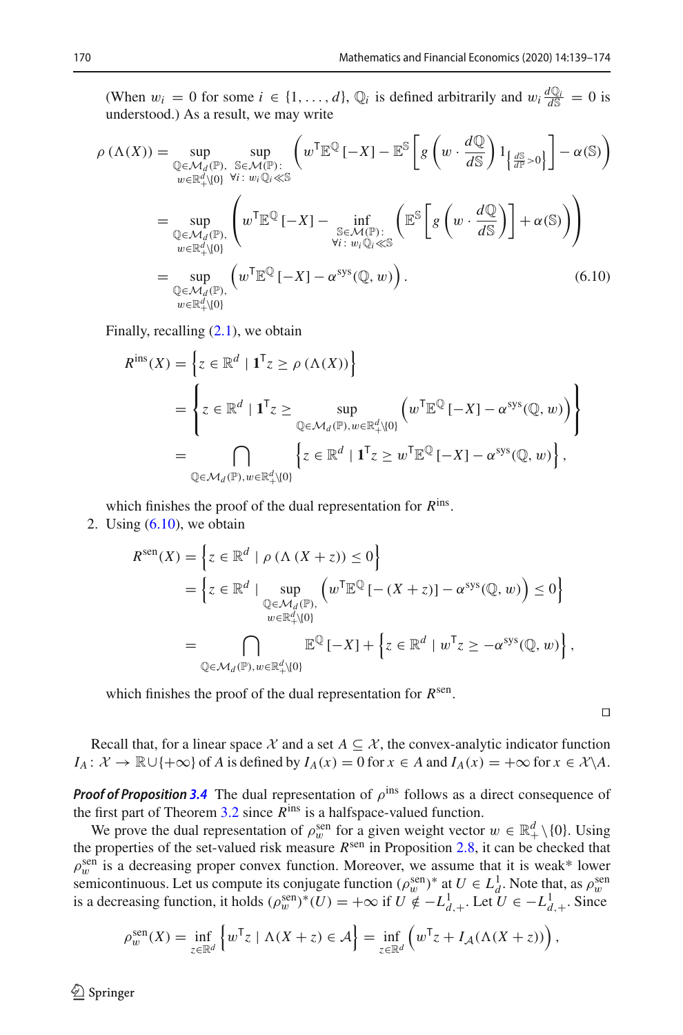(When $w_i = 0$ for some $i \in \{1, \ldots, d\}$, $\mathbb{Q}_i$ is defined arbitrarily and $w_i \frac{d\mathbb{Q}_i}{d\mathbb{S}} = 0$ is understood.) As a result, we may write

$$
\begin{aligned}
\rho\left(\Lambda(X)\right) &= \sup_{\substack{\mathbb{Q}\in\mathcal{M}_d(\mathbb{P}),\\ w\in\mathbb{R}^d_+\setminus\{0\}}} \sup_{\substack{\mathbb{S}\in\mathcal{M}(\mathbb{P}):\\ \forall i:\, w_i\mathbb{Q}_i\ll\mathbb{S}}} \left( w^{\mathsf{T}}\mathbb{E}^{\mathbb{Q}}\left[-X\right] - \mathbb{E}^{\mathbb{S}}\left[ g\left( w\cdot\frac{d\mathbb{Q}}{d\mathbb{S}}\right) 1_{\left\{\frac{d\mathbb{S}}{d\mathbb{P}}>0\right\}}\right] - \alpha(\mathbb{S})\right) \\
&= \sup_{\substack{\mathbb{Q}\in\mathcal{M}_d(\mathbb{P}),\\ w\in\mathbb{R}^d_+\setminus\{0\}}} \left( w^{\mathsf{T}}\mathbb{E}^{\mathbb{Q}}\left[-X\right] - \inf_{\substack{\mathbb{S}\in\mathcal{M}(\mathbb{P}):\\ \forall i:\, w_i\mathbb{Q}_i\ll\mathbb{S}}} \left( \mathbb{E}^{\mathbb{S}}\left[ g\left( w\cdot\frac{d\mathbb{Q}}{d\mathbb{S}}\right)\right] + \alpha(\mathbb{S})\right)\right) \\
&= \sup_{\substack{\mathbb{Q}\in\mathcal{M}_d(\mathbb{P}),\\ w\in\mathbb{R}^d_+\setminus\{0\}}} \left( w^{\mathsf{T}}\mathbb{E}^{\mathbb{Q}}\left[-X\right] - \alpha^{\text{sys}}(\mathbb{Q}, w)\right). \qquad (6.10)
\end{aligned}
$$

Finally, recalling (2.1), we obtain

$$
\begin{aligned}
R^{\text{ins}}(X) &= \left\{ z\in\mathbb{R}^d \mid \mathbf{1}^{\mathsf{T}}z \geq \rho\left(\Lambda(X)\right)\right\} \\
&= \left\{ z\in\mathbb{R}^d \mid \mathbf{1}^{\mathsf{T}}z \geq \sup_{\mathbb{Q}\in\mathcal{M}_d(\mathbb{P}),\, w\in\mathbb{R}^d_+\setminus\{0\}} \left( w^{\mathsf{T}}\mathbb{E}^{\mathbb{Q}}\left[-X\right] - \alpha^{\text{sys}}(\mathbb{Q}, w)\right)\right\} \\
&= \bigcap_{\mathbb{Q}\in\mathcal{M}_d(\mathbb{P}),\, w\in\mathbb{R}^d_+\setminus\{0\}} \left\{ z\in\mathbb{R}^d \mid \mathbf{1}^{\mathsf{T}}z \geq w^{\mathsf{T}}\mathbb{E}^{\mathbb{Q}}\left[-X\right] - \alpha^{\text{sys}}(\mathbb{Q}, w)\right\},
\end{aligned}
$$

which finishes the proof of the dual representation for $R^{\text{ins}}$.

2. Using (6.10), we obtain

$$
\begin{aligned}
R^{\text{sen}}(X) &= \left\{ z\in\mathbb{R}^d \mid \rho\left(\Lambda\left(X+z\right)\right) \leq 0\right\} \\
&= \left\{ z\in\mathbb{R}^d \mid \sup_{\substack{\mathbb{Q}\in\mathcal{M}_d(\mathbb{P}),\\ w\in\mathbb{R}^d_+\setminus\{0\}}} \left( w^{\mathsf{T}}\mathbb{E}^{\mathbb{Q}}\left[-\left(X+z\right)\right] - \alpha^{\text{sys}}(\mathbb{Q}, w)\right) \leq 0\right\} \\
&= \bigcap_{\mathbb{Q}\in\mathcal{M}_d(\mathbb{P}),\, w\in\mathbb{R}^d_+\setminus\{0\}} \mathbb{E}^{\mathbb{Q}}\left[-X\right] + \left\{ z\in\mathbb{R}^d \mid w^{\mathsf{T}}z \geq -\alpha^{\text{sys}}(\mathbb{Q}, w)\right\},
\end{aligned}
$$

which finishes the proof of the dual representation for $R^{\text{sen}}$.

□

Recall that, for a linear space $\mathcal{X}$ and a set $A \subseteq \mathcal{X}$, the convex-analytic indicator function $I_A\colon \mathcal{X} \to \mathbb{R}\cup\{+\infty\}$ of $A$ is defined by $I_A(x) = 0$ for $x \in A$ and $I_A(x) = +\infty$ for $x \in \mathcal{X}\setminus A$.

***Proof of Proposition 3.4*** The dual representation of $\rho^{\text{ins}}$ follows as a direct consequence of the first part of Theorem 3.2 since $R^{\text{ins}}$ is a halfspace-valued function.

We prove the dual representation of $\rho^{\text{sen}}_w$ for a given weight vector $w \in \mathbb{R}^d_+\setminus\{0\}$. Using the properties of the set-valued risk measure $R^{\text{sen}}$ in Proposition 2.8, it can be checked that $\rho^{\text{sen}}_w$ is a decreasing proper convex function. Moreover, we assume that it is weak* lower semicontinuous. Let us compute its conjugate function $(\rho^{\text{sen}}_w)^*$ at $U \in L^1_d$. Note that, as $\rho^{\text{sen}}_w$ is a decreasing function, it holds $(\rho^{\text{sen}}_w)^*(U) = +\infty$ if $U \notin -L^1_{d,+}$. Let $U \in -L^1_{d,+}$. Since

$$
\rho^{\text{sen}}_w(X) = \inf_{z\in\mathbb{R}^d} \left\{ w^{\mathsf{T}}z \mid \Lambda(X+z) \in \mathcal{A}\right\} = \inf_{z\in\mathbb{R}^d} \left( w^{\mathsf{T}}z + I_{\mathcal{A}}(\Lambda(X+z))\right),
$$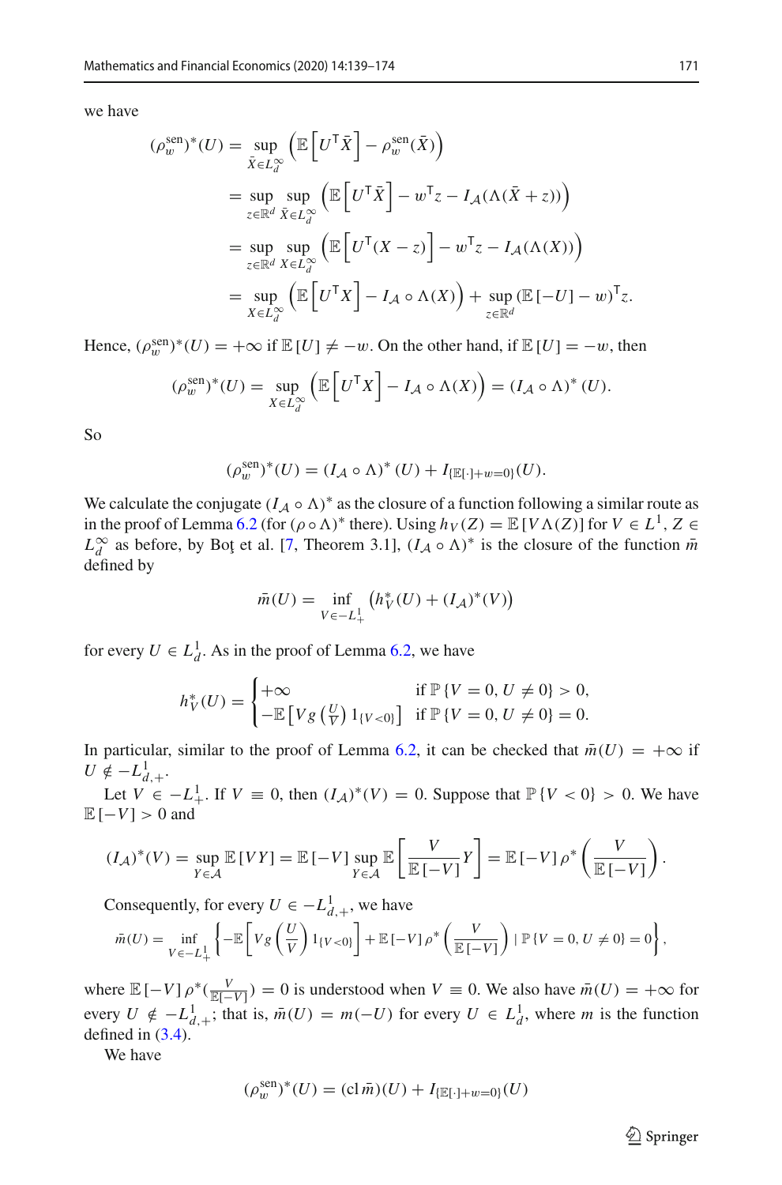we have

$$
\begin{aligned}
(\rho_w^{\text{sen}})^*(U) &= \sup_{\bar{X}\in L_d^\infty} \left(\mathbb{E}\left[U^\mathsf{T}\bar{X}\right] - \rho_w^{\text{sen}}(\bar{X})\right) \\
&= \sup_{z\in\mathbb{R}^d} \sup_{\bar{X}\in L_d^\infty} \left(\mathbb{E}\left[U^\mathsf{T}\bar{X}\right] - w^\mathsf{T}z - I_{\mathcal{A}}(\Lambda(\bar{X}+z))\right) \\
&= \sup_{z\in\mathbb{R}^d} \sup_{X\in L_d^\infty} \left(\mathbb{E}\left[U^\mathsf{T}(X-z)\right] - w^\mathsf{T}z - I_{\mathcal{A}}(\Lambda(X))\right) \\
&= \sup_{X\in L_d^\infty} \left(\mathbb{E}\left[U^\mathsf{T}X\right] - I_{\mathcal{A}}\circ\Lambda(X)\right) + \sup_{z\in\mathbb{R}^d} (\mathbb{E}\left[-U\right] - w)^\mathsf{T}z.
\end{aligned}
$$

Hence, $(\rho_w^{\text{sen}})^*(U) = +\infty$ if $\mathbb{E}[U] \neq -w$. On the other hand, if $\mathbb{E}[U] = -w$, then

$$
(\rho_w^{\text{sen}})^*(U) = \sup_{X\in L_d^\infty} \left(\mathbb{E}\left[U^\mathsf{T}X\right] - I_{\mathcal{A}}\circ\Lambda(X)\right) = (I_{\mathcal{A}}\circ\Lambda)^*(U).
$$

So

$$
(\rho_w^{\text{sen}})^*(U) = (I_{\mathcal{A}}\circ\Lambda)^*(U) + I_{\{\mathbb{E}[\cdot]+w=0\}}(U).
$$

We calculate the conjugate $(I_{\mathcal{A}}\circ\Lambda)^*$ as the closure of a function following a similar route as in the proof of Lemma 6.2 (for $(\rho\circ\Lambda)^*$ there). Using $h_V(Z) = \mathbb{E}[V\Lambda(Z)]$ for $V\in L^1$, $Z\in L_d^\infty$ as before, by Boţ et al. [7, Theorem 3.1], $(I_{\mathcal{A}}\circ\Lambda)^*$ is the closure of the function $\bar{m}$ defined by

$$
\bar{m}(U) = \inf_{V\in -L_+^1} \left(h_V^*(U) + (I_{\mathcal{A}})^*(V)\right)
$$

for every $U\in L_d^1$. As in the proof of Lemma 6.2, we have

$$
h_V^*(U) = \begin{cases} +\infty & \text{if } \mathbb{P}\{V=0,\, U\neq 0\} > 0, \\ -\mathbb{E}\left[Vg\left(\frac{U}{V}\right)1_{\{V<0\}}\right] & \text{if } \mathbb{P}\{V=0,\, U\neq 0\} = 0. \end{cases}
$$

In particular, similar to the proof of Lemma 6.2, it can be checked that $\bar{m}(U) = +\infty$ if $U\notin -L_{d,+}^1$.

Let $V\in -L_+^1$. If $V\equiv 0$, then $(I_{\mathcal{A}})^*(V) = 0$. Suppose that $\mathbb{P}\{V<0\} > 0$. We have $\mathbb{E}[-V] > 0$ and

$$
(I_{\mathcal{A}})^*(V) = \sup_{Y\in\mathcal{A}} \mathbb{E}[VY] = \mathbb{E}[-V] \sup_{Y\in\mathcal{A}} \mathbb{E}\left[\frac{V}{\mathbb{E}[-V]}Y\right] = \mathbb{E}[-V]\,\rho^*\left(\frac{V}{\mathbb{E}[-V]}\right).
$$

Consequently, for every $U\in -L_{d,+}^1$, we have

$$
\bar{m}(U) = \inf_{V\in -L_+^1} \left\{-\mathbb{E}\left[Vg\left(\frac{U}{V}\right)1_{\{V<0\}}\right] + \mathbb{E}[-V]\,\rho^*\left(\frac{V}{\mathbb{E}[-V]}\right) \mid \mathbb{P}\{V=0,\, U\neq 0\} = 0\right\},
$$

where $\mathbb{E}[-V]\,\rho^*(\frac{V}{\mathbb{E}[-V]}) = 0$ is understood when $V\equiv 0$. We also have $\bar{m}(U) = +\infty$ for every $U\notin -L_{d,+}^1$; that is, $\bar{m}(U) = m(-U)$ for every $U\in L_d^1$, where $m$ is the function defined in (3.4).

We have

$$
(\rho_w^{\text{sen}})^*(U) = (\operatorname{cl}\bar{m})(U) + I_{\{\mathbb{E}[\cdot]+w=0\}}(U)
$$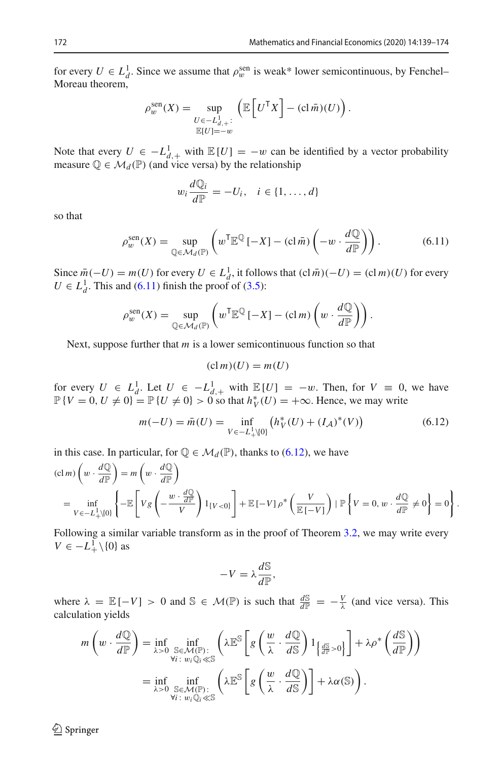for every $U \in L^1_d$. Since we assume that $\rho^{\text{sen}}_w$ is weak* lower semicontinuous, by Fenchel–Moreau theorem,

$$\rho^{\text{sen}}_w(X) = \sup_{\substack{U \in -L^1_{d,+}:\\ \mathbb{E}[U] = -w}} \left( \mathbb{E}\left[U^{\mathsf{T}} X\right] - (\operatorname{cl} \bar{m})(U) \right).$$

Note that every $U \in -L^1_{d,+}$ with $\mathbb{E}[U] = -w$ can be identified by a vector probability measure $\mathbb{Q} \in \mathcal{M}_d(\mathbb{P})$ (and vice versa) by the relationship

$$w_i \frac{d\mathbb{Q}_i}{d\mathbb{P}} = -U_i, \quad i \in \{1, \ldots, d\}$$

so that

$$\rho^{\text{sen}}_w(X) = \sup_{\mathbb{Q} \in \mathcal{M}_d(\mathbb{P})} \left( w^{\mathsf{T}} \mathbb{E}^{\mathbb{Q}}[-X] - (\operatorname{cl} \bar{m}) \left( -w \cdot \frac{d\mathbb{Q}}{d\mathbb{P}} \right) \right). \tag{6.11}$$

Since $\bar{m}(-U) = m(U)$ for every $U \in L^1_d$, it follows that $(\operatorname{cl} \bar{m})(-U) = (\operatorname{cl} m)(U)$ for every $U \in L^1_d$. This and (6.11) finish the proof of (3.5):

$$\rho^{\text{sen}}_w(X) = \sup_{\mathbb{Q} \in \mathcal{M}_d(\mathbb{P})} \left( w^{\mathsf{T}} \mathbb{E}^{\mathbb{Q}}[-X] - (\operatorname{cl} m) \left( w \cdot \frac{d\mathbb{Q}}{d\mathbb{P}} \right) \right).$$

Next, suppose further that $m$ is a lower semicontinuous function so that

$$(\operatorname{cl} m)(U) = m(U)$$

for every $U \in L^1_d$. Let $U \in -L^1_{d,+}$ with $\mathbb{E}[U] = -w$. Then, for $V \equiv 0$, we have $\mathbb{P}\{V = 0, U \neq 0\} = \mathbb{P}\{U \neq 0\} > 0$ so that $h^*_V(U) = +\infty$. Hence, we may write

$$m(-U) = \bar{m}(U) = \inf_{V \in -L^1_+ \setminus \{0\}} \left( h^*_V(U) + (I_{\mathcal{A}})^*(V) \right) \tag{6.12}$$

in this case. In particular, for $\mathbb{Q} \in \mathcal{M}_d(\mathbb{P})$, thanks to (6.12), we have

$$\begin{aligned}
(\operatorname{cl} m) \left( w \cdot \frac{d\mathbb{Q}}{d\mathbb{P}} \right) &= m \left( w \cdot \frac{d\mathbb{Q}}{d\mathbb{P}} \right) \\
&= \inf_{V \in -L^1_+ \setminus \{0\}} \left\{ -\mathbb{E}\left[ V g \left( -\frac{w \cdot \frac{d\mathbb{Q}}{d\mathbb{P}}}{V} \right) 1_{\{V<0\}} \right] + \mathbb{E}[-V] \rho^* \left( \frac{V}{\mathbb{E}[-V]} \right) \mid \mathbb{P}\left\{ V = 0, w \cdot \frac{d\mathbb{Q}}{d\mathbb{P}} \neq 0 \right\} = 0 \right\}.
\end{aligned}$$

Following a similar variable transform as in the proof of Theorem 3.2, we may write every $V \in -L^1_+ \setminus \{0\}$ as

$$-V = \lambda \frac{d\mathbb{S}}{d\mathbb{P}},$$

where $\lambda = \mathbb{E}[-V] > 0$ and $\mathbb{S} \in \mathcal{M}(\mathbb{P})$ is such that $\frac{d\mathbb{S}}{d\mathbb{P}} = -\frac{V}{\lambda}$ (and vice versa). This calculation yields

$$\begin{aligned}
m \left( w \cdot \frac{d\mathbb{Q}}{d\mathbb{P}} \right) &= \inf_{\lambda > 0} \inf_{\substack{\mathbb{S} \in \mathcal{M}(\mathbb{P}):\\ \forall i:\, w_i \mathbb{Q}_i \ll \mathbb{S}}} \left( \lambda \mathbb{E}^{\mathbb{S}}\left[ g \left( \frac{w}{\lambda} \cdot \frac{d\mathbb{Q}}{d\mathbb{S}} \right) 1_{\left\{\frac{d\mathbb{S}}{d\mathbb{P}} > 0\right\}} \right] + \lambda \rho^* \left( \frac{d\mathbb{S}}{d\mathbb{P}} \right) \right) \\
&= \inf_{\lambda > 0} \inf_{\substack{\mathbb{S} \in \mathcal{M}(\mathbb{P}):\\ \forall i:\, w_i \mathbb{Q}_i \ll \mathbb{S}}} \left( \lambda \mathbb{E}^{\mathbb{S}}\left[ g \left( \frac{w}{\lambda} \cdot \frac{d\mathbb{Q}}{d\mathbb{S}} \right) \right] + \lambda \alpha(\mathbb{S}) \right).
\end{aligned}$$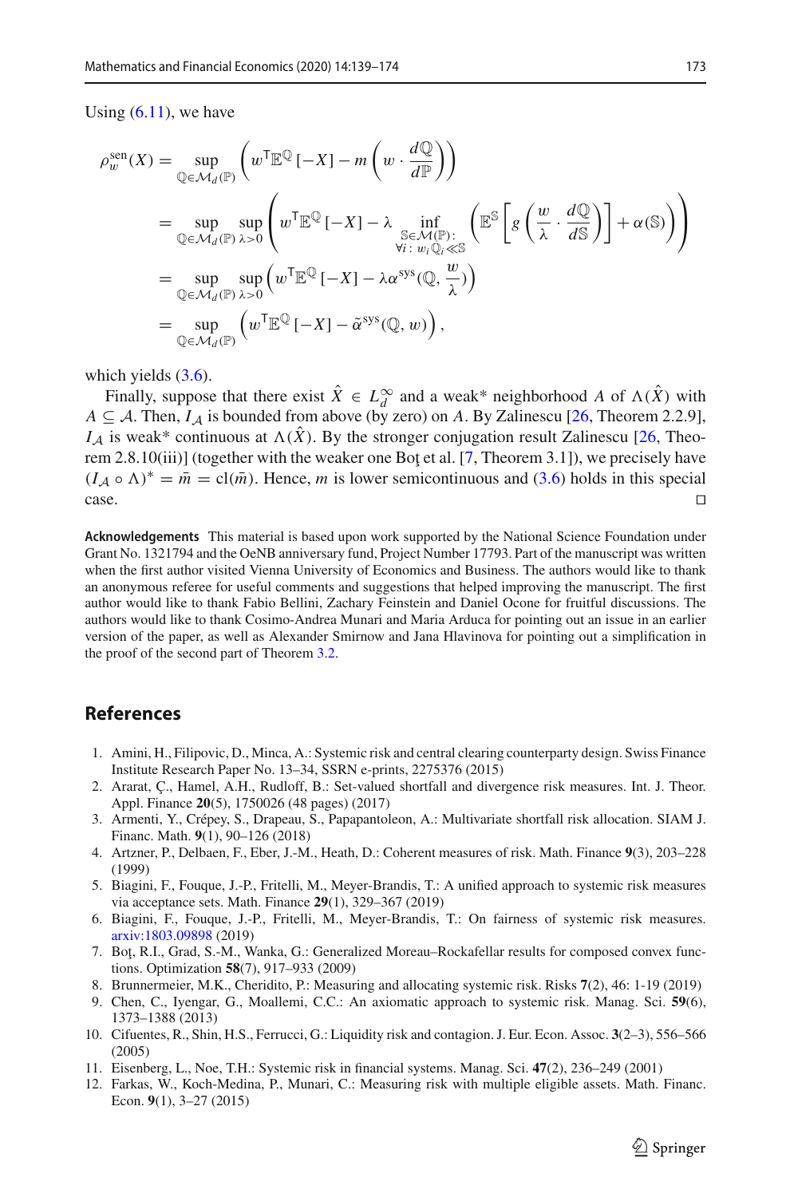Using (6.11), we have

$$
\begin{aligned}
\rho_w^{\text{sen}}(X) &= \sup_{\mathbb{Q}\in\mathcal{M}_d(\mathbb{P})} \left( w^{\mathsf{T}}\mathbb{E}^{\mathbb{Q}}[-X] - m\left(w\cdot \frac{d\mathbb{Q}}{d\mathbb{P}}\right)\right) \\
&= \sup_{\mathbb{Q}\in\mathcal{M}_d(\mathbb{P})} \sup_{\lambda>0} \left( w^{\mathsf{T}}\mathbb{E}^{\mathbb{Q}}[-X] - \lambda \inf_{\substack{\mathbb{S}\in\mathcal{M}(\mathbb{P}):\\ \forall i:\, w_i\mathbb{Q}_i\ll\mathbb{S}}} \left( \mathbb{E}^{\mathbb{S}}\left[ g\left(\frac{w}{\lambda}\cdot\frac{d\mathbb{Q}}{d\mathbb{S}}\right)\right] + \alpha(\mathbb{S})\right)\right) \\
&= \sup_{\mathbb{Q}\in\mathcal{M}_d(\mathbb{P})} \sup_{\lambda>0} \left( w^{\mathsf{T}}\mathbb{E}^{\mathbb{Q}}[-X] - \lambda\alpha^{\text{sys}}(\mathbb{Q}, \frac{w}{\lambda})\right) \\
&= \sup_{\mathbb{Q}\in\mathcal{M}_d(\mathbb{P})} \left( w^{\mathsf{T}}\mathbb{E}^{\mathbb{Q}}[-X] - \tilde{\alpha}^{\text{sys}}(\mathbb{Q}, w)\right),
\end{aligned}
$$

which yields (3.6).

Finally, suppose that there exist $\hat{X}\in L_d^\infty$ and a weak\* neighborhood $A$ of $\Lambda(\hat{X})$ with $A\subseteq\mathcal{A}$. Then, $I_{\mathcal{A}}$ is bounded from above (by zero) on $A$. By Zalinescu [26, Theorem 2.2.9], $I_{\mathcal{A}}$ is weak\* continuous at $\Lambda(\hat{X})$. By the stronger conjugation result Zalinescu [26, Theorem 2.8.10(iii)] (together with the weaker one Boţ et al. [7, Theorem 3.1]), we precisely have $(I_{\mathcal{A}}\circ\Lambda)^* = \bar{m} = \text{cl}(\bar{m})$. Hence, $m$ is lower semicontinuous and (3.6) holds in this special case. □

**Acknowledgements** This material is based upon work supported by the National Science Foundation under Grant No. 1321794 and the OeNB anniversary fund, Project Number 17793. Part of the manuscript was written when the first author visited Vienna University of Economics and Business. The authors would like to thank an anonymous referee for useful comments and suggestions that helped improving the manuscript. The first author would like to thank Fabio Bellini, Zachary Feinstein and Daniel Ocone for fruitful discussions. The authors would like to thank Cosimo-Andrea Munari and Maria Arduca for pointing out an issue in an earlier version of the paper, as well as Alexander Smirnow and Jana Hlavinova for pointing out a simplification in the proof of the second part of Theorem 3.2.

## References

1. Amini, H., Filipovic, D., Minca, A.: Systemic risk and central clearing counterparty design. Swiss Finance Institute Research Paper No. 13–34, SSRN e-prints, 2275376 (2015)
2. Ararat, Ç., Hamel, A.H., Rudloff, B.: Set-valued shortfall and divergence risk measures. Int. J. Theor. Appl. Finance **20**(5), 1750026 (48 pages) (2017)
3. Armenti, Y., Crépey, S., Drapeau, S., Papapantoleon, A.: Multivariate shortfall risk allocation. SIAM J. Financ. Math. **9**(1), 90–126 (2018)
4. Artzner, P., Delbaen, F., Eber, J.-M., Heath, D.: Coherent measures of risk. Math. Finance **9**(3), 203–228 (1999)
5. Biagini, F., Fouque, J.-P., Fritelli, M., Meyer-Brandis, T.: A unified approach to systemic risk measures via acceptance sets. Math. Finance **29**(1), 329–367 (2019)
6. Biagini, F., Fouque, J.-P., Fritelli, M., Meyer-Brandis, T.: On fairness of systemic risk measures. arxiv:1803.09898 (2019)
7. Boţ, R.I., Grad, S.-M., Wanka, G.: Generalized Moreau–Rockafellar results for composed convex functions. Optimization **58**(7), 917–933 (2009)
8. Brunnermeier, M.K., Cheridito, P.: Measuring and allocating systemic risk. Risks **7**(2), 46: 1-19 (2019)
9. Chen, C., Iyengar, G., Moallemi, C.C.: An axiomatic approach to systemic risk. Manag. Sci. **59**(6), 1373–1388 (2013)
10. Cifuentes, R., Shin, H.S., Ferrucci, G.: Liquidity risk and contagion. J. Eur. Econ. Assoc. **3**(2–3), 556–566 (2005)
11. Eisenberg, L., Noe, T.H.: Systemic risk in financial systems. Manag. Sci. **47**(2), 236–249 (2001)
12. Farkas, W., Koch-Medina, P., Munari, C.: Measuring risk with multiple eligible assets. Math. Financ. Econ. **9**(1), 3–27 (2015)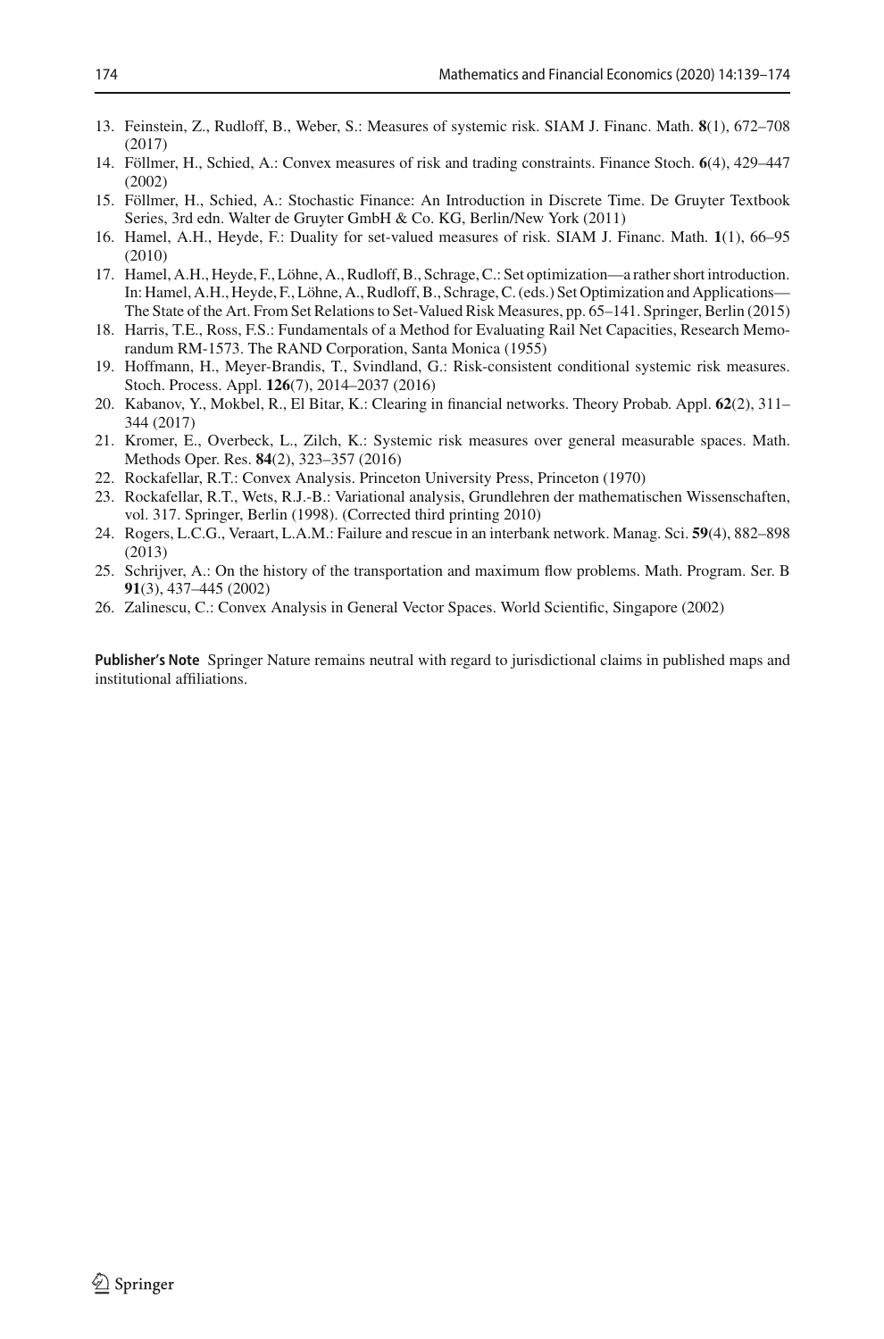13. Feinstein, Z., Rudloff, B., Weber, S.: Measures of systemic risk. SIAM J. Financ. Math. **8**(1), 672–708 (2017)
14. Föllmer, H., Schied, A.: Convex measures of risk and trading constraints. Finance Stoch. **6**(4), 429–447 (2002)
15. Föllmer, H., Schied, A.: Stochastic Finance: An Introduction in Discrete Time. De Gruyter Textbook Series, 3rd edn. Walter de Gruyter GmbH & Co. KG, Berlin/New York (2011)
16. Hamel, A.H., Heyde, F.: Duality for set-valued measures of risk. SIAM J. Financ. Math. **1**(1), 66–95 (2010)
17. Hamel, A.H., Heyde, F., Löhne, A., Rudloff, B., Schrage, C.: Set optimization—a rather short introduction. In: Hamel, A.H., Heyde, F., Löhne, A., Rudloff, B., Schrage, C. (eds.) Set Optimization and Applications—The State of the Art. From Set Relations to Set-Valued Risk Measures, pp. 65–141. Springer, Berlin (2015)
18. Harris, T.E., Ross, F.S.: Fundamentals of a Method for Evaluating Rail Net Capacities, Research Memorandum RM-1573. The RAND Corporation, Santa Monica (1955)
19. Hoffmann, H., Meyer-Brandis, T., Svindland, G.: Risk-consistent conditional systemic risk measures. Stoch. Process. Appl. **126**(7), 2014–2037 (2016)
20. Kabanov, Y., Mokbel, R., El Bitar, K.: Clearing in financial networks. Theory Probab. Appl. **62**(2), 311–344 (2017)
21. Kromer, E., Overbeck, L., Zilch, K.: Systemic risk measures over general measurable spaces. Math. Methods Oper. Res. **84**(2), 323–357 (2016)
22. Rockafellar, R.T.: Convex Analysis. Princeton University Press, Princeton (1970)
23. Rockafellar, R.T., Wets, R.J.-B.: Variational analysis, Grundlehren der mathematischen Wissenschaften, vol. 317. Springer, Berlin (1998). (Corrected third printing 2010)
24. Rogers, L.C.G., Veraart, L.A.M.: Failure and rescue in an interbank network. Manag. Sci. **59**(4), 882–898 (2013)
25. Schrijver, A.: On the history of the transportation and maximum flow problems. Math. Program. Ser. B **91**(3), 437–445 (2002)
26. Zalinescu, C.: Convex Analysis in General Vector Spaces. World Scientific, Singapore (2002)

**Publisher's Note** Springer Nature remains neutral with regard to jurisdictional claims in published maps and institutional affiliations.